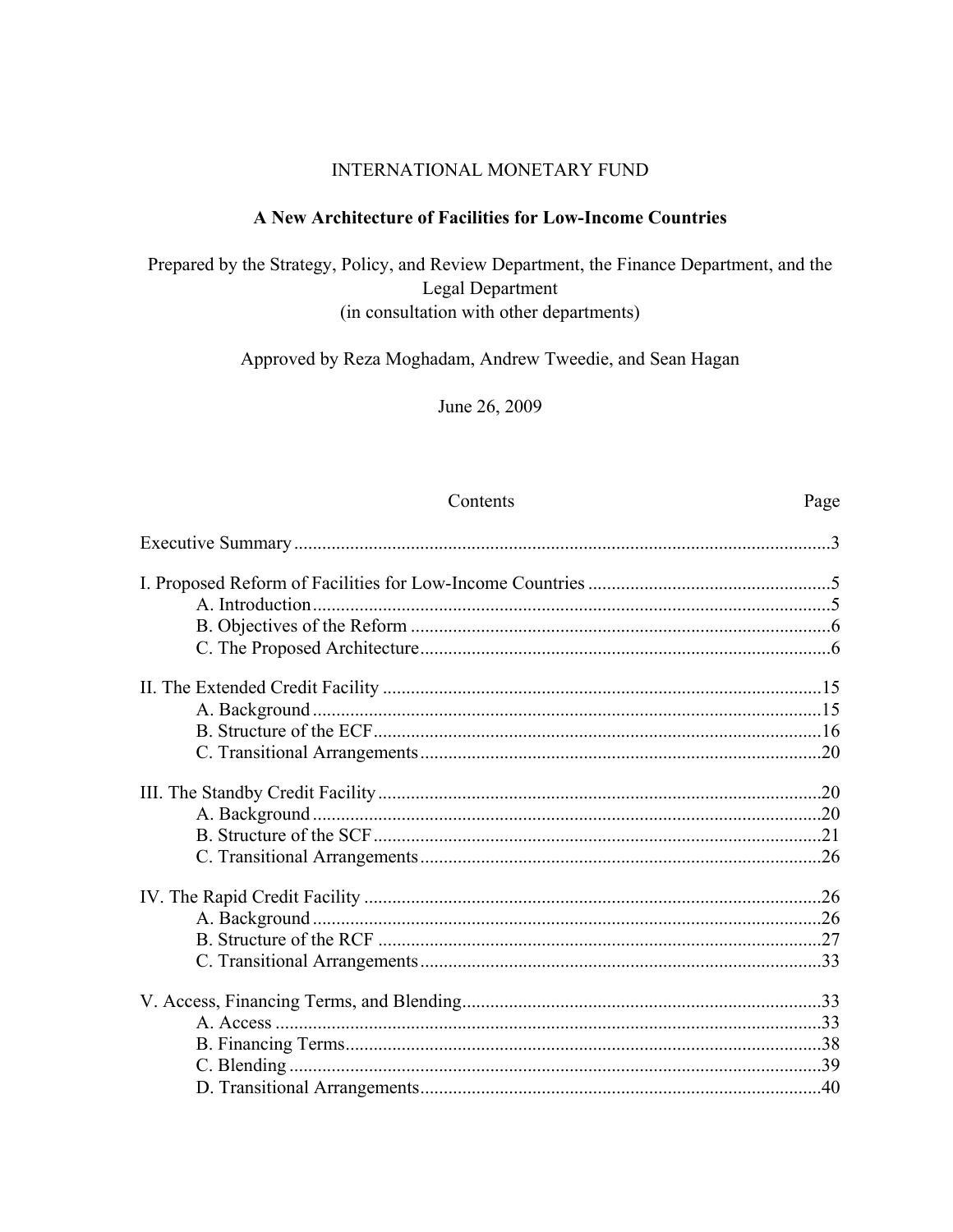INTERNATIONAL MONETARY FUND

# A New Architecture of Facilities for Low-Income Countries

Prepared by the Strategy, Policy, and Review Department, the Finance Department, and the Legal Department
(in consultation with other departments)

Approved by Reza Moghadam, Andrew Tweedie, and Sean Hagan

June 26, 2009

| Contents | Page |
|---|---|
| Executive Summary | 3 |
| I. Proposed Reform of Facilities for Low-Income Countries | 5 |
| A. Introduction | 5 |
| B. Objectives of the Reform | 6 |
| C. The Proposed Architecture | 6 |
| II. The Extended Credit Facility | 15 |
| A. Background | 15 |
| B. Structure of the ECF | 16 |
| C. Transitional Arrangements | 20 |
| III. The Standby Credit Facility | 20 |
| A. Background | 20 |
| B. Structure of the SCF | 21 |
| C. Transitional Arrangements | 26 |
| IV. The Rapid Credit Facility | 26 |
| A. Background | 26 |
| B. Structure of the RCF | 27 |
| C. Transitional Arrangements | 33 |
| V. Access, Financing Terms, and Blending | 33 |
| A. Access | 33 |
| B. Financing Terms | 38 |
| C. Blending | 39 |
| D. Transitional Arrangements | 40 |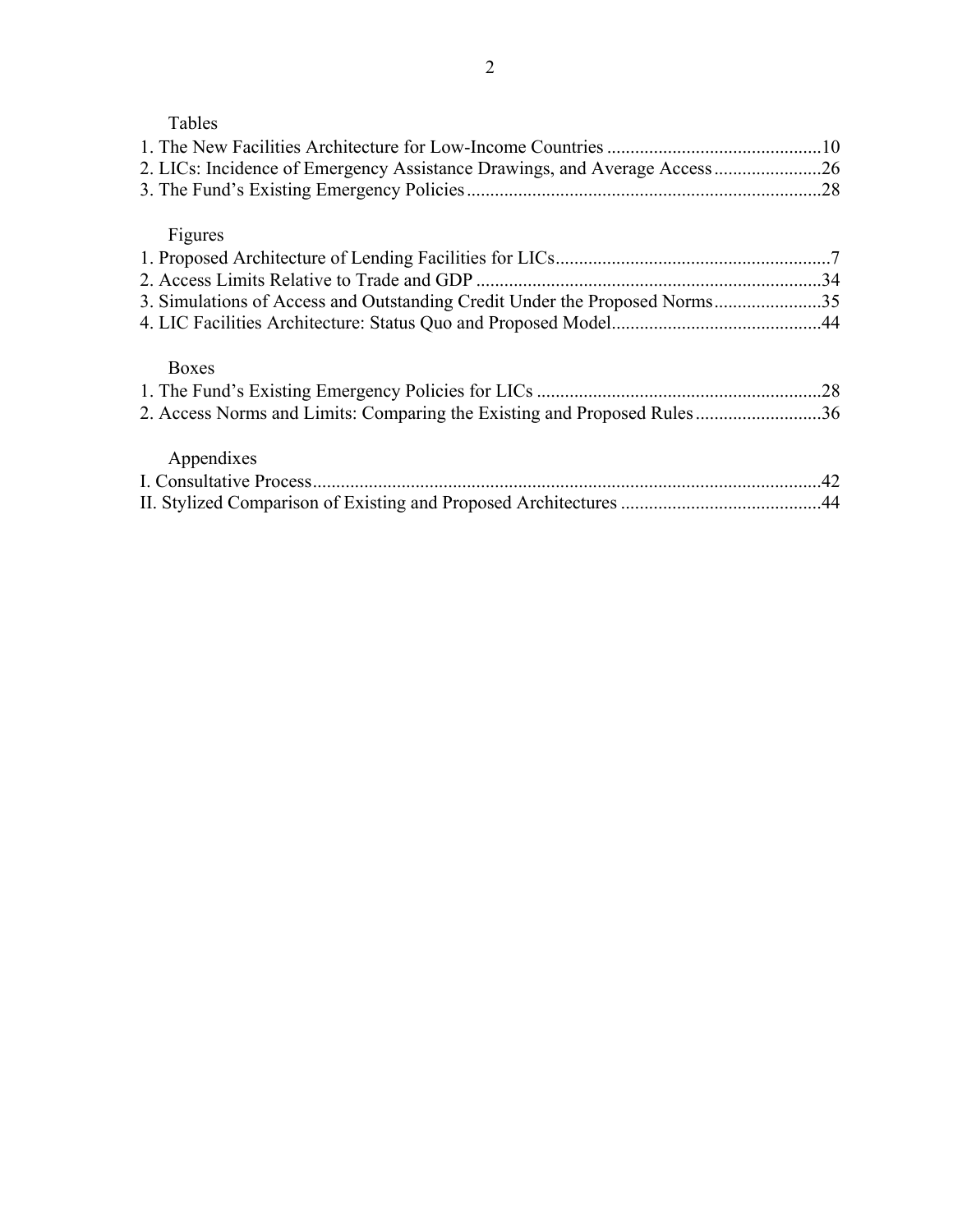Tables

1. The New Facilities Architecture for Low-Income Countries ..............................................10
2. LICs: Incidence of Emergency Assistance Drawings, and Average Access .......................26
3. The Fund's Existing Emergency Policies ...........................................................................28

Figures

1. Proposed Architecture of Lending Facilities for LICs ..........................................................7
2. Access Limits Relative to Trade and GDP .........................................................................34
3. Simulations of Access and Outstanding Credit Under the Proposed Norms .......................35
4. LIC Facilities Architecture: Status Quo and Proposed Model ............................................44

Boxes

1. The Fund's Existing Emergency Policies for LICs .............................................................28
2. Access Norms and Limits: Comparing the Existing and Proposed Rules ...........................36

Appendixes

I. Consultative Process ..........................................................................................................42
II. Stylized Comparison of Existing and Proposed Architectures ..........................................44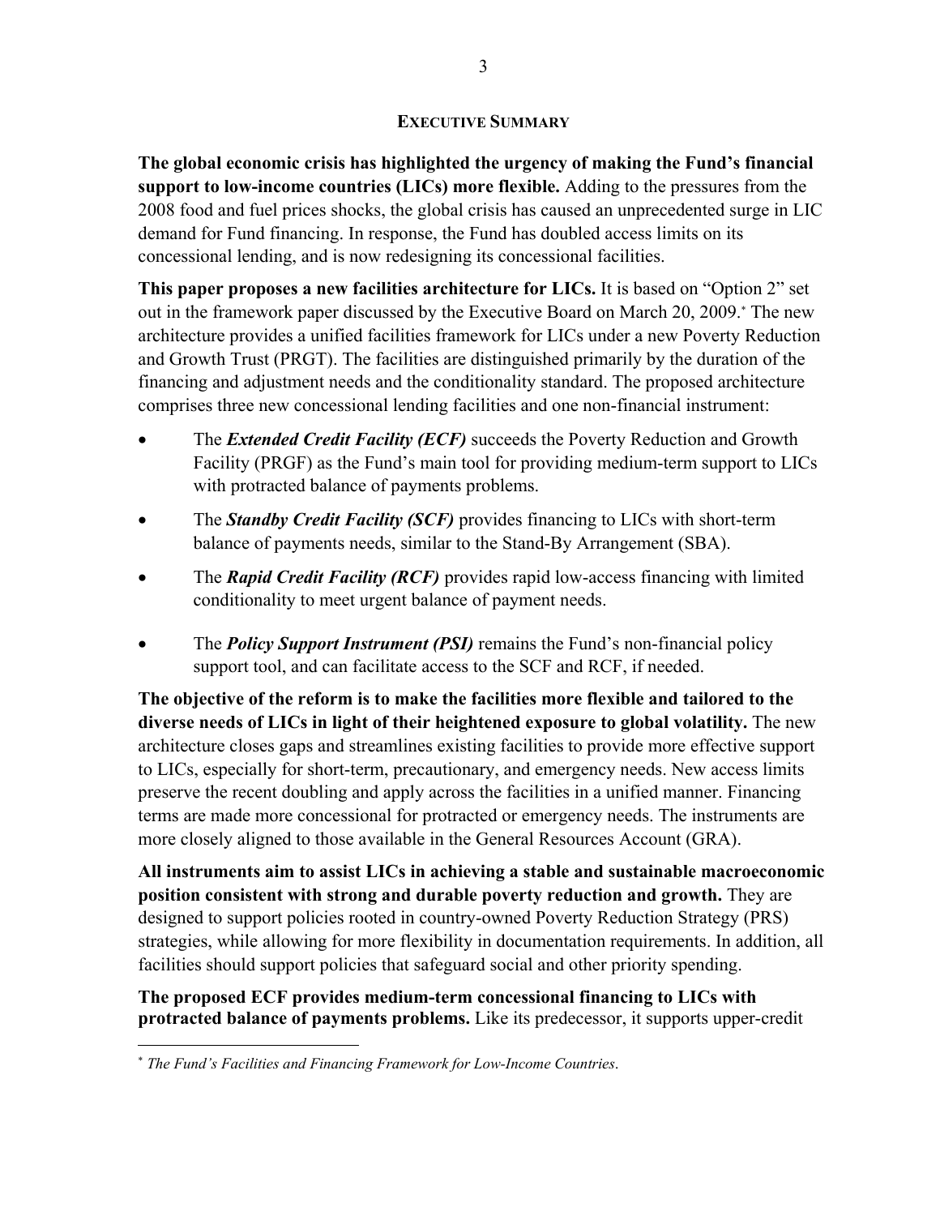## EXECUTIVE SUMMARY

**The global economic crisis has highlighted the urgency of making the Fund's financial support to low-income countries (LICs) more flexible.** Adding to the pressures from the 2008 food and fuel prices shocks, the global crisis has caused an unprecedented surge in LIC demand for Fund financing. In response, the Fund has doubled access limits on its concessional lending, and is now redesigning its concessional facilities.

**This paper proposes a new facilities architecture for LICs.** It is based on "Option 2" set out in the framework paper discussed by the Executive Board on March 20, 2009.[*] The new architecture provides a unified facilities framework for LICs under a new Poverty Reduction and Growth Trust (PRGT). The facilities are distinguished primarily by the duration of the financing and adjustment needs and the conditionality standard. The proposed architecture comprises three new concessional lending facilities and one non-financial instrument:

- The ***Extended Credit Facility (ECF)*** succeeds the Poverty Reduction and Growth Facility (PRGF) as the Fund's main tool for providing medium-term support to LICs with protracted balance of payments problems.
- The ***Standby Credit Facility (SCF)*** provides financing to LICs with short-term balance of payments needs, similar to the Stand-By Arrangement (SBA).
- The ***Rapid Credit Facility (RCF)*** provides rapid low-access financing with limited conditionality to meet urgent balance of payment needs.
- The ***Policy Support Instrument (PSI)*** remains the Fund's non-financial policy support tool, and can facilitate access to the SCF and RCF, if needed.

**The objective of the reform is to make the facilities more flexible and tailored to the diverse needs of LICs in light of their heightened exposure to global volatility.** The new architecture closes gaps and streamlines existing facilities to provide more effective support to LICs, especially for short-term, precautionary, and emergency needs. New access limits preserve the recent doubling and apply across the facilities in a unified manner. Financing terms are made more concessional for protracted or emergency needs. The instruments are more closely aligned to those available in the General Resources Account (GRA).

**All instruments aim to assist LICs in achieving a stable and sustainable macroeconomic position consistent with strong and durable poverty reduction and growth.** They are designed to support policies rooted in country-owned Poverty Reduction Strategy (PRS) strategies, while allowing for more flexibility in documentation requirements. In addition, all facilities should support policies that safeguard social and other priority spending.

**The proposed ECF provides medium-term concessional financing to LICs with protracted balance of payments problems.** Like its predecessor, it supports upper-credit

---

[*] *The Fund's Facilities and Financing Framework for Low-Income Countries*.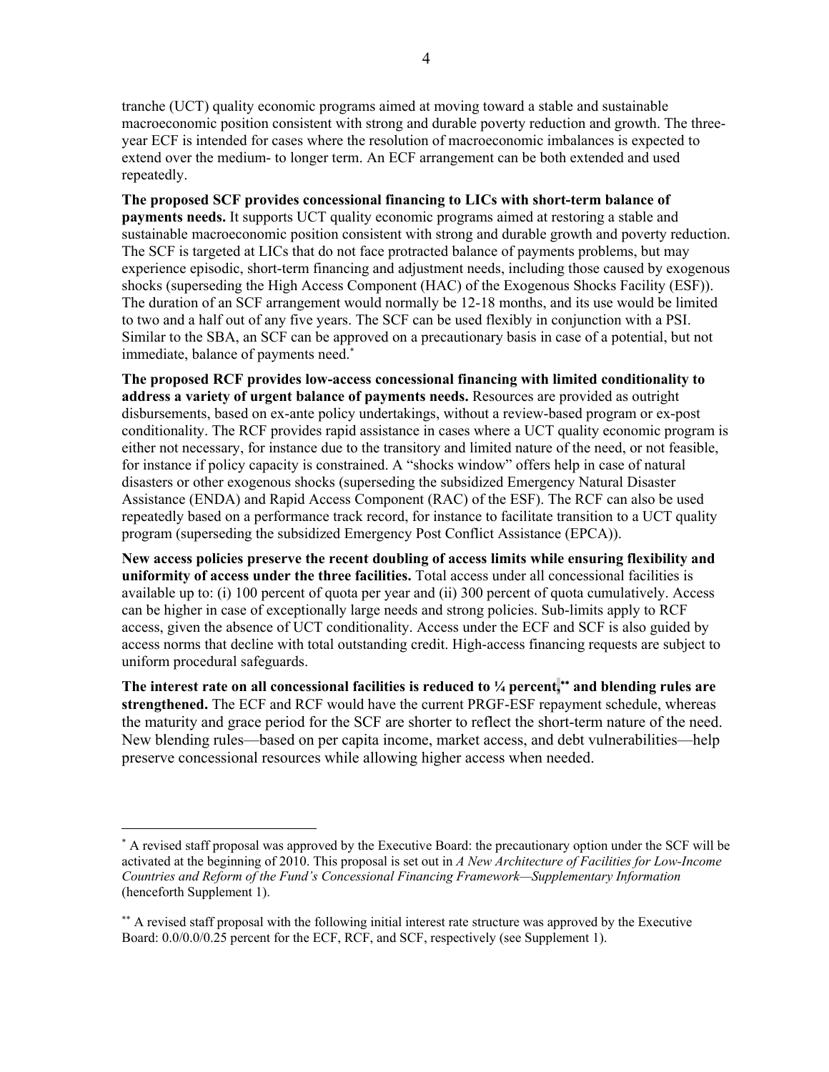tranche (UCT) quality economic programs aimed at moving toward a stable and sustainable macroeconomic position consistent with strong and durable poverty reduction and growth. The three-year ECF is intended for cases where the resolution of macroeconomic imbalances is expected to extend over the medium- to longer term. An ECF arrangement can be both extended and used repeatedly.

**The proposed SCF provides concessional financing to LICs with short-term balance of payments needs.** It supports UCT quality economic programs aimed at restoring a stable and sustainable macroeconomic position consistent with strong and durable growth and poverty reduction. The SCF is targeted at LICs that do not face protracted balance of payments problems, but may experience episodic, short-term financing and adjustment needs, including those caused by exogenous shocks (superseding the High Access Component (HAC) of the Exogenous Shocks Facility (ESF)). The duration of an SCF arrangement would normally be 12-18 months, and its use would be limited to two and a half out of any five years. The SCF can be used flexibly in conjunction with a PSI. Similar to the SBA, an SCF can be approved on a precautionary basis in case of a potential, but not immediate, balance of payments need.[*]

**The proposed RCF provides low-access concessional financing with limited conditionality to address a variety of urgent balance of payments needs.** Resources are provided as outright disbursements, based on ex-ante policy undertakings, without a review-based program or ex-post conditionality. The RCF provides rapid assistance in cases where a UCT quality economic program is either not necessary, for instance due to the transitory and limited nature of the need, or not feasible, for instance if policy capacity is constrained. A "shocks window" offers help in case of natural disasters or other exogenous shocks (superseding the subsidized Emergency Natural Disaster Assistance (ENDA) and Rapid Access Component (RAC) of the ESF). The RCF can also be used repeatedly based on a performance track record, for instance to facilitate transition to a UCT quality program (superseding the subsidized Emergency Post Conflict Assistance (EPCA)).

**New access policies preserve the recent doubling of access limits while ensuring flexibility and uniformity of access under the three facilities.** Total access under all concessional facilities is available up to: (i) 100 percent of quota per year and (ii) 300 percent of quota cumulatively. Access can be higher in case of exceptionally large needs and strong policies. Sub-limits apply to RCF access, given the absence of UCT conditionality. Access under the ECF and SCF is also guided by access norms that decline with total outstanding credit. High-access financing requests are subject to uniform procedural safeguards.

**The interest rate on all concessional facilities is reduced to ¼ percent,[**] and blending rules are strengthened.** The ECF and RCF would have the current PRGF-ESF repayment schedule, whereas the maturity and grace period for the SCF are shorter to reflect the short-term nature of the need. New blending rules—based on per capita income, market access, and debt vulnerabilities—help preserve concessional resources while allowing higher access when needed.

---

[*] A revised staff proposal was approved by the Executive Board: the precautionary option under the SCF will be activated at the beginning of 2010. This proposal is set out in *A New Architecture of Facilities for Low-Income Countries and Reform of the Fund's Concessional Financing Framework—Supplementary Information* (henceforth Supplement 1).

[**] A revised staff proposal with the following initial interest rate structure was approved by the Executive Board: 0.0/0.0/0.25 percent for the ECF, RCF, and SCF, respectively (see Supplement 1).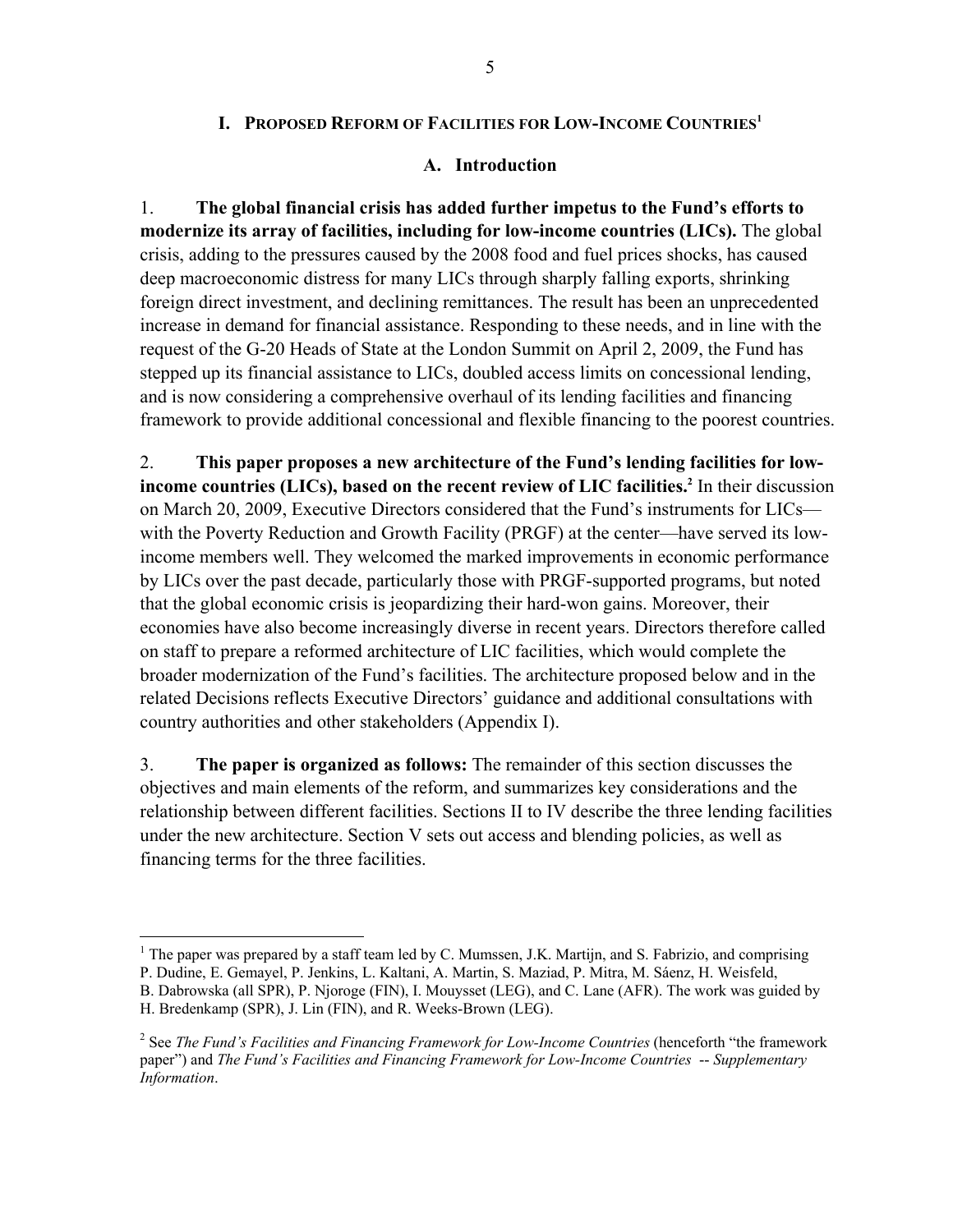# I. PROPOSED REFORM OF FACILITIES FOR LOW-INCOME COUNTRIES[1]

## A. Introduction

1. **The global financial crisis has added further impetus to the Fund's efforts to modernize its array of facilities, including for low-income countries (LICs).** The global crisis, adding to the pressures caused by the 2008 food and fuel prices shocks, has caused deep macroeconomic distress for many LICs through sharply falling exports, shrinking foreign direct investment, and declining remittances. The result has been an unprecedented increase in demand for financial assistance. Responding to these needs, and in line with the request of the G-20 Heads of State at the London Summit on April 2, 2009, the Fund has stepped up its financial assistance to LICs, doubled access limits on concessional lending, and is now considering a comprehensive overhaul of its lending facilities and financing framework to provide additional concessional and flexible financing to the poorest countries.

2. **This paper proposes a new architecture of the Fund's lending facilities for low-income countries (LICs), based on the recent review of LIC facilities.[2]** In their discussion on March 20, 2009, Executive Directors considered that the Fund's instruments for LICs—with the Poverty Reduction and Growth Facility (PRGF) at the center—have served its low-income members well. They welcomed the marked improvements in economic performance by LICs over the past decade, particularly those with PRGF-supported programs, but noted that the global economic crisis is jeopardizing their hard-won gains. Moreover, their economies have also become increasingly diverse in recent years. Directors therefore called on staff to prepare a reformed architecture of LIC facilities, which would complete the broader modernization of the Fund's facilities. The architecture proposed below and in the related Decisions reflects Executive Directors' guidance and additional consultations with country authorities and other stakeholders (Appendix I).

3. **The paper is organized as follows:** The remainder of this section discusses the objectives and main elements of the reform, and summarizes key considerations and the relationship between different facilities. Sections II to IV describe the three lending facilities under the new architecture. Section V sets out access and blending policies, as well as financing terms for the three facilities.

---

[1] The paper was prepared by a staff team led by C. Mumssen, J.K. Martijn, and S. Fabrizio, and comprising P. Dudine, E. Gemayel, P. Jenkins, L. Kaltani, A. Martin, S. Maziad, P. Mitra, M. Sáenz, H. Weisfeld, B. Dabrowska (all SPR), P. Njoroge (FIN), I. Mouysset (LEG), and C. Lane (AFR). The work was guided by H. Bredenkamp (SPR), J. Lin (FIN), and R. Weeks-Brown (LEG).

[2] See *The Fund's Facilities and Financing Framework for Low-Income Countries* (henceforth "the framework paper") and *The Fund's Facilities and Financing Framework for Low-Income Countries -- Supplementary Information*.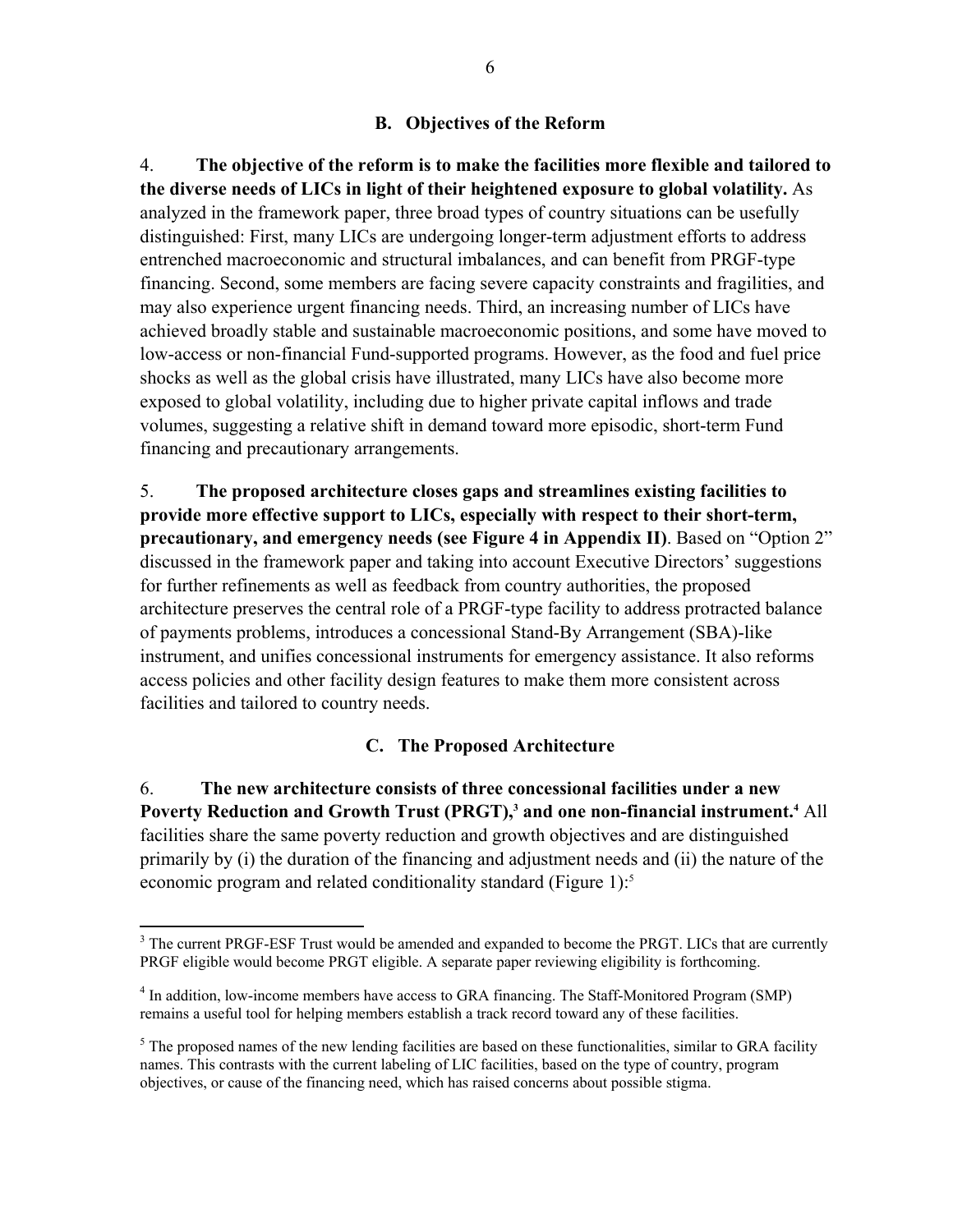## B. Objectives of the Reform

4. **The objective of the reform is to make the facilities more flexible and tailored to the diverse needs of LICs in light of their heightened exposure to global volatility.** As analyzed in the framework paper, three broad types of country situations can be usefully distinguished: First, many LICs are undergoing longer-term adjustment efforts to address entrenched macroeconomic and structural imbalances, and can benefit from PRGF-type financing. Second, some members are facing severe capacity constraints and fragilities, and may also experience urgent financing needs. Third, an increasing number of LICs have achieved broadly stable and sustainable macroeconomic positions, and some have moved to low-access or non-financial Fund-supported programs. However, as the food and fuel price shocks as well as the global crisis have illustrated, many LICs have also become more exposed to global volatility, including due to higher private capital inflows and trade volumes, suggesting a relative shift in demand toward more episodic, short-term Fund financing and precautionary arrangements.

5. **The proposed architecture closes gaps and streamlines existing facilities to provide more effective support to LICs, especially with respect to their short-term, precautionary, and emergency needs (see Figure 4 in Appendix II)**. Based on "Option 2" discussed in the framework paper and taking into account Executive Directors' suggestions for further refinements as well as feedback from country authorities, the proposed architecture preserves the central role of a PRGF-type facility to address protracted balance of payments problems, introduces a concessional Stand-By Arrangement (SBA)-like instrument, and unifies concessional instruments for emergency assistance. It also reforms access policies and other facility design features to make them more consistent across facilities and tailored to country needs.

## C. The Proposed Architecture

6. **The new architecture consists of three concessional facilities under a new Poverty Reduction and Growth Trust (PRGT),[3] and one non-financial instrument.[4]** All facilities share the same poverty reduction and growth objectives and are distinguished primarily by (i) the duration of the financing and adjustment needs and (ii) the nature of the economic program and related conditionality standard (Figure 1):[5]

---

[3] The current PRGF-ESF Trust would be amended and expanded to become the PRGT. LICs that are currently PRGF eligible would become PRGT eligible. A separate paper reviewing eligibility is forthcoming.

[4] In addition, low-income members have access to GRA financing. The Staff-Monitored Program (SMP) remains a useful tool for helping members establish a track record toward any of these facilities.

[5] The proposed names of the new lending facilities are based on these functionalities, similar to GRA facility names. This contrasts with the current labeling of LIC facilities, based on the type of country, program objectives, or cause of the financing need, which has raised concerns about possible stigma.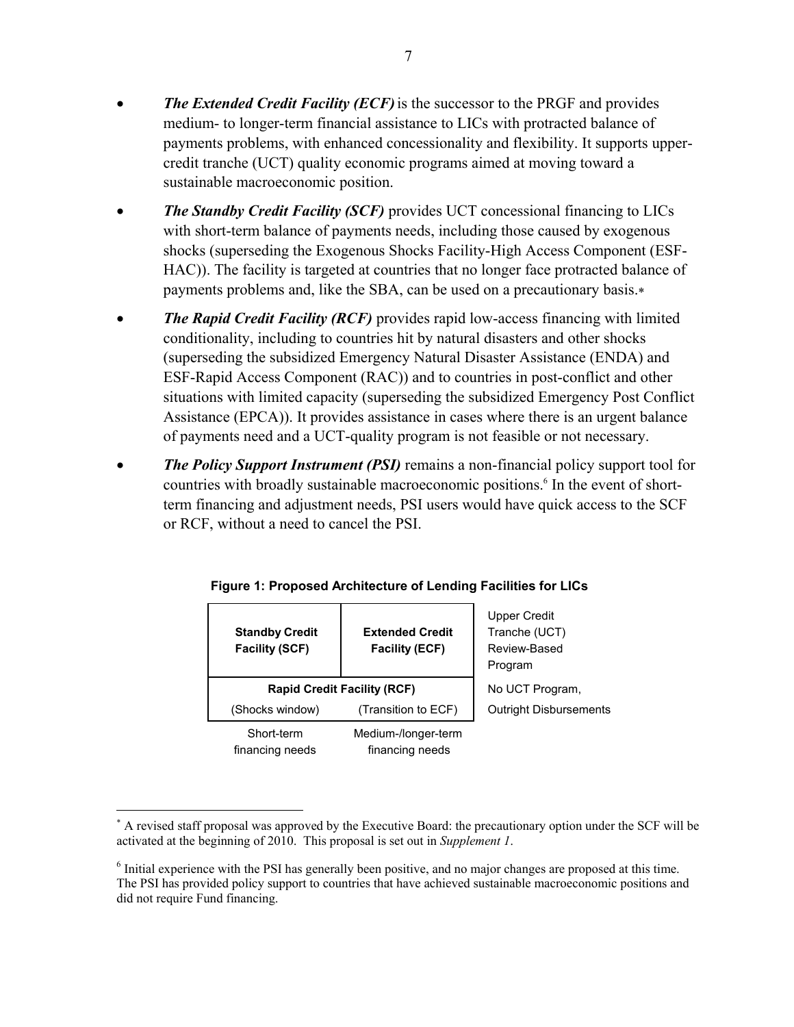- ***The Extended Credit Facility (ECF)*** is the successor to the PRGF and provides medium- to longer-term financial assistance to LICs with protracted balance of payments problems, with enhanced concessionality and flexibility. It supports upper-credit tranche (UCT) quality economic programs aimed at moving toward a sustainable macroeconomic position.
- ***The Standby Credit Facility (SCF)*** provides UCT concessional financing to LICs with short-term balance of payments needs, including those caused by exogenous shocks (superseding the Exogenous Shocks Facility-High Access Component (ESF-HAC)). The facility is targeted at countries that no longer face protracted balance of payments problems and, like the SBA, can be used on a precautionary basis.[*]
- ***The Rapid Credit Facility (RCF)*** provides rapid low-access financing with limited conditionality, including to countries hit by natural disasters and other shocks (superseding the subsidized Emergency Natural Disaster Assistance (ENDA) and ESF-Rapid Access Component (RAC)) and to countries in post-conflict and other situations with limited capacity (superseding the subsidized Emergency Post Conflict Assistance (EPCA)). It provides assistance in cases where there is an urgent balance of payments need and a UCT-quality program is not feasible or not necessary.
- ***The Policy Support Instrument (PSI)*** remains a non-financial policy support tool for countries with broadly sustainable macroeconomic positions.[6] In the event of short-term financing and adjustment needs, PSI users would have quick access to the SCF or RCF, without a need to cancel the PSI.

**Figure 1: Proposed Architecture of Lending Facilities for LICs**

| | | |
|---|---|---|
| **Standby Credit Facility (SCF)** | **Extended Credit Facility (ECF)** | Upper Credit Tranche (UCT) Review-Based Program |
| **Rapid Credit Facility (RCF)** (Shocks window) | **Rapid Credit Facility (RCF)** (Transition to ECF) | No UCT Program, Outright Disbursements |
| Short-term financing needs | Medium-/longer-term financing needs | |

[*] A revised staff proposal was approved by the Executive Board: the precautionary option under the SCF will be activated at the beginning of 2010. This proposal is set out in *Supplement 1*.

[6] Initial experience with the PSI has generally been positive, and no major changes are proposed at this time. The PSI has provided policy support to countries that have achieved sustainable macroeconomic positions and did not require Fund financing.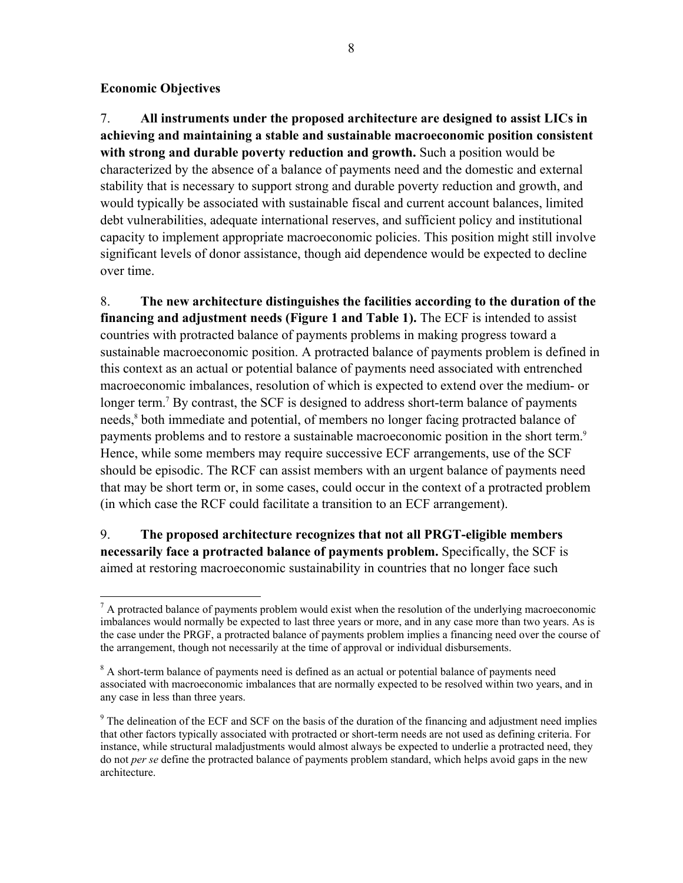### Economic Objectives

7. **All instruments under the proposed architecture are designed to assist LICs in achieving and maintaining a stable and sustainable macroeconomic position consistent with strong and durable poverty reduction and growth.** Such a position would be characterized by the absence of a balance of payments need and the domestic and external stability that is necessary to support strong and durable poverty reduction and growth, and would typically be associated with sustainable fiscal and current account balances, limited debt vulnerabilities, adequate international reserves, and sufficient policy and institutional capacity to implement appropriate macroeconomic policies. This position might still involve significant levels of donor assistance, though aid dependence would be expected to decline over time.

8. **The new architecture distinguishes the facilities according to the duration of the financing and adjustment needs (Figure 1 and Table 1).** The ECF is intended to assist countries with protracted balance of payments problems in making progress toward a sustainable macroeconomic position. A protracted balance of payments problem is defined in this context as an actual or potential balance of payments need associated with entrenched macroeconomic imbalances, resolution of which is expected to extend over the medium- or longer term.[7] By contrast, the SCF is designed to address short-term balance of payments needs,[8] both immediate and potential, of members no longer facing protracted balance of payments problems and to restore a sustainable macroeconomic position in the short term.[9] Hence, while some members may require successive ECF arrangements, use of the SCF should be episodic. The RCF can assist members with an urgent balance of payments need that may be short term or, in some cases, could occur in the context of a protracted problem (in which case the RCF could facilitate a transition to an ECF arrangement).

9. **The proposed architecture recognizes that not all PRGT-eligible members necessarily face a protracted balance of payments problem.** Specifically, the SCF is aimed at restoring macroeconomic sustainability in countries that no longer face such

---

[7] A protracted balance of payments problem would exist when the resolution of the underlying macroeconomic imbalances would normally be expected to last three years or more, and in any case more than two years. As is the case under the PRGF, a protracted balance of payments problem implies a financing need over the course of the arrangement, though not necessarily at the time of approval or individual disbursements.

[8] A short-term balance of payments need is defined as an actual or potential balance of payments need associated with macroeconomic imbalances that are normally expected to be resolved within two years, and in any case in less than three years.

[9] The delineation of the ECF and SCF on the basis of the duration of the financing and adjustment need implies that other factors typically associated with protracted or short-term needs are not used as defining criteria. For instance, while structural maladjustments would almost always be expected to underlie a protracted need, they do not *per se* define the protracted balance of payments problem standard, which helps avoid gaps in the new architecture.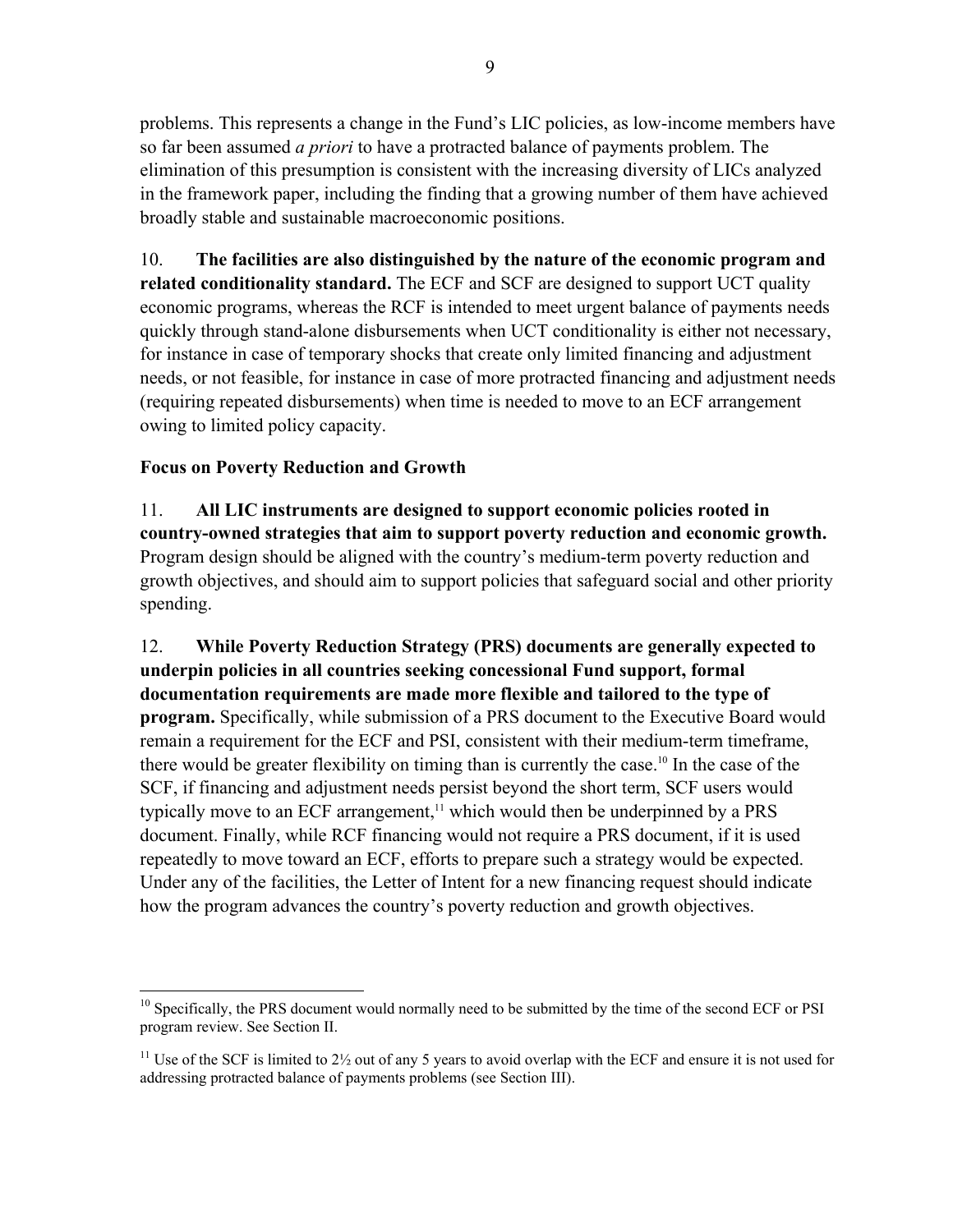problems. This represents a change in the Fund's LIC policies, as low-income members have so far been assumed *a priori* to have a protracted balance of payments problem. The elimination of this presumption is consistent with the increasing diversity of LICs analyzed in the framework paper, including the finding that a growing number of them have achieved broadly stable and sustainable macroeconomic positions.

10. **The facilities are also distinguished by the nature of the economic program and related conditionality standard.** The ECF and SCF are designed to support UCT quality economic programs, whereas the RCF is intended to meet urgent balance of payments needs quickly through stand-alone disbursements when UCT conditionality is either not necessary, for instance in case of temporary shocks that create only limited financing and adjustment needs, or not feasible, for instance in case of more protracted financing and adjustment needs (requiring repeated disbursements) when time is needed to move to an ECF arrangement owing to limited policy capacity.

**Focus on Poverty Reduction and Growth**

11. **All LIC instruments are designed to support economic policies rooted in country-owned strategies that aim to support poverty reduction and economic growth.** Program design should be aligned with the country's medium-term poverty reduction and growth objectives, and should aim to support policies that safeguard social and other priority spending.

12. **While Poverty Reduction Strategy (PRS) documents are generally expected to underpin policies in all countries seeking concessional Fund support, formal documentation requirements are made more flexible and tailored to the type of program.** Specifically, while submission of a PRS document to the Executive Board would remain a requirement for the ECF and PSI, consistent with their medium-term timeframe, there would be greater flexibility on timing than is currently the case.[10] In the case of the SCF, if financing and adjustment needs persist beyond the short term, SCF users would typically move to an ECF arrangement,[11] which would then be underpinned by a PRS document. Finally, while RCF financing would not require a PRS document, if it is used repeatedly to move toward an ECF, efforts to prepare such a strategy would be expected. Under any of the facilities, the Letter of Intent for a new financing request should indicate how the program advances the country's poverty reduction and growth objectives.

---

[10] Specifically, the PRS document would normally need to be submitted by the time of the second ECF or PSI program review. See Section II.

[11] Use of the SCF is limited to 2½ out of any 5 years to avoid overlap with the ECF and ensure it is not used for addressing protracted balance of payments problems (see Section III).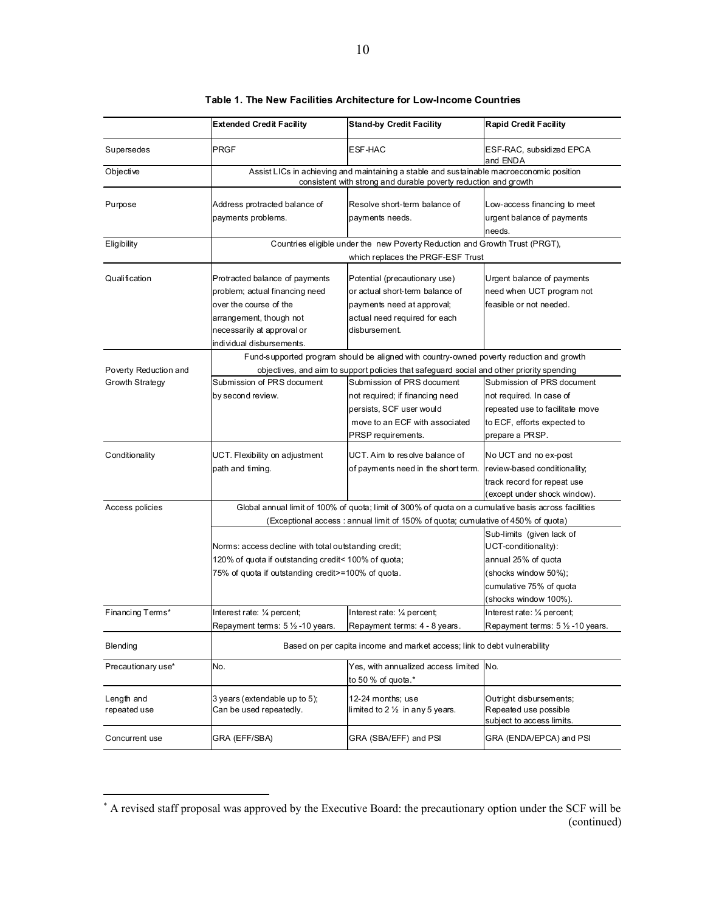**Table 1. The New Facilities Architecture for Low-Income Countries**

| | Extended Credit Facility | Stand-by Credit Facility | Rapid Credit Facility |
|---|---|---|---|
| Supersedes | PRGF | ESF-HAC | ESF-RAC, subsidized EPCA and ENDA |
| Objective | Assist LICs in achieving and maintaining a stable and sustainable macroeconomic position consistent with strong and durable poverty reduction and growth | | |
| Purpose | Address protracted balance of payments problems. | Resolve short-term balance of payments needs. | Low-access financing to meet urgent balance of payments needs. |
| Eligibility | Countries eligible under the new Poverty Reduction and Growth Trust (PRGT), which replaces the PRGF-ESF Trust | | |
| Qualification | Protracted balance of payments problem; actual financing need over the course of the arrangement, though not necessarily at approval or individual disbursements. | Potential (precautionary use) or actual short-term balance of payments need at approval; actual need required for each disbursement. | Urgent balance of payments need when UCT program not feasible or not needed. |
| Poverty Reduction and Growth Strategy | Fund-supported program should be aligned with country-owned poverty reduction and growth objectives, and aim to support policies that safeguard social and other priority spending | | |
| | Submission of PRS document by second review. | Submission of PRS document not required; if financing need persists, SCF user would move to an ECF with associated PRSP requirements. | Submission of PRS document not required. In case of repeated use to facilitate move to ECF, efforts expected to prepare a PRSP. |
| Conditionality | UCT. Flexibility on adjustment path and timing. | UCT. Aim to resolve balance of payments need in the short term. | No UCT and no ex-post review-based conditionality; track record for repeat use (except under shock window). |
| Access policies | Global annual limit of 100% of quota; limit of 300% of quota on a cumulative basis across facilities (Exceptional access : annual limit of 150% of quota; cumulative of 450% of quota) | | |
| | Norms: access decline with total outstanding credit; 120% of quota if outstanding credit< 100% of quota; 75% of quota if outstanding credit>=100% of quota. | | Sub-limits (given lack of UCT-conditionality): annual 25% of quota (shocks window 50%); cumulative 75% of quota (shocks window 100%). |
| Financing Terms* | Interest rate: ¼ percent; Repayment terms: 5 ½ -10 years. | Interest rate: ¼ percent; Repayment terms: 4 - 8 years. | Interest rate: ¼ percent; Repayment terms: 5 ½ -10 years. |
| Blending | Based on per capita income and market access; link to debt vulnerability | | |
| Precautionary use* | No. | Yes, with annualized access limited to 50 % of quota.* | No. |
| Length and repeated use | 3 years (extendable up to 5); Can be used repeatedly. | 12-24 months; use limited to 2 ½ in any 5 years. | Outright disbursements; Repeated use possible subject to access limits. |
| Concurrent use | GRA (EFF/SBA) | GRA (SBA/EFF) and PSI | GRA (ENDA/EPCA) and PSI |

---

* A revised staff proposal was approved by the Executive Board: the precautionary option under the SCF will be (continued)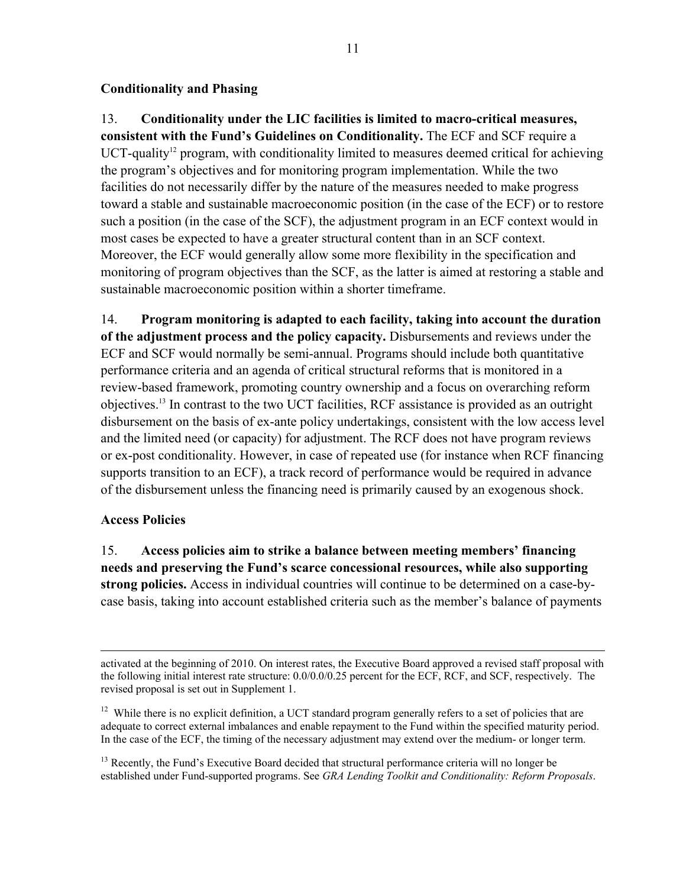**Conditionality and Phasing**

13. **Conditionality under the LIC facilities is limited to macro-critical measures, consistent with the Fund's Guidelines on Conditionality.** The ECF and SCF require a UCT-quality[12] program, with conditionality limited to measures deemed critical for achieving the program's objectives and for monitoring program implementation. While the two facilities do not necessarily differ by the nature of the measures needed to make progress toward a stable and sustainable macroeconomic position (in the case of the ECF) or to restore such a position (in the case of the SCF), the adjustment program in an ECF context would in most cases be expected to have a greater structural content than in an SCF context. Moreover, the ECF would generally allow some more flexibility in the specification and monitoring of program objectives than the SCF, as the latter is aimed at restoring a stable and sustainable macroeconomic position within a shorter timeframe.

14. **Program monitoring is adapted to each facility, taking into account the duration of the adjustment process and the policy capacity.** Disbursements and reviews under the ECF and SCF would normally be semi-annual. Programs should include both quantitative performance criteria and an agenda of critical structural reforms that is monitored in a review-based framework, promoting country ownership and a focus on overarching reform objectives.[13] In contrast to the two UCT facilities, RCF assistance is provided as an outright disbursement on the basis of ex-ante policy undertakings, consistent with the low access level and the limited need (or capacity) for adjustment. The RCF does not have program reviews or ex-post conditionality. However, in case of repeated use (for instance when RCF financing supports transition to an ECF), a track record of performance would be required in advance of the disbursement unless the financing need is primarily caused by an exogenous shock.

**Access Policies**

15. **Access policies aim to strike a balance between meeting members' financing needs and preserving the Fund's scarce concessional resources, while also supporting strong policies.** Access in individual countries will continue to be determined on a case-by-case basis, taking into account established criteria such as the member's balance of payments

---

activated at the beginning of 2010. On interest rates, the Executive Board approved a revised staff proposal with the following initial interest rate structure: 0.0/0.0/0.25 percent for the ECF, RCF, and SCF, respectively. The revised proposal is set out in Supplement 1.

[12] While there is no explicit definition, a UCT standard program generally refers to a set of policies that are adequate to correct external imbalances and enable repayment to the Fund within the specified maturity period. In the case of the ECF, the timing of the necessary adjustment may extend over the medium- or longer term.

[13] Recently, the Fund's Executive Board decided that structural performance criteria will no longer be established under Fund-supported programs. See *GRA Lending Toolkit and Conditionality: Reform Proposals*.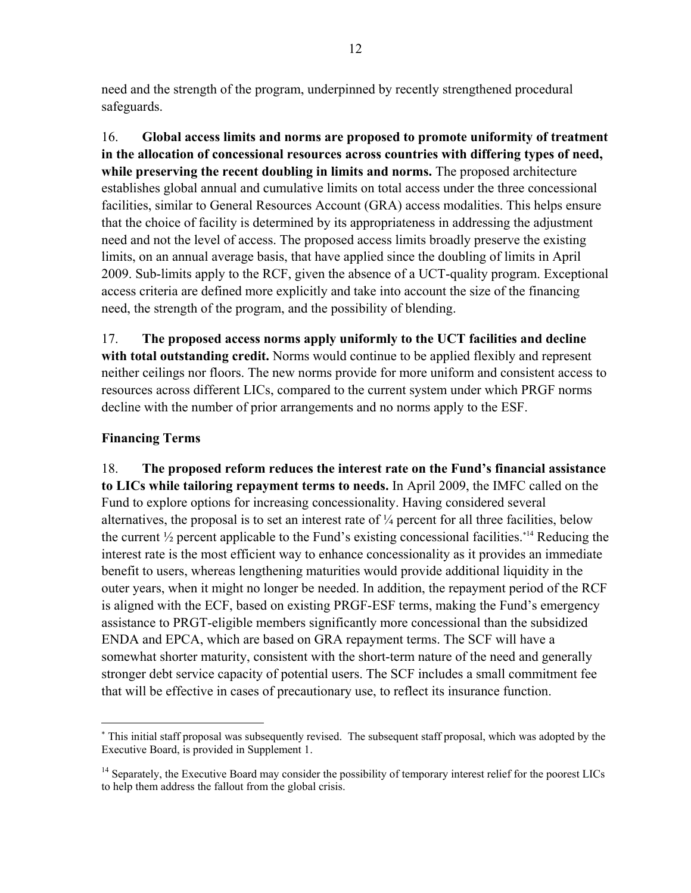need and the strength of the program, underpinned by recently strengthened procedural safeguards.

16. **Global access limits and norms are proposed to promote uniformity of treatment in the allocation of concessional resources across countries with differing types of need, while preserving the recent doubling in limits and norms.** The proposed architecture establishes global annual and cumulative limits on total access under the three concessional facilities, similar to General Resources Account (GRA) access modalities. This helps ensure that the choice of facility is determined by its appropriateness in addressing the adjustment need and not the level of access. The proposed access limits broadly preserve the existing limits, on an annual average basis, that have applied since the doubling of limits in April 2009. Sub-limits apply to the RCF, given the absence of a UCT-quality program. Exceptional access criteria are defined more explicitly and take into account the size of the financing need, the strength of the program, and the possibility of blending.

17. **The proposed access norms apply uniformly to the UCT facilities and decline with total outstanding credit.** Norms would continue to be applied flexibly and represent neither ceilings nor floors. The new norms provide for more uniform and consistent access to resources across different LICs, compared to the current system under which PRGF norms decline with the number of prior arrangements and no norms apply to the ESF.

**Financing Terms**

18. **The proposed reform reduces the interest rate on the Fund's financial assistance to LICs while tailoring repayment terms to needs.** In April 2009, the IMFC called on the Fund to explore options for increasing concessionality. Having considered several alternatives, the proposal is to set an interest rate of ¼ percent for all three facilities, below the current ½ percent applicable to the Fund's existing concessional facilities.[*14] Reducing the interest rate is the most efficient way to enhance concessionality as it provides an immediate benefit to users, whereas lengthening maturities would provide additional liquidity in the outer years, when it might no longer be needed. In addition, the repayment period of the RCF is aligned with the ECF, based on existing PRGF-ESF terms, making the Fund's emergency assistance to PRGT-eligible members significantly more concessional than the subsidized ENDA and EPCA, which are based on GRA repayment terms. The SCF will have a somewhat shorter maturity, consistent with the short-term nature of the need and generally stronger debt service capacity of potential users. The SCF includes a small commitment fee that will be effective in cases of precautionary use, to reflect its insurance function.

---

[*] This initial staff proposal was subsequently revised. The subsequent staff proposal, which was adopted by the Executive Board, is provided in Supplement 1.

[14] Separately, the Executive Board may consider the possibility of temporary interest relief for the poorest LICs to help them address the fallout from the global crisis.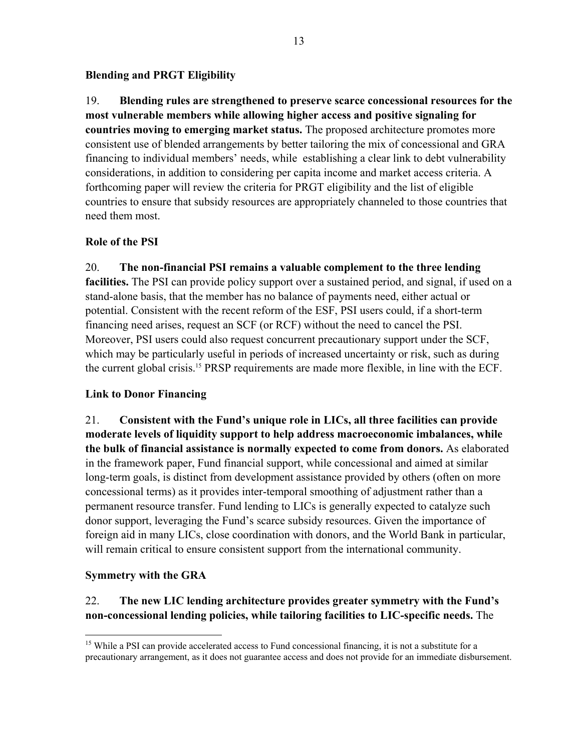### Blending and PRGT Eligibility

19. **Blending rules are strengthened to preserve scarce concessional resources for the most vulnerable members while allowing higher access and positive signaling for countries moving to emerging market status.** The proposed architecture promotes more consistent use of blended arrangements by better tailoring the mix of concessional and GRA financing to individual members' needs, while establishing a clear link to debt vulnerability considerations, in addition to considering per capita income and market access criteria. A forthcoming paper will review the criteria for PRGT eligibility and the list of eligible countries to ensure that subsidy resources are appropriately channeled to those countries that need them most.

### Role of the PSI

20. **The non-financial PSI remains a valuable complement to the three lending facilities.** The PSI can provide policy support over a sustained period, and signal, if used on a stand-alone basis, that the member has no balance of payments need, either actual or potential. Consistent with the recent reform of the ESF, PSI users could, if a short-term financing need arises, request an SCF (or RCF) without the need to cancel the PSI. Moreover, PSI users could also request concurrent precautionary support under the SCF, which may be particularly useful in periods of increased uncertainty or risk, such as during the current global crisis.[15] PRSP requirements are made more flexible, in line with the ECF.

### Link to Donor Financing

21. **Consistent with the Fund's unique role in LICs, all three facilities can provide moderate levels of liquidity support to help address macroeconomic imbalances, while the bulk of financial assistance is normally expected to come from donors.** As elaborated in the framework paper, Fund financial support, while concessional and aimed at similar long-term goals, is distinct from development assistance provided by others (often on more concessional terms) as it provides inter-temporal smoothing of adjustment rather than a permanent resource transfer. Fund lending to LICs is generally expected to catalyze such donor support, leveraging the Fund's scarce subsidy resources. Given the importance of foreign aid in many LICs, close coordination with donors, and the World Bank in particular, will remain critical to ensure consistent support from the international community.

### Symmetry with the GRA

22. **The new LIC lending architecture provides greater symmetry with the Fund's non-concessional lending policies, while tailoring facilities to LIC-specific needs.** The

---

[15] While a PSI can provide accelerated access to Fund concessional financing, it is not a substitute for a precautionary arrangement, as it does not guarantee access and does not provide for an immediate disbursement.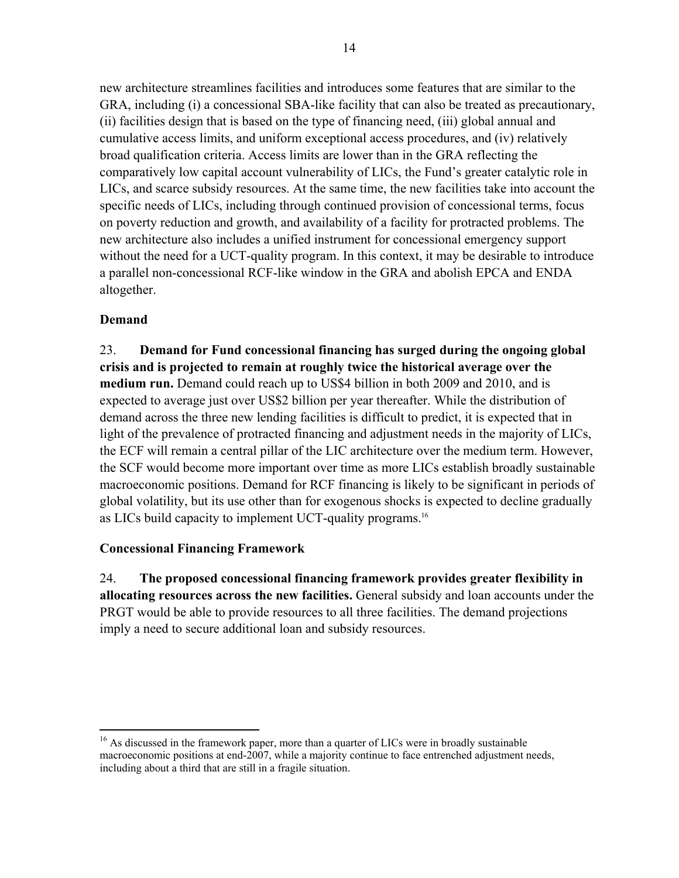new architecture streamlines facilities and introduces some features that are similar to the GRA, including (i) a concessional SBA-like facility that can also be treated as precautionary, (ii) facilities design that is based on the type of financing need, (iii) global annual and cumulative access limits, and uniform exceptional access procedures, and (iv) relatively broad qualification criteria. Access limits are lower than in the GRA reflecting the comparatively low capital account vulnerability of LICs, the Fund's greater catalytic role in LICs, and scarce subsidy resources. At the same time, the new facilities take into account the specific needs of LICs, including through continued provision of concessional terms, focus on poverty reduction and growth, and availability of a facility for protracted problems. The new architecture also includes a unified instrument for concessional emergency support without the need for a UCT-quality program. In this context, it may be desirable to introduce a parallel non-concessional RCF-like window in the GRA and abolish EPCA and ENDA altogether.

### Demand

23. **Demand for Fund concessional financing has surged during the ongoing global crisis and is projected to remain at roughly twice the historical average over the medium run.** Demand could reach up to US$4 billion in both 2009 and 2010, and is expected to average just over US$2 billion per year thereafter. While the distribution of demand across the three new lending facilities is difficult to predict, it is expected that in light of the prevalence of protracted financing and adjustment needs in the majority of LICs, the ECF will remain a central pillar of the LIC architecture over the medium term. However, the SCF would become more important over time as more LICs establish broadly sustainable macroeconomic positions. Demand for RCF financing is likely to be significant in periods of global volatility, but its use other than for exogenous shocks is expected to decline gradually as LICs build capacity to implement UCT-quality programs.[16]

### Concessional Financing Framework

24. **The proposed concessional financing framework provides greater flexibility in allocating resources across the new facilities.** General subsidy and loan accounts under the PRGT would be able to provide resources to all three facilities. The demand projections imply a need to secure additional loan and subsidy resources.

---

[16] As discussed in the framework paper, more than a quarter of LICs were in broadly sustainable macroeconomic positions at end-2007, while a majority continue to face entrenched adjustment needs, including about a third that are still in a fragile situation.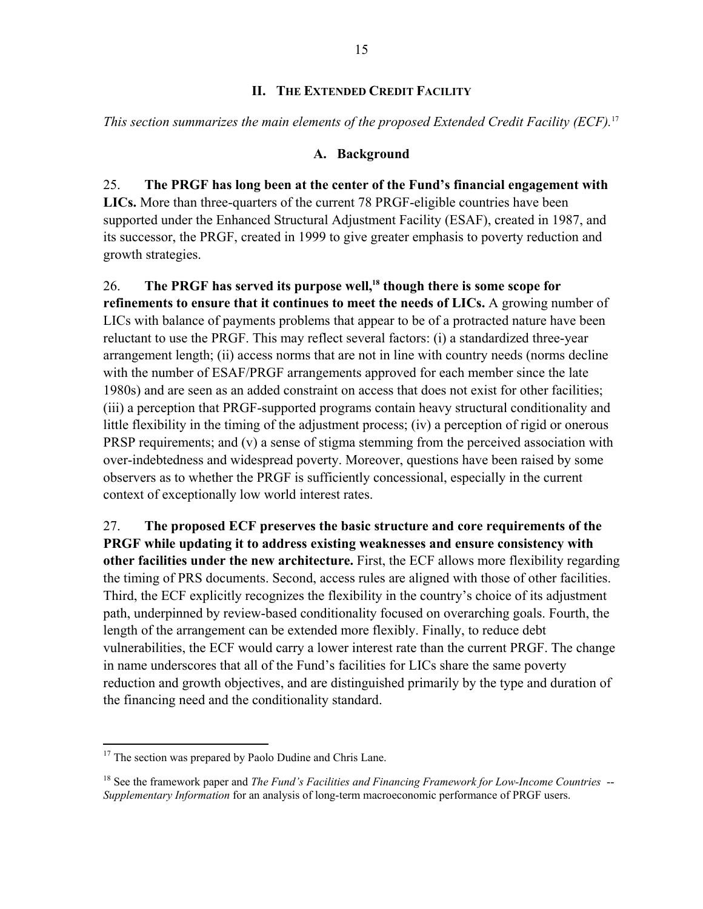## II. The Extended Credit Facility

*This section summarizes the main elements of the proposed Extended Credit Facility (ECF).*[17]

### A. Background

25. **The PRGF has long been at the center of the Fund's financial engagement with LICs.** More than three-quarters of the current 78 PRGF-eligible countries have been supported under the Enhanced Structural Adjustment Facility (ESAF), created in 1987, and its successor, the PRGF, created in 1999 to give greater emphasis to poverty reduction and growth strategies.

26. **The PRGF has served its purpose well,[18] though there is some scope for refinements to ensure that it continues to meet the needs of LICs.** A growing number of LICs with balance of payments problems that appear to be of a protracted nature have been reluctant to use the PRGF. This may reflect several factors: (i) a standardized three-year arrangement length; (ii) access norms that are not in line with country needs (norms decline with the number of ESAF/PRGF arrangements approved for each member since the late 1980s) and are seen as an added constraint on access that does not exist for other facilities; (iii) a perception that PRGF-supported programs contain heavy structural conditionality and little flexibility in the timing of the adjustment process; (iv) a perception of rigid or onerous PRSP requirements; and (v) a sense of stigma stemming from the perceived association with over-indebtedness and widespread poverty. Moreover, questions have been raised by some observers as to whether the PRGF is sufficiently concessional, especially in the current context of exceptionally low world interest rates.

27. **The proposed ECF preserves the basic structure and core requirements of the PRGF while updating it to address existing weaknesses and ensure consistency with other facilities under the new architecture.** First, the ECF allows more flexibility regarding the timing of PRS documents. Second, access rules are aligned with those of other facilities. Third, the ECF explicitly recognizes the flexibility in the country's choice of its adjustment path, underpinned by review-based conditionality focused on overarching goals. Fourth, the length of the arrangement can be extended more flexibly. Finally, to reduce debt vulnerabilities, the ECF would carry a lower interest rate than the current PRGF. The change in name underscores that all of the Fund's facilities for LICs share the same poverty reduction and growth objectives, and are distinguished primarily by the type and duration of the financing need and the conditionality standard.

---

[17] The section was prepared by Paolo Dudine and Chris Lane.

[18] See the framework paper and *The Fund's Facilities and Financing Framework for Low-Income Countries -- Supplementary Information* for an analysis of long-term macroeconomic performance of PRGF users.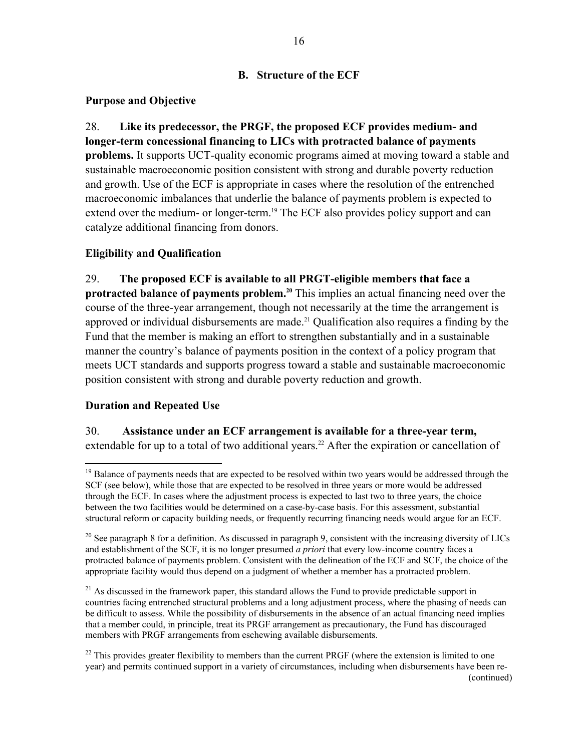## B. Structure of the ECF

### Purpose and Objective

28. **Like its predecessor, the PRGF, the proposed ECF provides medium- and longer-term concessional financing to LICs with protracted balance of payments problems.** It supports UCT-quality economic programs aimed at moving toward a stable and sustainable macroeconomic position consistent with strong and durable poverty reduction and growth. Use of the ECF is appropriate in cases where the resolution of the entrenched macroeconomic imbalances that underlie the balance of payments problem is expected to extend over the medium- or longer-term.[19] The ECF also provides policy support and can catalyze additional financing from donors.

### Eligibility and Qualification

29. **The proposed ECF is available to all PRGT-eligible members that face a protracted balance of payments problem.[20]** This implies an actual financing need over the course of the three-year arrangement, though not necessarily at the time the arrangement is approved or individual disbursements are made.[21] Qualification also requires a finding by the Fund that the member is making an effort to strengthen substantially and in a sustainable manner the country's balance of payments position in the context of a policy program that meets UCT standards and supports progress toward a stable and sustainable macroeconomic position consistent with strong and durable poverty reduction and growth.

### Duration and Repeated Use

30. **Assistance under an ECF arrangement is available for a three-year term,** extendable for up to a total of two additional years.[22] After the expiration or cancellation of

---

[19] Balance of payments needs that are expected to be resolved within two years would be addressed through the SCF (see below), while those that are expected to be resolved in three years or more would be addressed through the ECF. In cases where the adjustment process is expected to last two to three years, the choice between the two facilities would be determined on a case-by-case basis. For this assessment, substantial structural reform or capacity building needs, or frequently recurring financing needs would argue for an ECF.

[20] See paragraph 8 for a definition. As discussed in paragraph 9, consistent with the increasing diversity of LICs and establishment of the SCF, it is no longer presumed *a priori* that every low-income country faces a protracted balance of payments problem. Consistent with the delineation of the ECF and SCF, the choice of the appropriate facility would thus depend on a judgment of whether a member has a protracted problem.

[21] As discussed in the framework paper, this standard allows the Fund to provide predictable support in countries facing entrenched structural problems and a long adjustment process, where the phasing of needs can be difficult to assess. While the possibility of disbursements in the absence of an actual financing need implies that a member could, in principle, treat its PRGF arrangement as precautionary, the Fund has discouraged members with PRGF arrangements from eschewing available disbursements.

[22] This provides greater flexibility to members than the current PRGF (where the extension is limited to one year) and permits continued support in a variety of circumstances, including when disbursements have been re-

(continued)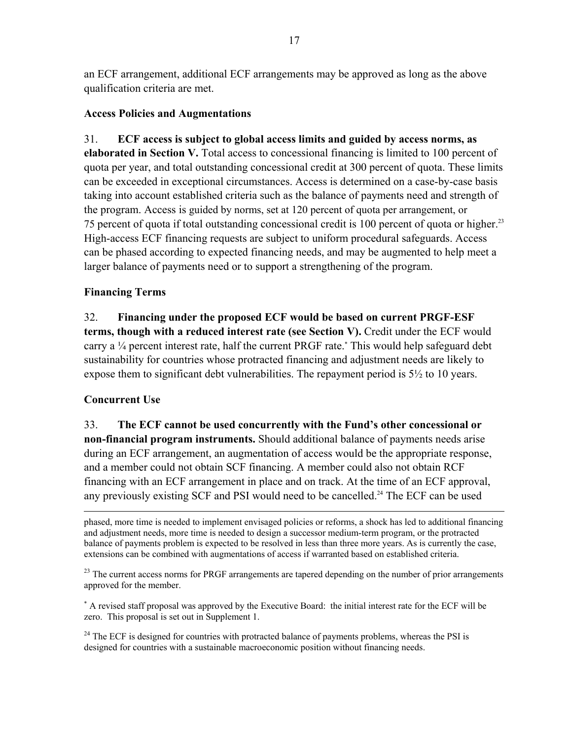an ECF arrangement, additional ECF arrangements may be approved as long as the above qualification criteria are met.

### Access Policies and Augmentations

31. **ECF access is subject to global access limits and guided by access norms, as elaborated in Section V.** Total access to concessional financing is limited to 100 percent of quota per year, and total outstanding concessional credit at 300 percent of quota. These limits can be exceeded in exceptional circumstances. Access is determined on a case-by-case basis taking into account established criteria such as the balance of payments need and strength of the program. Access is guided by norms, set at 120 percent of quota per arrangement, or 75 percent of quota if total outstanding concessional credit is 100 percent of quota or higher.[23] High-access ECF financing requests are subject to uniform procedural safeguards. Access can be phased according to expected financing needs, and may be augmented to help meet a larger balance of payments need or to support a strengthening of the program.

### Financing Terms

32. **Financing under the proposed ECF would be based on current PRGF-ESF terms, though with a reduced interest rate (see Section V).** Credit under the ECF would carry a ¼ percent interest rate, half the current PRGF rate.[*] This would help safeguard debt sustainability for countries whose protracted financing and adjustment needs are likely to expose them to significant debt vulnerabilities. The repayment period is 5½ to 10 years.

### Concurrent Use

33. **The ECF cannot be used concurrently with the Fund's other concessional or non-financial program instruments.** Should additional balance of payments needs arise during an ECF arrangement, an augmentation of access would be the appropriate response, and a member could not obtain SCF financing. A member could also not obtain RCF financing with an ECF arrangement in place and on track. At the time of an ECF approval, any previously existing SCF and PSI would need to be cancelled.[24] The ECF can be used

---

phased, more time is needed to implement envisaged policies or reforms, a shock has led to additional financing and adjustment needs, more time is needed to design a successor medium-term program, or the protracted balance of payments problem is expected to be resolved in less than three more years. As is currently the case, extensions can be combined with augmentations of access if warranted based on established criteria.

[23] The current access norms for PRGF arrangements are tapered depending on the number of prior arrangements approved for the member.

[*] A revised staff proposal was approved by the Executive Board: the initial interest rate for the ECF will be zero. This proposal is set out in Supplement 1.

[24] The ECF is designed for countries with protracted balance of payments problems, whereas the PSI is designed for countries with a sustainable macroeconomic position without financing needs.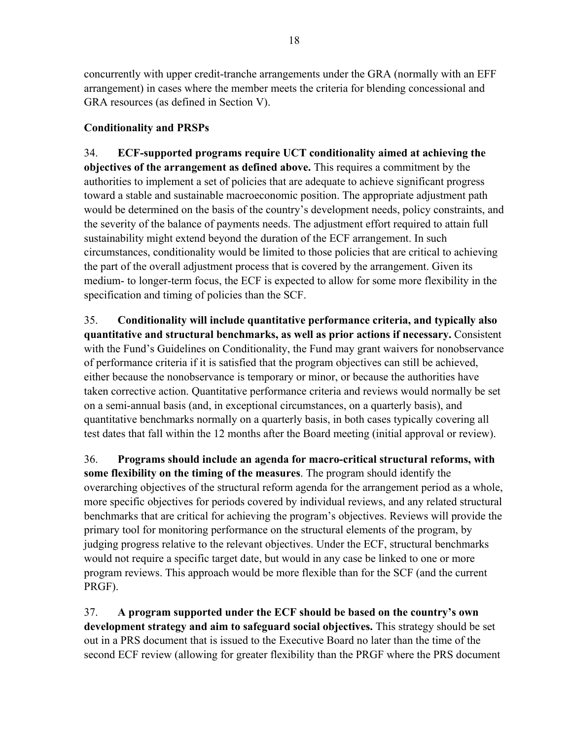concurrently with upper credit-tranche arrangements under the GRA (normally with an EFF arrangement) in cases where the member meets the criteria for blending concessional and GRA resources (as defined in Section V).

**Conditionality and PRSPs**

34. **ECF-supported programs require UCT conditionality aimed at achieving the objectives of the arrangement as defined above.** This requires a commitment by the authorities to implement a set of policies that are adequate to achieve significant progress toward a stable and sustainable macroeconomic position. The appropriate adjustment path would be determined on the basis of the country's development needs, policy constraints, and the severity of the balance of payments needs. The adjustment effort required to attain full sustainability might extend beyond the duration of the ECF arrangement. In such circumstances, conditionality would be limited to those policies that are critical to achieving the part of the overall adjustment process that is covered by the arrangement. Given its medium- to longer-term focus, the ECF is expected to allow for some more flexibility in the specification and timing of policies than the SCF.

35. **Conditionality will include quantitative performance criteria, and typically also quantitative and structural benchmarks, as well as prior actions if necessary.** Consistent with the Fund's Guidelines on Conditionality, the Fund may grant waivers for nonobservance of performance criteria if it is satisfied that the program objectives can still be achieved, either because the nonobservance is temporary or minor, or because the authorities have taken corrective action. Quantitative performance criteria and reviews would normally be set on a semi-annual basis (and, in exceptional circumstances, on a quarterly basis), and quantitative benchmarks normally on a quarterly basis, in both cases typically covering all test dates that fall within the 12 months after the Board meeting (initial approval or review).

36. **Programs should include an agenda for macro-critical structural reforms, with some flexibility on the timing of the measures**. The program should identify the overarching objectives of the structural reform agenda for the arrangement period as a whole, more specific objectives for periods covered by individual reviews, and any related structural benchmarks that are critical for achieving the program's objectives. Reviews will provide the primary tool for monitoring performance on the structural elements of the program, by judging progress relative to the relevant objectives. Under the ECF, structural benchmarks would not require a specific target date, but would in any case be linked to one or more program reviews. This approach would be more flexible than for the SCF (and the current PRGF).

37. **A program supported under the ECF should be based on the country's own development strategy and aim to safeguard social objectives.** This strategy should be set out in a PRS document that is issued to the Executive Board no later than the time of the second ECF review (allowing for greater flexibility than the PRGF where the PRS document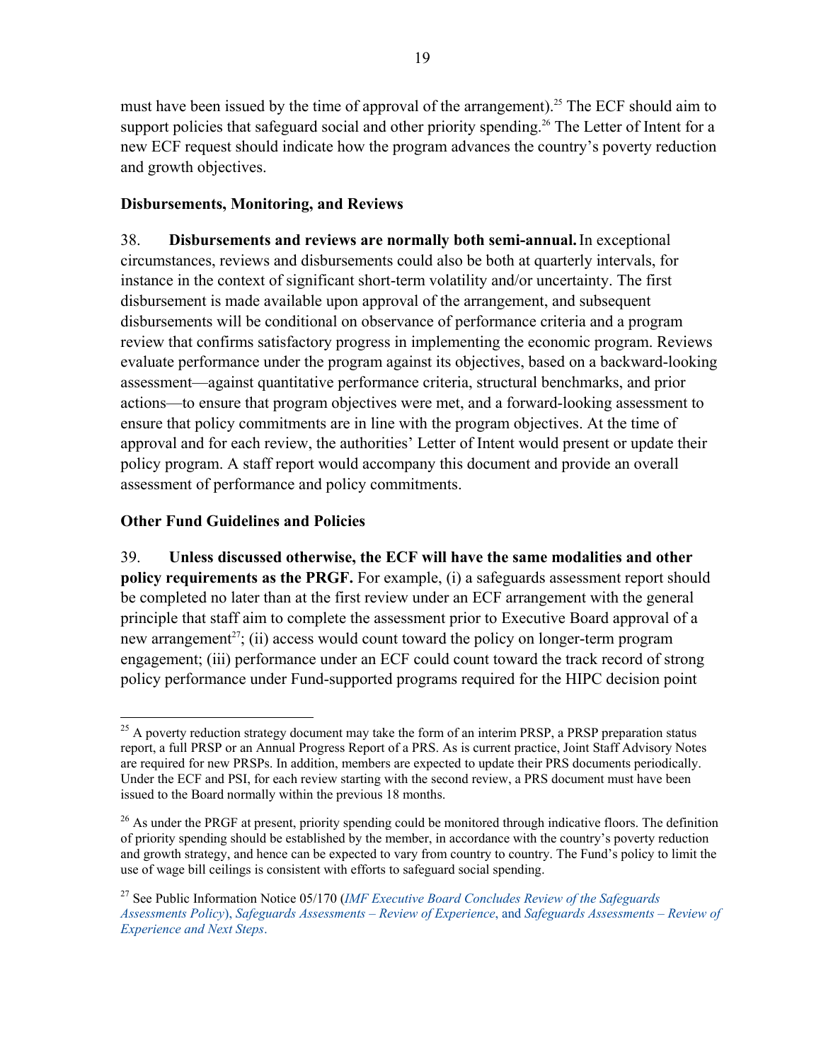must have been issued by the time of approval of the arrangement).[25] The ECF should aim to support policies that safeguard social and other priority spending.[26] The Letter of Intent for a new ECF request should indicate how the program advances the country's poverty reduction and growth objectives.

### Disbursements, Monitoring, and Reviews

38. **Disbursements and reviews are normally both semi-annual.** In exceptional circumstances, reviews and disbursements could also be both at quarterly intervals, for instance in the context of significant short-term volatility and/or uncertainty. The first disbursement is made available upon approval of the arrangement, and subsequent disbursements will be conditional on observance of performance criteria and a program review that confirms satisfactory progress in implementing the economic program. Reviews evaluate performance under the program against its objectives, based on a backward-looking assessment—against quantitative performance criteria, structural benchmarks, and prior actions—to ensure that program objectives were met, and a forward-looking assessment to ensure that policy commitments are in line with the program objectives. At the time of approval and for each review, the authorities' Letter of Intent would present or update their policy program. A staff report would accompany this document and provide an overall assessment of performance and policy commitments.

### Other Fund Guidelines and Policies

39. **Unless discussed otherwise, the ECF will have the same modalities and other policy requirements as the PRGF.** For example, (i) a safeguards assessment report should be completed no later than at the first review under an ECF arrangement with the general principle that staff aim to complete the assessment prior to Executive Board approval of a new arrangement[27]; (ii) access would count toward the policy on longer-term program engagement; (iii) performance under an ECF could count toward the track record of strong policy performance under Fund-supported programs required for the HIPC decision point

---

[25] A poverty reduction strategy document may take the form of an interim PRSP, a PRSP preparation status report, a full PRSP or an Annual Progress Report of a PRS. As is current practice, Joint Staff Advisory Notes are required for new PRSPs. In addition, members are expected to update their PRS documents periodically. Under the ECF and PSI, for each review starting with the second review, a PRS document must have been issued to the Board normally within the previous 18 months.

[26] As under the PRGF at present, priority spending could be monitored through indicative floors. The definition of priority spending should be established by the member, in accordance with the country's poverty reduction and growth strategy, and hence can be expected to vary from country to country. The Fund's policy to limit the use of wage bill ceilings is consistent with efforts to safeguard social spending.

[27] See Public Information Notice 05/170 (*IMF Executive Board Concludes Review of the Safeguards Assessments Policy*), *Safeguards Assessments – Review of Experience*, and *Safeguards Assessments – Review of Experience and Next Steps*.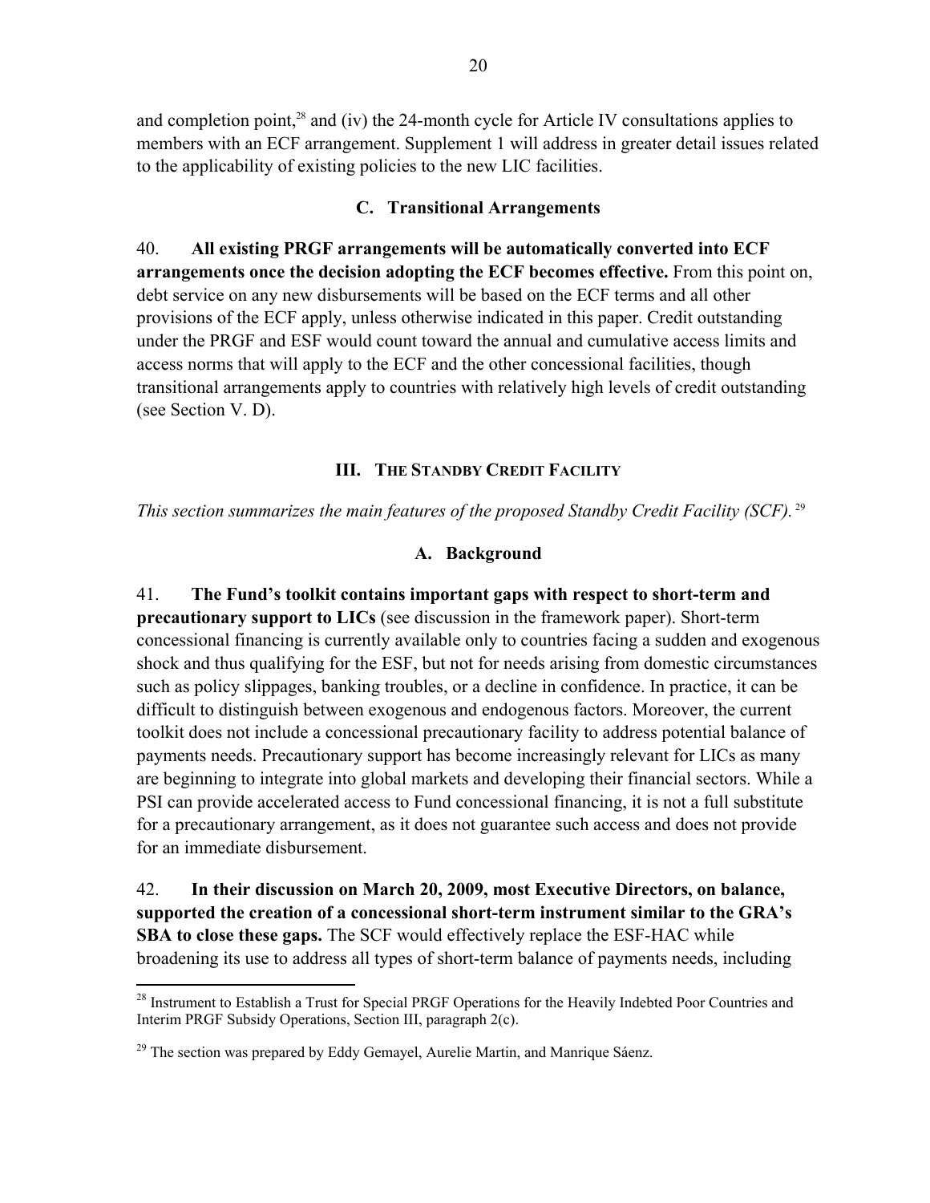and completion point,[28] and (iv) the 24-month cycle for Article IV consultations applies to members with an ECF arrangement. Supplement 1 will address in greater detail issues related to the applicability of existing policies to the new LIC facilities.

### C. Transitional Arrangements

40. **All existing PRGF arrangements will be automatically converted into ECF arrangements once the decision adopting the ECF becomes effective.** From this point on, debt service on any new disbursements will be based on the ECF terms and all other provisions of the ECF apply, unless otherwise indicated in this paper. Credit outstanding under the PRGF and ESF would count toward the annual and cumulative access limits and access norms that will apply to the ECF and the other concessional facilities, though transitional arrangements apply to countries with relatively high levels of credit outstanding (see Section V. D).

## III. The Standby Credit Facility

*This section summarizes the main features of the proposed Standby Credit Facility (SCF).*[29]

### A. Background

41. **The Fund's toolkit contains important gaps with respect to short-term and precautionary support to LICs** (see discussion in the framework paper). Short-term concessional financing is currently available only to countries facing a sudden and exogenous shock and thus qualifying for the ESF, but not for needs arising from domestic circumstances such as policy slippages, banking troubles, or a decline in confidence. In practice, it can be difficult to distinguish between exogenous and endogenous factors. Moreover, the current toolkit does not include a concessional precautionary facility to address potential balance of payments needs. Precautionary support has become increasingly relevant for LICs as many are beginning to integrate into global markets and developing their financial sectors. While a PSI can provide accelerated access to Fund concessional financing, it is not a full substitute for a precautionary arrangement, as it does not guarantee such access and does not provide for an immediate disbursement.

42. **In their discussion on March 20, 2009, most Executive Directors, on balance, supported the creation of a concessional short-term instrument similar to the GRA's SBA to close these gaps.** The SCF would effectively replace the ESF-HAC while broadening its use to address all types of short-term balance of payments needs, including

[28] Instrument to Establish a Trust for Special PRGF Operations for the Heavily Indebted Poor Countries and Interim PRGF Subsidy Operations, Section III, paragraph 2(c).

[29] The section was prepared by Eddy Gemayel, Aurelie Martin, and Manrique Sáenz.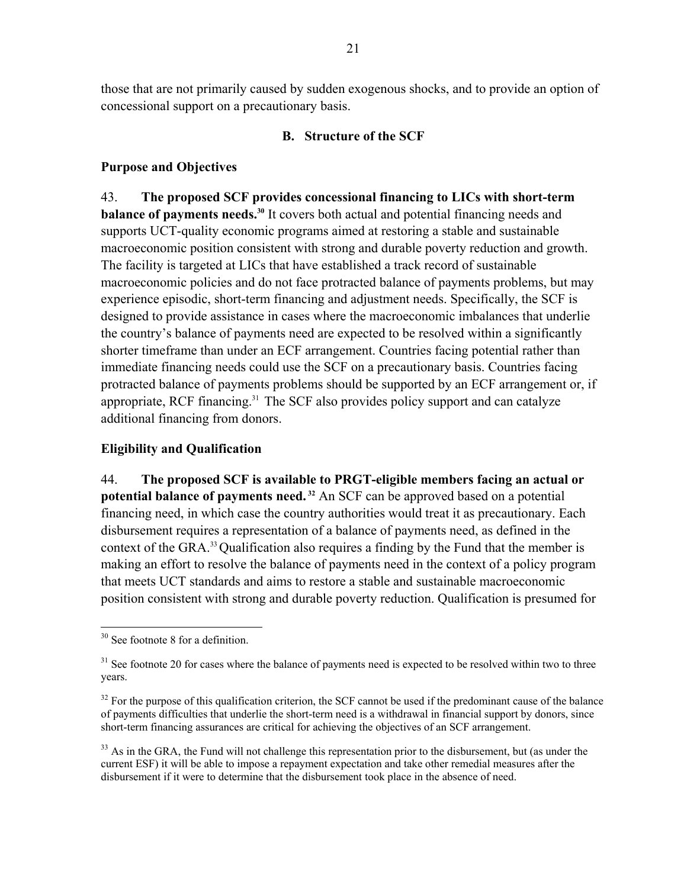those that are not primarily caused by sudden exogenous shocks, and to provide an option of concessional support on a precautionary basis.

### B. Structure of the SCF

**Purpose and Objectives**

43. **The proposed SCF provides concessional financing to LICs with short-term balance of payments needs.**[30] It covers both actual and potential financing needs and supports UCT-quality economic programs aimed at restoring a stable and sustainable macroeconomic position consistent with strong and durable poverty reduction and growth. The facility is targeted at LICs that have established a track record of sustainable macroeconomic policies and do not face protracted balance of payments problems, but may experience episodic, short-term financing and adjustment needs. Specifically, the SCF is designed to provide assistance in cases where the macroeconomic imbalances that underlie the country's balance of payments need are expected to be resolved within a significantly shorter timeframe than under an ECF arrangement. Countries facing potential rather than immediate financing needs could use the SCF on a precautionary basis. Countries facing protracted balance of payments problems should be supported by an ECF arrangement or, if appropriate, RCF financing.[31] The SCF also provides policy support and can catalyze additional financing from donors.

**Eligibility and Qualification**

44. **The proposed SCF is available to PRGT-eligible members facing an actual or potential balance of payments need.**[32] An SCF can be approved based on a potential financing need, in which case the country authorities would treat it as precautionary. Each disbursement requires a representation of a balance of payments need, as defined in the context of the GRA.[33] Qualification also requires a finding by the Fund that the member is making an effort to resolve the balance of payments need in the context of a policy program that meets UCT standards and aims to restore a stable and sustainable macroeconomic position consistent with strong and durable poverty reduction. Qualification is presumed for

---

[30] See footnote 8 for a definition.

[31] See footnote 20 for cases where the balance of payments need is expected to be resolved within two to three years.

[32] For the purpose of this qualification criterion, the SCF cannot be used if the predominant cause of the balance of payments difficulties that underlie the short-term need is a withdrawal in financial support by donors, since short-term financing assurances are critical for achieving the objectives of an SCF arrangement.

[33] As in the GRA, the Fund will not challenge this representation prior to the disbursement, but (as under the current ESF) it will be able to impose a repayment expectation and take other remedial measures after the disbursement if it were to determine that the disbursement took place in the absence of need.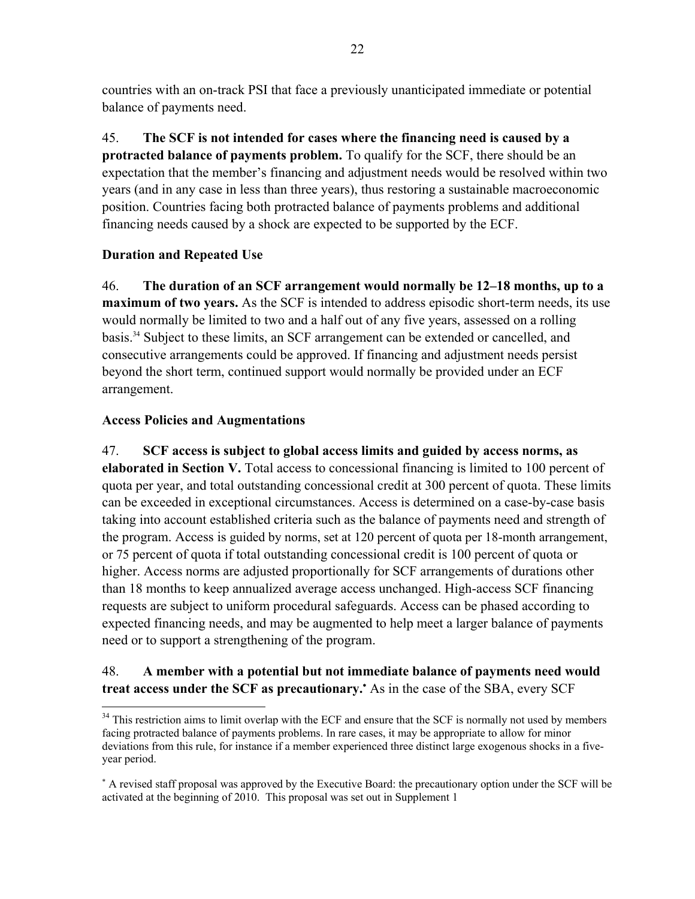countries with an on-track PSI that face a previously unanticipated immediate or potential balance of payments need.

45. **The SCF is not intended for cases where the financing need is caused by a protracted balance of payments problem.** To qualify for the SCF, there should be an expectation that the member's financing and adjustment needs would be resolved within two years (and in any case in less than three years), thus restoring a sustainable macroeconomic position. Countries facing both protracted balance of payments problems and additional financing needs caused by a shock are expected to be supported by the ECF.

### Duration and Repeated Use

46. **The duration of an SCF arrangement would normally be 12–18 months, up to a maximum of two years.** As the SCF is intended to address episodic short-term needs, its use would normally be limited to two and a half out of any five years, assessed on a rolling basis.[34] Subject to these limits, an SCF arrangement can be extended or cancelled, and consecutive arrangements could be approved. If financing and adjustment needs persist beyond the short term, continued support would normally be provided under an ECF arrangement.

### Access Policies and Augmentations

47. **SCF access is subject to global access limits and guided by access norms, as elaborated in Section V.** Total access to concessional financing is limited to 100 percent of quota per year, and total outstanding concessional credit at 300 percent of quota. These limits can be exceeded in exceptional circumstances. Access is determined on a case-by-case basis taking into account established criteria such as the balance of payments need and strength of the program. Access is guided by norms, set at 120 percent of quota per 18-month arrangement, or 75 percent of quota if total outstanding concessional credit is 100 percent of quota or higher. Access norms are adjusted proportionally for SCF arrangements of durations other than 18 months to keep annualized average access unchanged. High-access SCF financing requests are subject to uniform procedural safeguards. Access can be phased according to expected financing needs, and may be augmented to help meet a larger balance of payments need or to support a strengthening of the program.

48. **A member with a potential but not immediate balance of payments need would treat access under the SCF as precautionary.**[*] As in the case of the SBA, every SCF

---

[34] This restriction aims to limit overlap with the ECF and ensure that the SCF is normally not used by members facing protracted balance of payments problems. In rare cases, it may be appropriate to allow for minor deviations from this rule, for instance if a member experienced three distinct large exogenous shocks in a five-year period.

[*] A revised staff proposal was approved by the Executive Board: the precautionary option under the SCF will be activated at the beginning of 2010. This proposal was set out in Supplement 1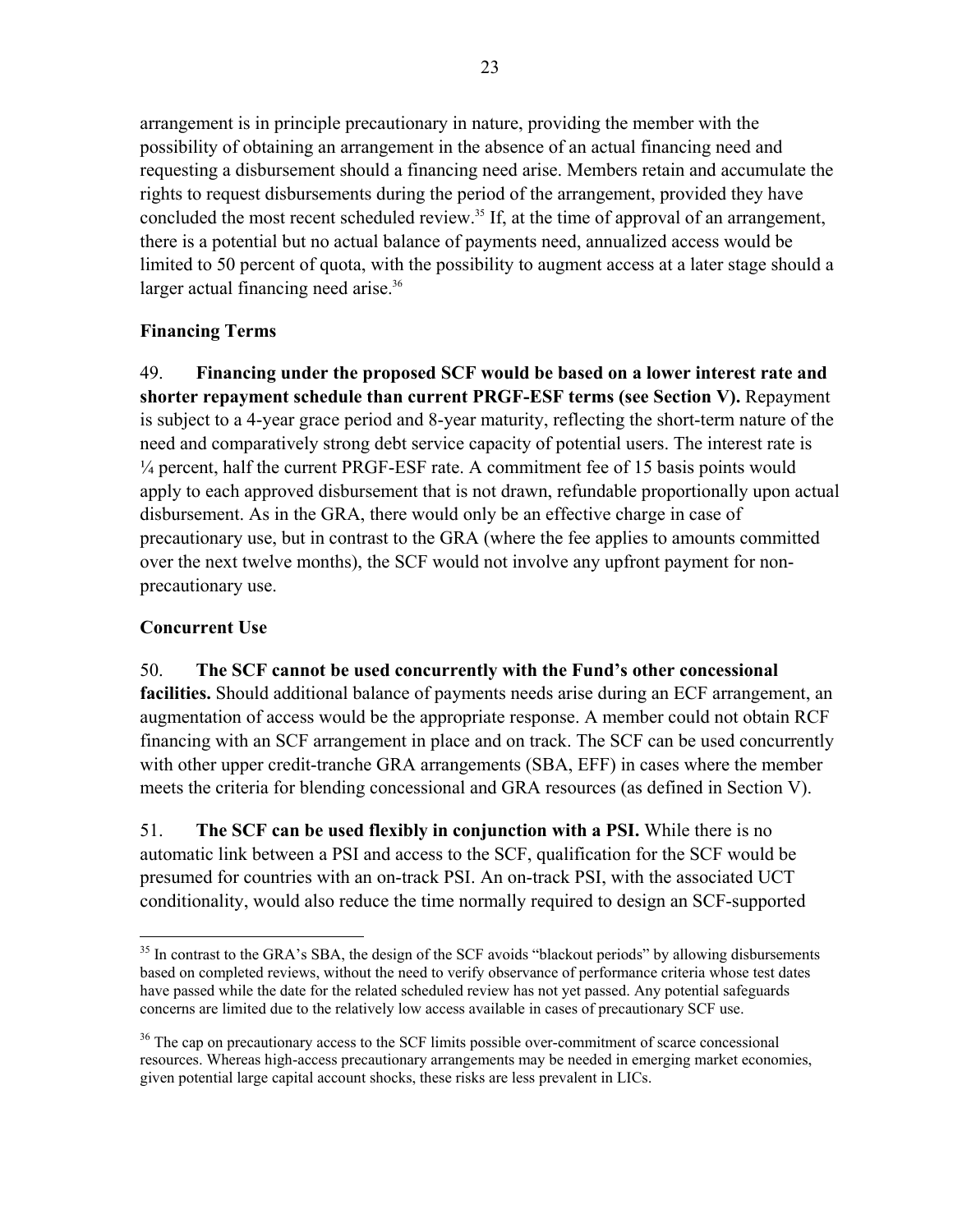arrangement is in principle precautionary in nature, providing the member with the possibility of obtaining an arrangement in the absence of an actual financing need and requesting a disbursement should a financing need arise. Members retain and accumulate the rights to request disbursements during the period of the arrangement, provided they have concluded the most recent scheduled review.[35] If, at the time of approval of an arrangement, there is a potential but no actual balance of payments need, annualized access would be limited to 50 percent of quota, with the possibility to augment access at a later stage should a larger actual financing need arise.[36]

### Financing Terms

49. **Financing under the proposed SCF would be based on a lower interest rate and shorter repayment schedule than current PRGF-ESF terms (see Section V).** Repayment is subject to a 4-year grace period and 8-year maturity, reflecting the short-term nature of the need and comparatively strong debt service capacity of potential users. The interest rate is ¼ percent, half the current PRGF-ESF rate. A commitment fee of 15 basis points would apply to each approved disbursement that is not drawn, refundable proportionally upon actual disbursement. As in the GRA, there would only be an effective charge in case of precautionary use, but in contrast to the GRA (where the fee applies to amounts committed over the next twelve months), the SCF would not involve any upfront payment for non-precautionary use.

### Concurrent Use

50. **The SCF cannot be used concurrently with the Fund's other concessional facilities.** Should additional balance of payments needs arise during an ECF arrangement, an augmentation of access would be the appropriate response. A member could not obtain RCF financing with an SCF arrangement in place and on track. The SCF can be used concurrently with other upper credit-tranche GRA arrangements (SBA, EFF) in cases where the member meets the criteria for blending concessional and GRA resources (as defined in Section V).

51. **The SCF can be used flexibly in conjunction with a PSI.** While there is no automatic link between a PSI and access to the SCF, qualification for the SCF would be presumed for countries with an on-track PSI. An on-track PSI, with the associated UCT conditionality, would also reduce the time normally required to design an SCF-supported

[35] In contrast to the GRA's SBA, the design of the SCF avoids "blackout periods" by allowing disbursements based on completed reviews, without the need to verify observance of performance criteria whose test dates have passed while the date for the related scheduled review has not yet passed. Any potential safeguards concerns are limited due to the relatively low access available in cases of precautionary SCF use.

[36] The cap on precautionary access to the SCF limits possible over-commitment of scarce concessional resources. Whereas high-access precautionary arrangements may be needed in emerging market economies, given potential large capital account shocks, these risks are less prevalent in LICs.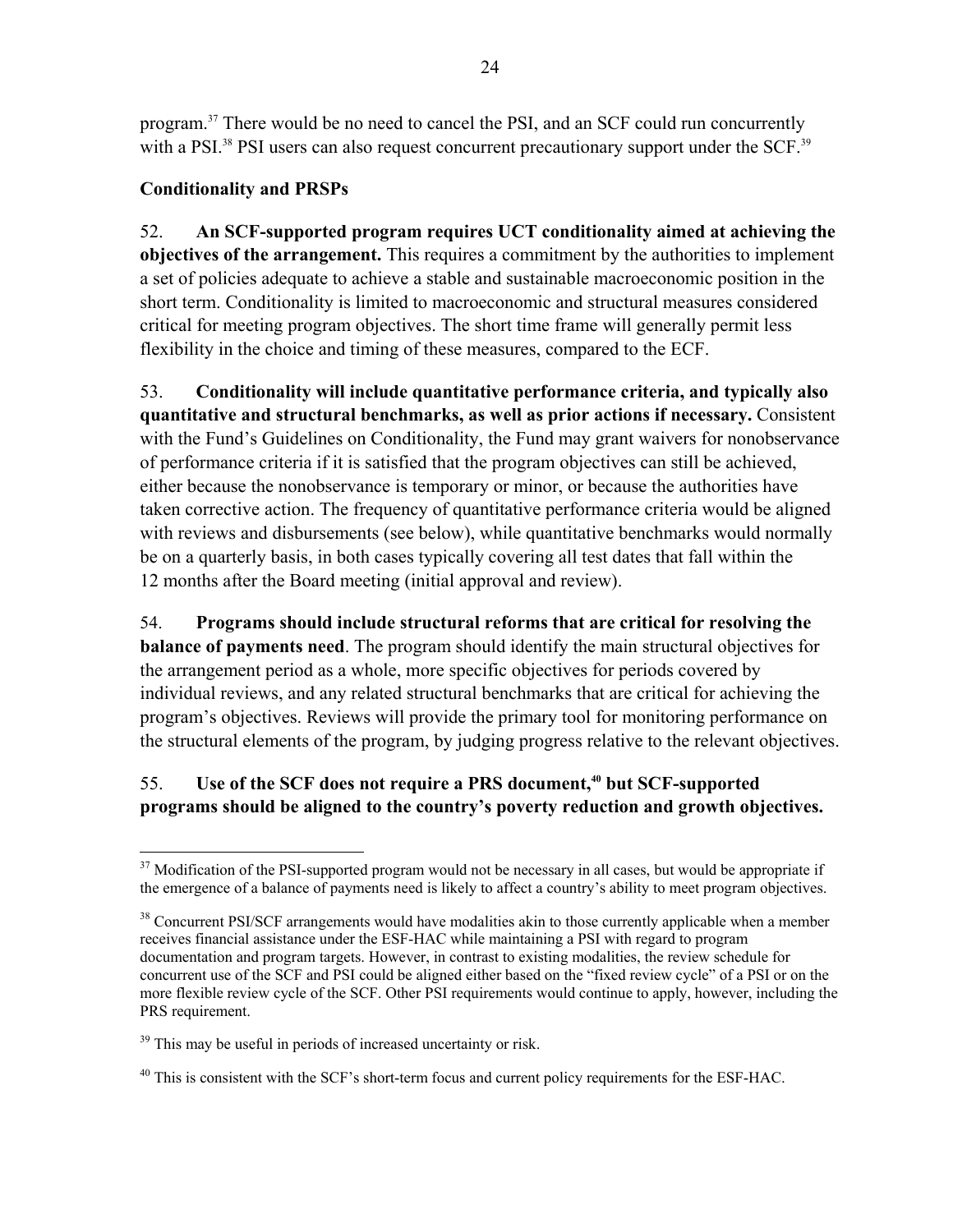program.[37] There would be no need to cancel the PSI, and an SCF could run concurrently with a PSI.[38] PSI users can also request concurrent precautionary support under the SCF.[39]

### Conditionality and PRSPs

52. **An SCF-supported program requires UCT conditionality aimed at achieving the objectives of the arrangement.** This requires a commitment by the authorities to implement a set of policies adequate to achieve a stable and sustainable macroeconomic position in the short term. Conditionality is limited to macroeconomic and structural measures considered critical for meeting program objectives. The short time frame will generally permit less flexibility in the choice and timing of these measures, compared to the ECF.

53. **Conditionality will include quantitative performance criteria, and typically also quantitative and structural benchmarks, as well as prior actions if necessary.** Consistent with the Fund's Guidelines on Conditionality, the Fund may grant waivers for nonobservance of performance criteria if it is satisfied that the program objectives can still be achieved, either because the nonobservance is temporary or minor, or because the authorities have taken corrective action. The frequency of quantitative performance criteria would be aligned with reviews and disbursements (see below), while quantitative benchmarks would normally be on a quarterly basis, in both cases typically covering all test dates that fall within the 12 months after the Board meeting (initial approval and review).

54. **Programs should include structural reforms that are critical for resolving the balance of payments need**. The program should identify the main structural objectives for the arrangement period as a whole, more specific objectives for periods covered by individual reviews, and any related structural benchmarks that are critical for achieving the program's objectives. Reviews will provide the primary tool for monitoring performance on the structural elements of the program, by judging progress relative to the relevant objectives.

55. **Use of the SCF does not require a PRS document,[40] but SCF-supported programs should be aligned to the country's poverty reduction and growth objectives.**

---

[37] Modification of the PSI-supported program would not be necessary in all cases, but would be appropriate if the emergence of a balance of payments need is likely to affect a country's ability to meet program objectives.

[38] Concurrent PSI/SCF arrangements would have modalities akin to those currently applicable when a member receives financial assistance under the ESF-HAC while maintaining a PSI with regard to program documentation and program targets. However, in contrast to existing modalities, the review schedule for concurrent use of the SCF and PSI could be aligned either based on the "fixed review cycle" of a PSI or on the more flexible review cycle of the SCF. Other PSI requirements would continue to apply, however, including the PRS requirement.

[39] This may be useful in periods of increased uncertainty or risk.

[40] This is consistent with the SCF's short-term focus and current policy requirements for the ESF-HAC.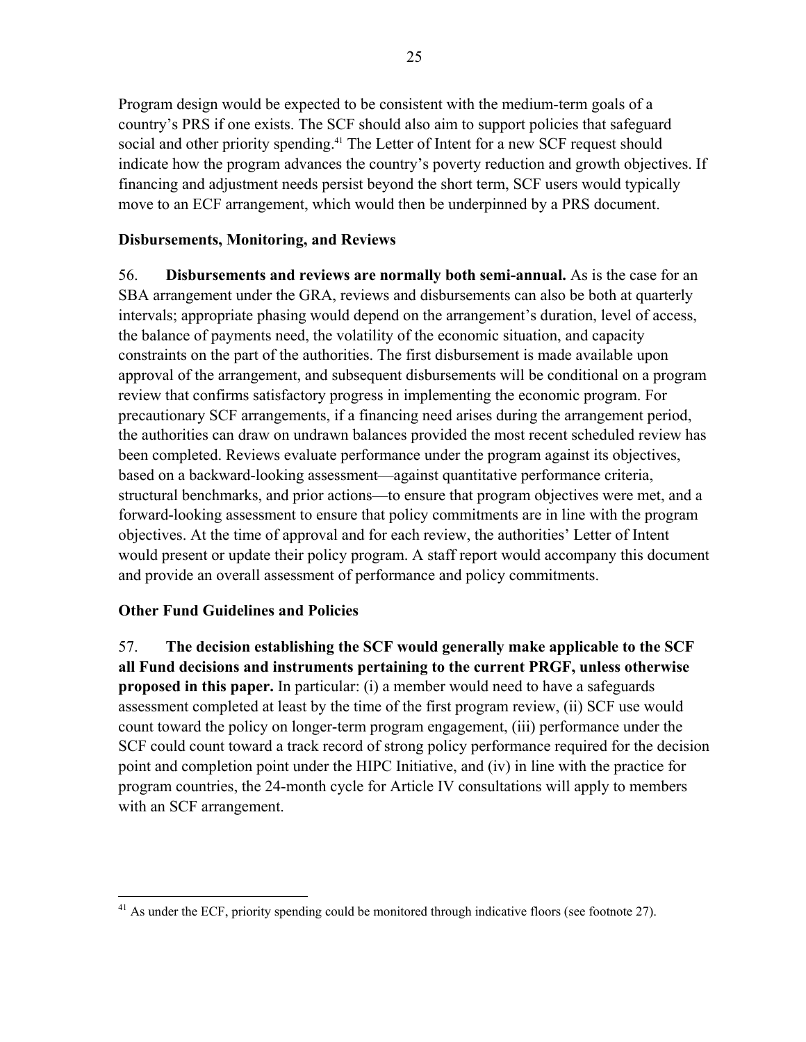Program design would be expected to be consistent with the medium-term goals of a country's PRS if one exists. The SCF should also aim to support policies that safeguard social and other priority spending.[41] The Letter of Intent for a new SCF request should indicate how the program advances the country's poverty reduction and growth objectives. If financing and adjustment needs persist beyond the short term, SCF users would typically move to an ECF arrangement, which would then be underpinned by a PRS document.

### Disbursements, Monitoring, and Reviews

56. **Disbursements and reviews are normally both semi-annual.** As is the case for an SBA arrangement under the GRA, reviews and disbursements can also be both at quarterly intervals; appropriate phasing would depend on the arrangement's duration, level of access, the balance of payments need, the volatility of the economic situation, and capacity constraints on the part of the authorities. The first disbursement is made available upon approval of the arrangement, and subsequent disbursements will be conditional on a program review that confirms satisfactory progress in implementing the economic program. For precautionary SCF arrangements, if a financing need arises during the arrangement period, the authorities can draw on undrawn balances provided the most recent scheduled review has been completed. Reviews evaluate performance under the program against its objectives, based on a backward-looking assessment—against quantitative performance criteria, structural benchmarks, and prior actions—to ensure that program objectives were met, and a forward-looking assessment to ensure that policy commitments are in line with the program objectives. At the time of approval and for each review, the authorities' Letter of Intent would present or update their policy program. A staff report would accompany this document and provide an overall assessment of performance and policy commitments.

### Other Fund Guidelines and Policies

57. **The decision establishing the SCF would generally make applicable to the SCF all Fund decisions and instruments pertaining to the current PRGF, unless otherwise proposed in this paper.** In particular: (i) a member would need to have a safeguards assessment completed at least by the time of the first program review, (ii) SCF use would count toward the policy on longer-term program engagement, (iii) performance under the SCF could count toward a track record of strong policy performance required for the decision point and completion point under the HIPC Initiative, and (iv) in line with the practice for program countries, the 24-month cycle for Article IV consultations will apply to members with an SCF arrangement.

---

[41] As under the ECF, priority spending could be monitored through indicative floors (see footnote 27).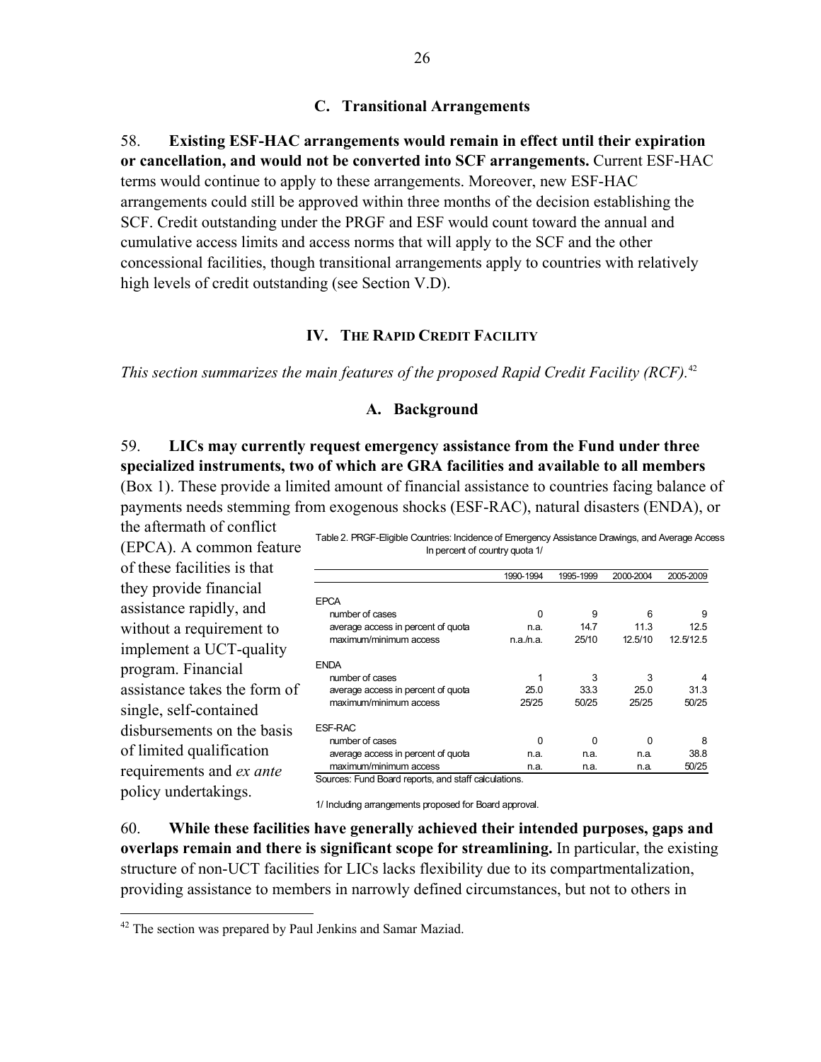### C. Transitional Arrangements

58. **Existing ESF-HAC arrangements would remain in effect until their expiration or cancellation, and would not be converted into SCF arrangements.** Current ESF-HAC terms would continue to apply to these arrangements. Moreover, new ESF-HAC arrangements could still be approved within three months of the decision establishing the SCF. Credit outstanding under the PRGF and ESF would count toward the annual and cumulative access limits and access norms that will apply to the SCF and the other concessional facilities, though transitional arrangements apply to countries with relatively high levels of credit outstanding (see Section V.D).

## IV. The Rapid Credit Facility

*This section summarizes the main features of the proposed Rapid Credit Facility (RCF).*[42]

### A. Background

59. **LICs may currently request emergency assistance from the Fund under three specialized instruments, two of which are GRA facilities and available to all members** (Box 1). These provide a limited amount of financial assistance to countries facing balance of payments needs stemming from exogenous shocks (ESF-RAC), natural disasters (ENDA), or the aftermath of conflict (EPCA). A common feature of these facilities is that they provide financial assistance rapidly, and without a requirement to implement a UCT-quality program. Financial assistance takes the form of single, self-contained disbursements on the basis of limited qualification requirements and *ex ante* policy undertakings.

Table 2. PRGF-Eligible Countries: Incidence of Emergency Assistance Drawings, and Average Access
In percent of country quota 1/

| | 1990-1994 | 1995-1999 | 2000-2004 | 2005-2009 |
|---|---|---|---|---|
| EPCA | | | | |
| number of cases | 0 | 9 | 6 | 9 |
| average access in percent of quota | n.a. | 14.7 | 11.3 | 12.5 |
| maximum/minimum access | n.a./n.a. | 25/10 | 12.5/10 | 12.5/12.5 |
| ENDA | | | | |
| number of cases | 1 | 3 | 3 | 4 |
| average access in percent of quota | 25.0 | 33.3 | 25.0 | 31.3 |
| maximum/minimum access | 25/25 | 50/25 | 25/25 | 50/25 |
| ESF-RAC | | | | |
| number of cases | 0 | 0 | 0 | 8 |
| average access in percent of quota | n.a. | n.a. | n.a. | 38.8 |
| maximum/minimum access | n.a. | n.a. | n.a. | 50/25 |

Sources: Fund Board reports, and staff calculations.

1/ Including arrangements proposed for Board approval.

60. **While these facilities have generally achieved their intended purposes, gaps and overlaps remain and there is significant scope for streamlining.** In particular, the existing structure of non-UCT facilities for LICs lacks flexibility due to its compartmentalization, providing assistance to members in narrowly defined circumstances, but not to others in

[42] The section was prepared by Paul Jenkins and Samar Maziad.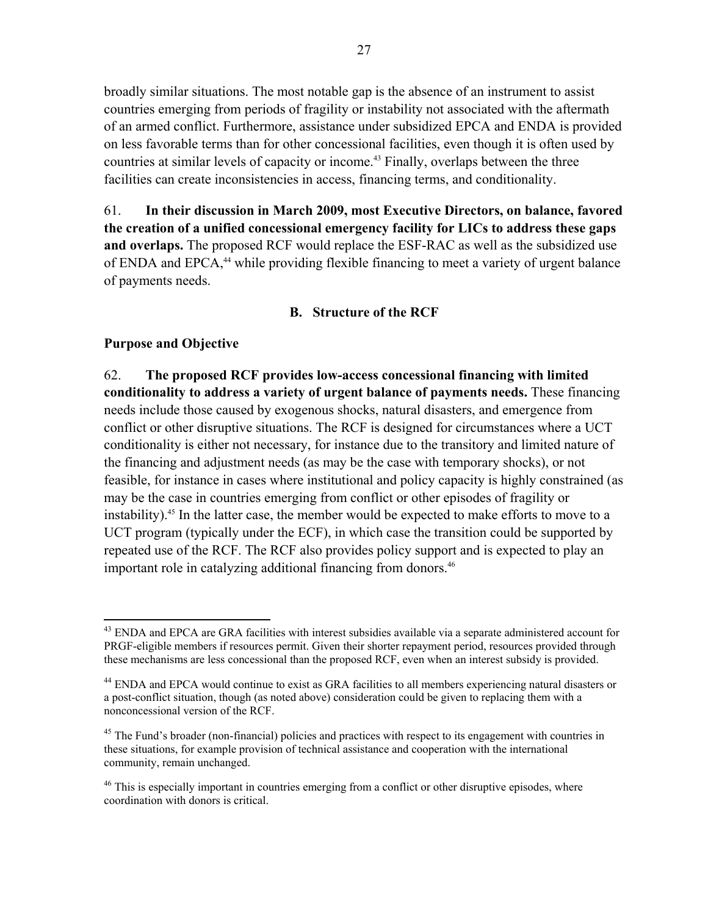broadly similar situations. The most notable gap is the absence of an instrument to assist countries emerging from periods of fragility or instability not associated with the aftermath of an armed conflict. Furthermore, assistance under subsidized EPCA and ENDA is provided on less favorable terms than for other concessional facilities, even though it is often used by countries at similar levels of capacity or income.[43] Finally, overlaps between the three facilities can create inconsistencies in access, financing terms, and conditionality.

61. **In their discussion in March 2009, most Executive Directors, on balance, favored the creation of a unified concessional emergency facility for LICs to address these gaps and overlaps.** The proposed RCF would replace the ESF-RAC as well as the subsidized use of ENDA and EPCA,[44] while providing flexible financing to meet a variety of urgent balance of payments needs.

### B. Structure of the RCF

**Purpose and Objective**

62. **The proposed RCF provides low-access concessional financing with limited conditionality to address a variety of urgent balance of payments needs.** These financing needs include those caused by exogenous shocks, natural disasters, and emergence from conflict or other disruptive situations. The RCF is designed for circumstances where a UCT conditionality is either not necessary, for instance due to the transitory and limited nature of the financing and adjustment needs (as may be the case with temporary shocks), or not feasible, for instance in cases where institutional and policy capacity is highly constrained (as may be the case in countries emerging from conflict or other episodes of fragility or instability).[45] In the latter case, the member would be expected to make efforts to move to a UCT program (typically under the ECF), in which case the transition could be supported by repeated use of the RCF. The RCF also provides policy support and is expected to play an important role in catalyzing additional financing from donors.[46]

---

[43] ENDA and EPCA are GRA facilities with interest subsidies available via a separate administered account for PRGF-eligible members if resources permit. Given their shorter repayment period, resources provided through these mechanisms are less concessional than the proposed RCF, even when an interest subsidy is provided.

[44] ENDA and EPCA would continue to exist as GRA facilities to all members experiencing natural disasters or a post-conflict situation, though (as noted above) consideration could be given to replacing them with a nonconcessional version of the RCF.

[45] The Fund's broader (non-financial) policies and practices with respect to its engagement with countries in these situations, for example provision of technical assistance and cooperation with the international community, remain unchanged.

[46] This is especially important in countries emerging from a conflict or other disruptive episodes, where coordination with donors is critical.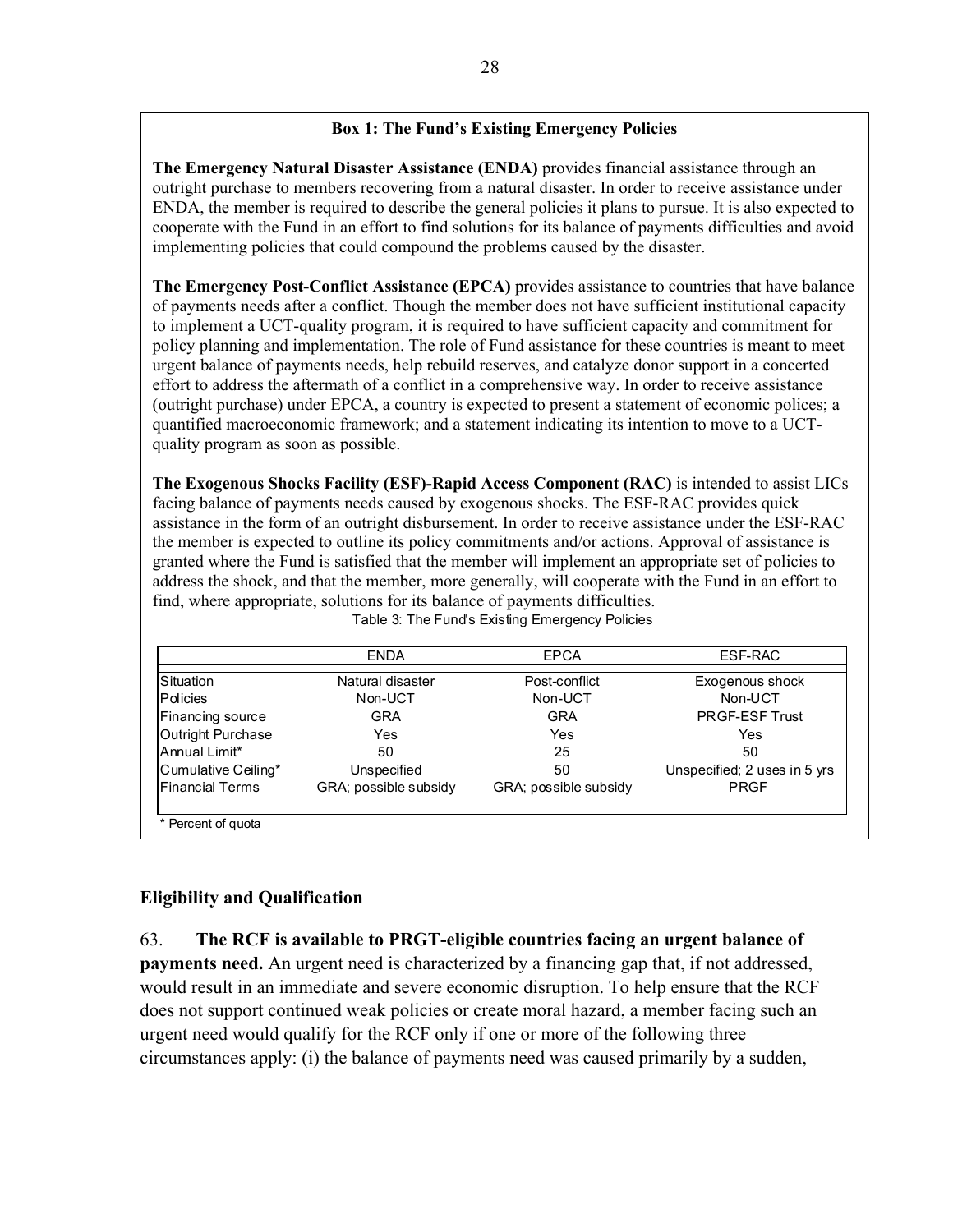**Box 1: The Fund's Existing Emergency Policies**

**The Emergency Natural Disaster Assistance (ENDA)** provides financial assistance through an outright purchase to members recovering from a natural disaster. In order to receive assistance under ENDA, the member is required to describe the general policies it plans to pursue. It is also expected to cooperate with the Fund in an effort to find solutions for its balance of payments difficulties and avoid implementing policies that could compound the problems caused by the disaster.

**The Emergency Post-Conflict Assistance (EPCA)** provides assistance to countries that have balance of payments needs after a conflict. Though the member does not have sufficient institutional capacity to implement a UCT-quality program, it is required to have sufficient capacity and commitment for policy planning and implementation. The role of Fund assistance for these countries is meant to meet urgent balance of payments needs, help rebuild reserves, and catalyze donor support in a concerted effort to address the aftermath of a conflict in a comprehensive way. In order to receive assistance (outright purchase) under EPCA, a country is expected to present a statement of economic polices; a quantified macroeconomic framework; and a statement indicating its intention to move to a UCT-quality program as soon as possible.

**The Exogenous Shocks Facility (ESF)-Rapid Access Component (RAC)** is intended to assist LICs facing balance of payments needs caused by exogenous shocks. The ESF-RAC provides quick assistance in the form of an outright disbursement. In order to receive assistance under the ESF-RAC the member is expected to outline its policy commitments and/or actions. Approval of assistance is granted where the Fund is satisfied that the member will implement an appropriate set of policies to address the shock, and that the member, more generally, will cooperate with the Fund in an effort to find, where appropriate, solutions for its balance of payments difficulties.

Table 3: The Fund's Existing Emergency Policies

| | ENDA | EPCA | ESF-RAC |
|---|---|---|---|
| Situation | Natural disaster | Post-conflict | Exogenous shock |
| Policies | Non-UCT | Non-UCT | Non-UCT |
| Financing source | GRA | GRA | PRGF-ESF Trust |
| Outright Purchase | Yes | Yes | Yes |
| Annual Limit* | 50 | 25 | 50 |
| Cumulative Ceiling* | Unspecified | 50 | Unspecified; 2 uses in 5 yrs |
| Financial Terms | GRA; possible subsidy | GRA; possible subsidy | PRGF |

\* Percent of quota

## Eligibility and Qualification

63. **The RCF is available to PRGT-eligible countries facing an urgent balance of payments need.** An urgent need is characterized by a financing gap that, if not addressed, would result in an immediate and severe economic disruption. To help ensure that the RCF does not support continued weak policies or create moral hazard, a member facing such an urgent need would qualify for the RCF only if one or more of the following three circumstances apply: (i) the balance of payments need was caused primarily by a sudden,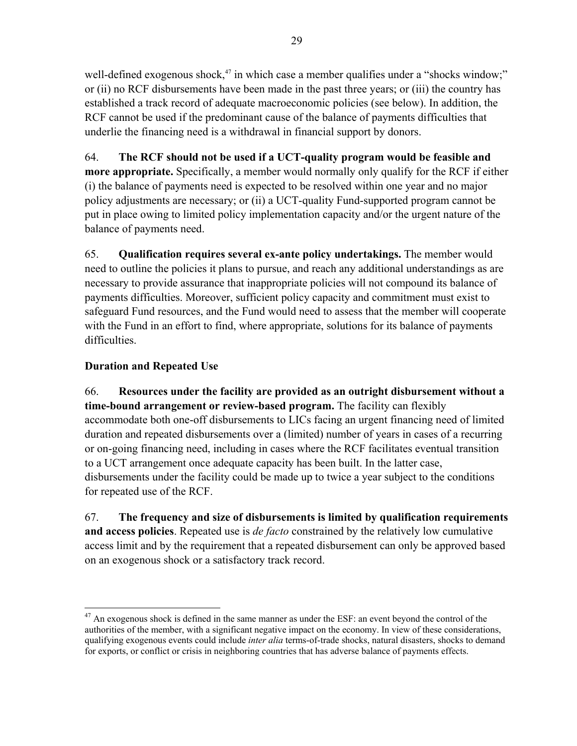well-defined exogenous shock,[47] in which case a member qualifies under a "shocks window;" or (ii) no RCF disbursements have been made in the past three years; or (iii) the country has established a track record of adequate macroeconomic policies (see below). In addition, the RCF cannot be used if the predominant cause of the balance of payments difficulties that underlie the financing need is a withdrawal in financial support by donors.

64. **The RCF should not be used if a UCT-quality program would be feasible and more appropriate.** Specifically, a member would normally only qualify for the RCF if either (i) the balance of payments need is expected to be resolved within one year and no major policy adjustments are necessary; or (ii) a UCT-quality Fund-supported program cannot be put in place owing to limited policy implementation capacity and/or the urgent nature of the balance of payments need.

65. **Qualification requires several ex-ante policy undertakings.** The member would need to outline the policies it plans to pursue, and reach any additional understandings as are necessary to provide assurance that inappropriate policies will not compound its balance of payments difficulties. Moreover, sufficient policy capacity and commitment must exist to safeguard Fund resources, and the Fund would need to assess that the member will cooperate with the Fund in an effort to find, where appropriate, solutions for its balance of payments difficulties.

### Duration and Repeated Use

66. **Resources under the facility are provided as an outright disbursement without a time-bound arrangement or review-based program.** The facility can flexibly accommodate both one-off disbursements to LICs facing an urgent financing need of limited duration and repeated disbursements over a (limited) number of years in cases of a recurring or on-going financing need, including in cases where the RCF facilitates eventual transition to a UCT arrangement once adequate capacity has been built. In the latter case, disbursements under the facility could be made up to twice a year subject to the conditions for repeated use of the RCF.

67. **The frequency and size of disbursements is limited by qualification requirements and access policies**. Repeated use is *de facto* constrained by the relatively low cumulative access limit and by the requirement that a repeated disbursement can only be approved based on an exogenous shock or a satisfactory track record.

---

[47] An exogenous shock is defined in the same manner as under the ESF: an event beyond the control of the authorities of the member, with a significant negative impact on the economy. In view of these considerations, qualifying exogenous events could include *inter alia* terms-of-trade shocks, natural disasters, shocks to demand for exports, or conflict or crisis in neighboring countries that has adverse balance of payments effects.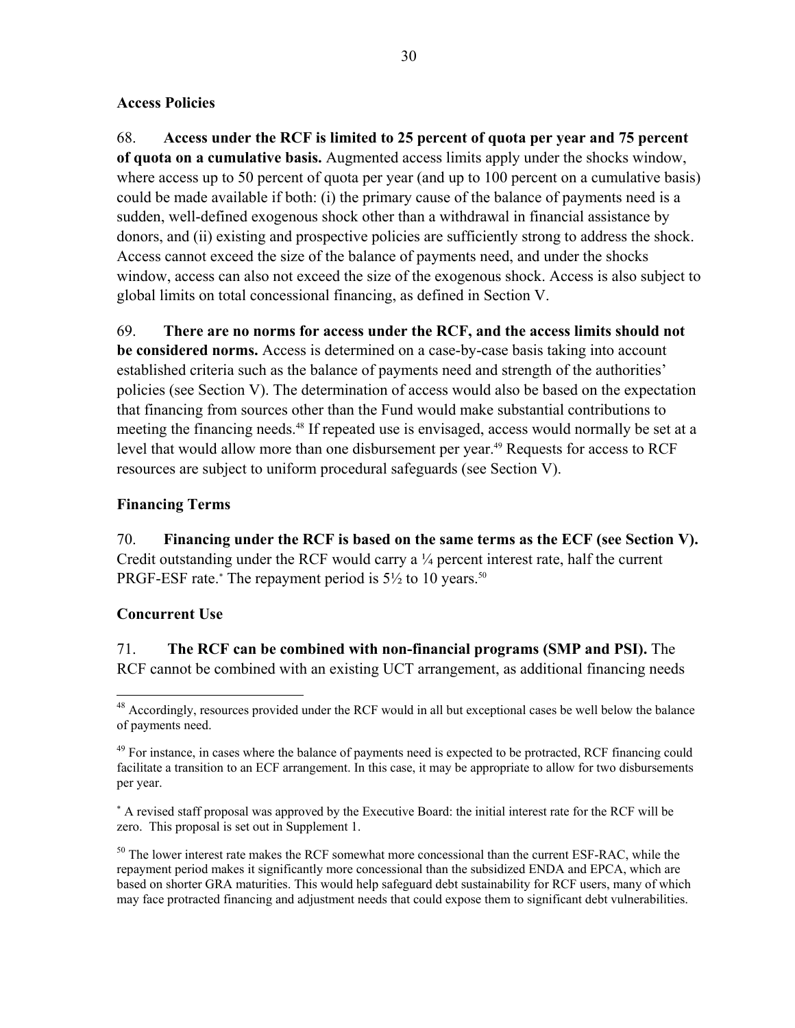### Access Policies

68. **Access under the RCF is limited to 25 percent of quota per year and 75 percent of quota on a cumulative basis.** Augmented access limits apply under the shocks window, where access up to 50 percent of quota per year (and up to 100 percent on a cumulative basis) could be made available if both: (i) the primary cause of the balance of payments need is a sudden, well-defined exogenous shock other than a withdrawal in financial assistance by donors, and (ii) existing and prospective policies are sufficiently strong to address the shock. Access cannot exceed the size of the balance of payments need, and under the shocks window, access can also not exceed the size of the exogenous shock. Access is also subject to global limits on total concessional financing, as defined in Section V.

69. **There are no norms for access under the RCF, and the access limits should not be considered norms.** Access is determined on a case-by-case basis taking into account established criteria such as the balance of payments need and strength of the authorities' policies (see Section V). The determination of access would also be based on the expectation that financing from sources other than the Fund would make substantial contributions to meeting the financing needs.[48] If repeated use is envisaged, access would normally be set at a level that would allow more than one disbursement per year.[49] Requests for access to RCF resources are subject to uniform procedural safeguards (see Section V).

### Financing Terms

70. **Financing under the RCF is based on the same terms as the ECF (see Section V).** Credit outstanding under the RCF would carry a ¼ percent interest rate, half the current PRGF-ESF rate.[*] The repayment period is 5½ to 10 years.[50]

### Concurrent Use

71. **The RCF can be combined with non-financial programs (SMP and PSI).** The RCF cannot be combined with an existing UCT arrangement, as additional financing needs

---

[48] Accordingly, resources provided under the RCF would in all but exceptional cases be well below the balance of payments need.

[49] For instance, in cases where the balance of payments need is expected to be protracted, RCF financing could facilitate a transition to an ECF arrangement. In this case, it may be appropriate to allow for two disbursements per year.

[*] A revised staff proposal was approved by the Executive Board: the initial interest rate for the RCF will be zero. This proposal is set out in Supplement 1.

[50] The lower interest rate makes the RCF somewhat more concessional than the current ESF-RAC, while the repayment period makes it significantly more concessional than the subsidized ENDA and EPCA, which are based on shorter GRA maturities. This would help safeguard debt sustainability for RCF users, many of which may face protracted financing and adjustment needs that could expose them to significant debt vulnerabilities.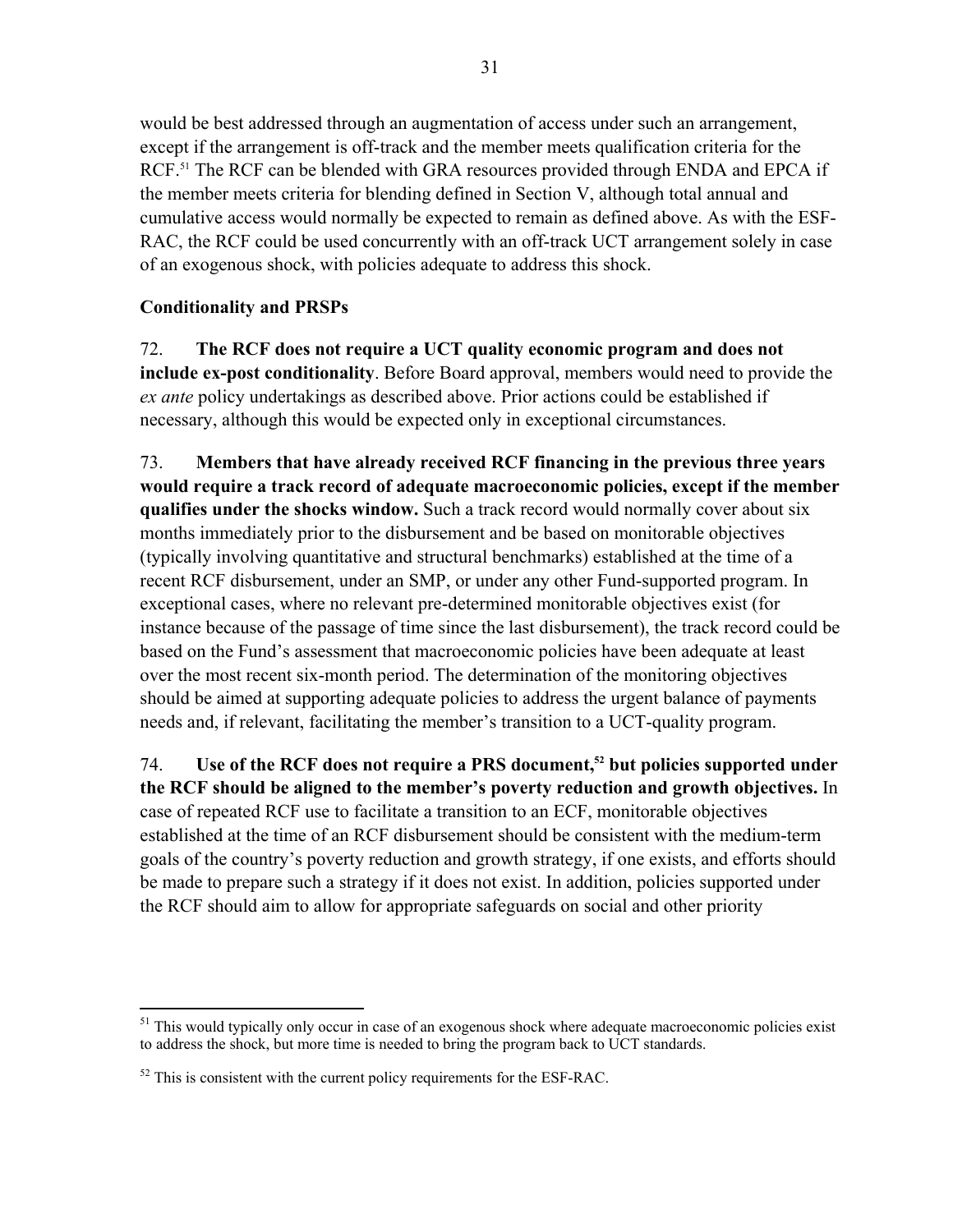would be best addressed through an augmentation of access under such an arrangement, except if the arrangement is off-track and the member meets qualification criteria for the RCF.[51] The RCF can be blended with GRA resources provided through ENDA and EPCA if the member meets criteria for blending defined in Section V, although total annual and cumulative access would normally be expected to remain as defined above. As with the ESF-RAC, the RCF could be used concurrently with an off-track UCT arrangement solely in case of an exogenous shock, with policies adequate to address this shock.

### Conditionality and PRSPs

72. **The RCF does not require a UCT quality economic program and does not include ex-post conditionality**. Before Board approval, members would need to provide the *ex ante* policy undertakings as described above. Prior actions could be established if necessary, although this would be expected only in exceptional circumstances.

73. **Members that have already received RCF financing in the previous three years would require a track record of adequate macroeconomic policies, except if the member qualifies under the shocks window.** Such a track record would normally cover about six months immediately prior to the disbursement and be based on monitorable objectives (typically involving quantitative and structural benchmarks) established at the time of a recent RCF disbursement, under an SMP, or under any other Fund-supported program. In exceptional cases, where no relevant pre-determined monitorable objectives exist (for instance because of the passage of time since the last disbursement), the track record could be based on the Fund's assessment that macroeconomic policies have been adequate at least over the most recent six-month period. The determination of the monitoring objectives should be aimed at supporting adequate policies to address the urgent balance of payments needs and, if relevant, facilitating the member's transition to a UCT-quality program.

74. **Use of the RCF does not require a PRS document,[52] but policies supported under the RCF should be aligned to the member's poverty reduction and growth objectives.** In case of repeated RCF use to facilitate a transition to an ECF, monitorable objectives established at the time of an RCF disbursement should be consistent with the medium-term goals of the country's poverty reduction and growth strategy, if one exists, and efforts should be made to prepare such a strategy if it does not exist. In addition, policies supported under the RCF should aim to allow for appropriate safeguards on social and other priority

---

[51] This would typically only occur in case of an exogenous shock where adequate macroeconomic policies exist to address the shock, but more time is needed to bring the program back to UCT standards.

[52] This is consistent with the current policy requirements for the ESF-RAC.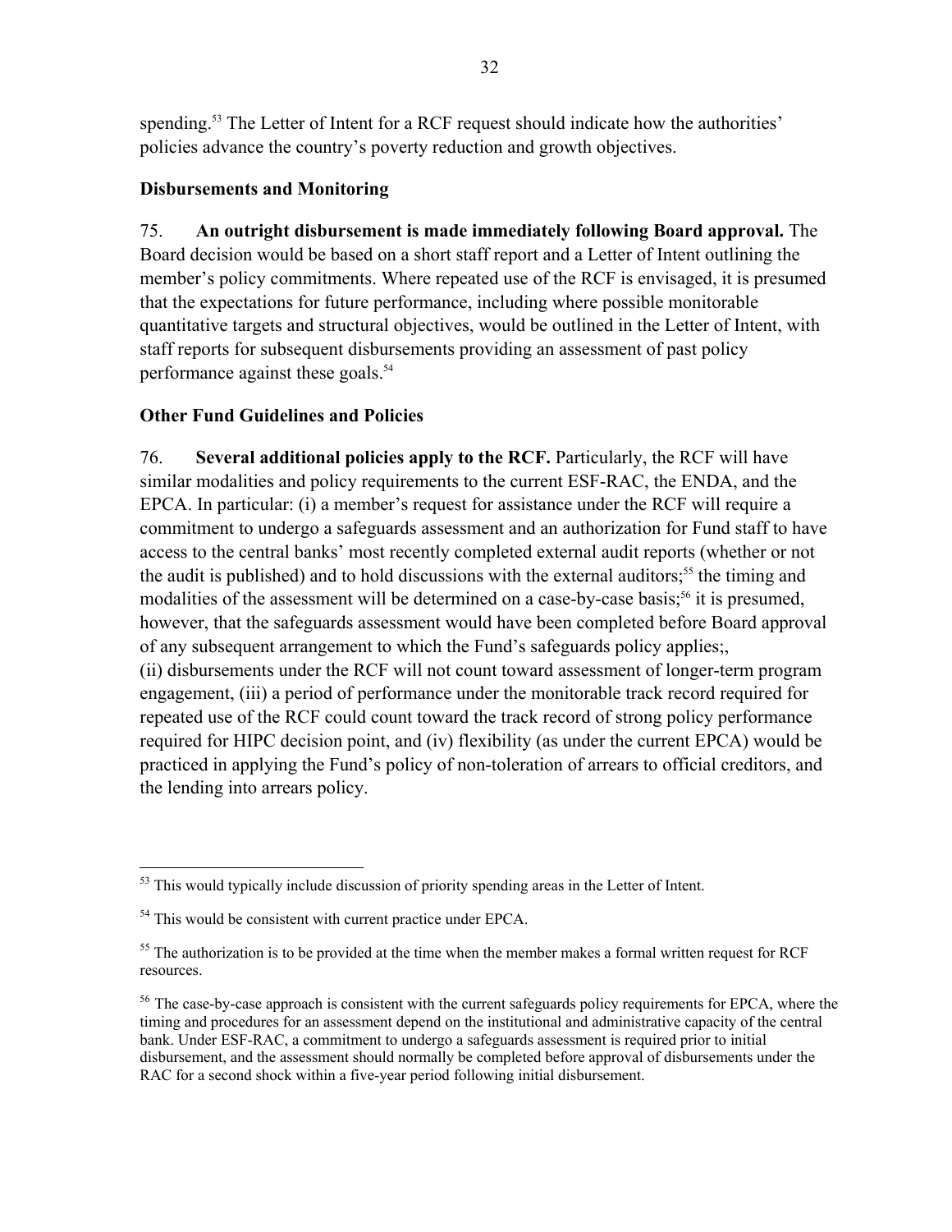spending.[53] The Letter of Intent for a RCF request should indicate how the authorities' policies advance the country's poverty reduction and growth objectives.

### Disbursements and Monitoring

75. **An outright disbursement is made immediately following Board approval.** The Board decision would be based on a short staff report and a Letter of Intent outlining the member's policy commitments. Where repeated use of the RCF is envisaged, it is presumed that the expectations for future performance, including where possible monitorable quantitative targets and structural objectives, would be outlined in the Letter of Intent, with staff reports for subsequent disbursements providing an assessment of past policy performance against these goals.[54]

### Other Fund Guidelines and Policies

76. **Several additional policies apply to the RCF.** Particularly, the RCF will have similar modalities and policy requirements to the current ESF-RAC, the ENDA, and the EPCA. In particular: (i) a member's request for assistance under the RCF will require a commitment to undergo a safeguards assessment and an authorization for Fund staff to have access to the central banks' most recently completed external audit reports (whether or not the audit is published) and to hold discussions with the external auditors;[55] the timing and modalities of the assessment will be determined on a case-by-case basis;[56] it is presumed, however, that the safeguards assessment would have been completed before Board approval of any subsequent arrangement to which the Fund's safeguards policy applies;,
(ii) disbursements under the RCF will not count toward assessment of longer-term program engagement, (iii) a period of performance under the monitorable track record required for repeated use of the RCF could count toward the track record of strong policy performance required for HIPC decision point, and (iv) flexibility (as under the current EPCA) would be practiced in applying the Fund's policy of non-toleration of arrears to official creditors, and the lending into arrears policy.

---

[53] This would typically include discussion of priority spending areas in the Letter of Intent.

[54] This would be consistent with current practice under EPCA.

[55] The authorization is to be provided at the time when the member makes a formal written request for RCF resources.

[56] The case-by-case approach is consistent with the current safeguards policy requirements for EPCA, where the timing and procedures for an assessment depend on the institutional and administrative capacity of the central bank. Under ESF-RAC, a commitment to undergo a safeguards assessment is required prior to initial disbursement, and the assessment should normally be completed before approval of disbursements under the RAC for a second shock within a five-year period following initial disbursement.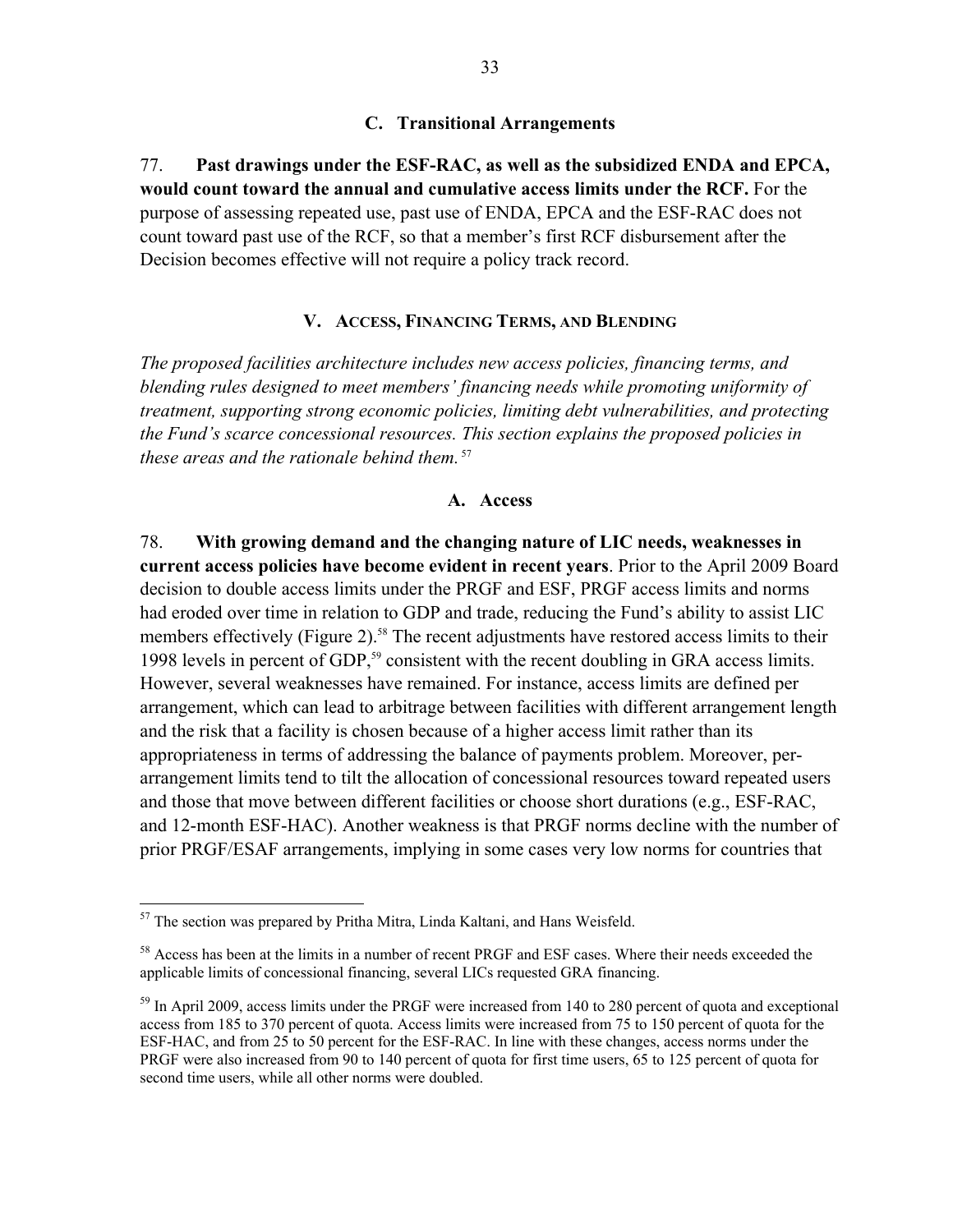### C. Transitional Arrangements

77. **Past drawings under the ESF-RAC, as well as the subsidized ENDA and EPCA, would count toward the annual and cumulative access limits under the RCF.** For the purpose of assessing repeated use, past use of ENDA, EPCA and the ESF-RAC does not count toward past use of the RCF, so that a member's first RCF disbursement after the Decision becomes effective will not require a policy track record.

## V. Access, Financing Terms, and Blending

*The proposed facilities architecture includes new access policies, financing terms, and blending rules designed to meet members' financing needs while promoting uniformity of treatment, supporting strong economic policies, limiting debt vulnerabilities, and protecting the Fund's scarce concessional resources. This section explains the proposed policies in these areas and the rationale behind them.*[57]

### A. Access

78. **With growing demand and the changing nature of LIC needs, weaknesses in current access policies have become evident in recent years**. Prior to the April 2009 Board decision to double access limits under the PRGF and ESF, PRGF access limits and norms had eroded over time in relation to GDP and trade, reducing the Fund's ability to assist LIC members effectively (Figure 2).[58] The recent adjustments have restored access limits to their 1998 levels in percent of GDP,[59] consistent with the recent doubling in GRA access limits. However, several weaknesses have remained. For instance, access limits are defined per arrangement, which can lead to arbitrage between facilities with different arrangement length and the risk that a facility is chosen because of a higher access limit rather than its appropriateness in terms of addressing the balance of payments problem. Moreover, per-arrangement limits tend to tilt the allocation of concessional resources toward repeated users and those that move between different facilities or choose short durations (e.g., ESF-RAC, and 12-month ESF-HAC). Another weakness is that PRGF norms decline with the number of prior PRGF/ESAF arrangements, implying in some cases very low norms for countries that

---

[57] The section was prepared by Pritha Mitra, Linda Kaltani, and Hans Weisfeld.

[58] Access has been at the limits in a number of recent PRGF and ESF cases. Where their needs exceeded the applicable limits of concessional financing, several LICs requested GRA financing.

[59] In April 2009, access limits under the PRGF were increased from 140 to 280 percent of quota and exceptional access from 185 to 370 percent of quota. Access limits were increased from 75 to 150 percent of quota for the ESF-HAC, and from 25 to 50 percent for the ESF-RAC. In line with these changes, access norms under the PRGF were also increased from 90 to 140 percent of quota for first time users, 65 to 125 percent of quota for second time users, while all other norms were doubled.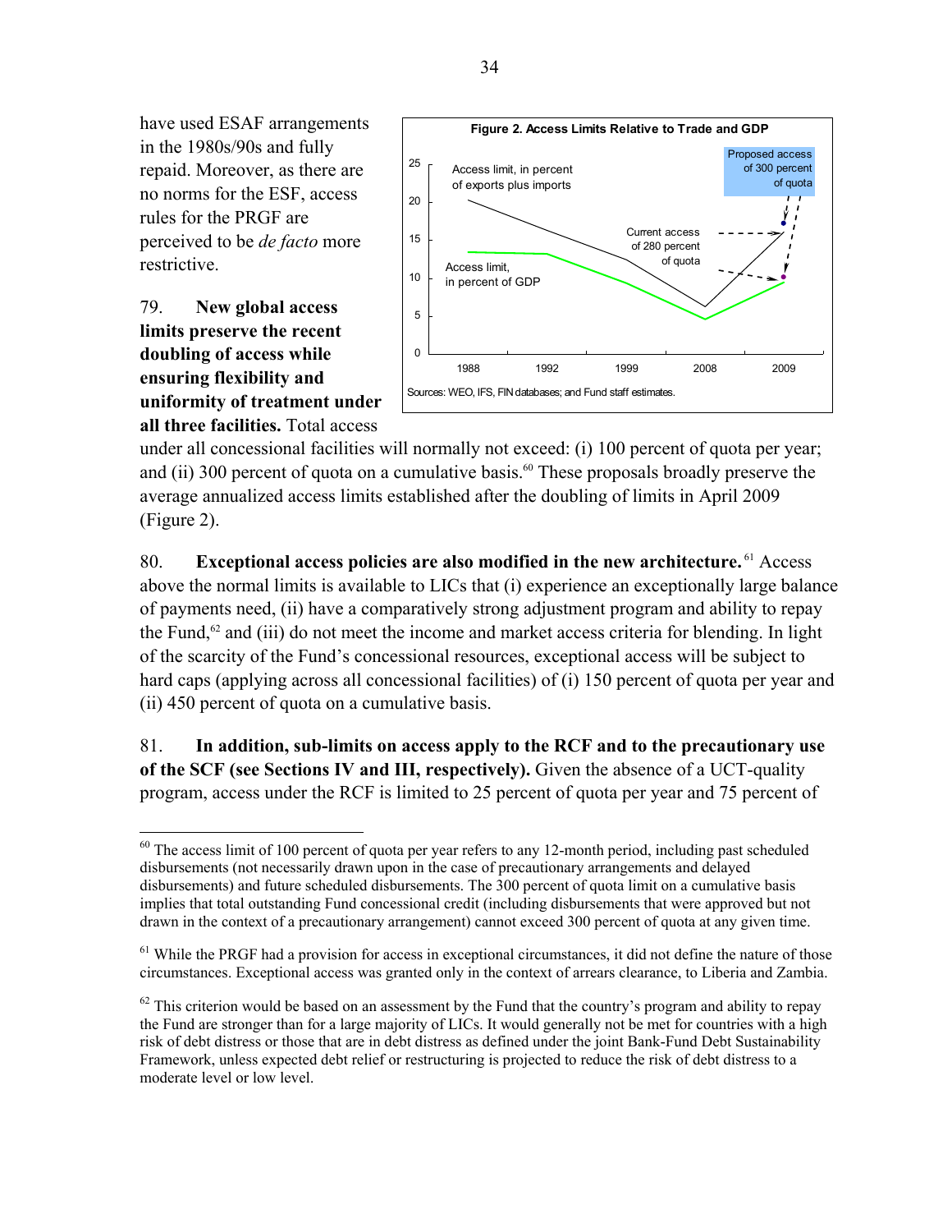have used ESAF arrangements in the 1980s/90s and fully repaid. Moreover, as there are no norms for the ESF, access rules for the PRGF are perceived to be *de facto* more restrictive.

**Figure 2. Access Limits Relative to Trade and GDP**

Sources: WEO, IFS, FIN databases; and Fund staff estimates.

79. **New global access limits preserve the recent doubling of access while ensuring flexibility and uniformity of treatment under all three facilities.** Total access under all concessional facilities will normally not exceed: (i) 100 percent of quota per year; and (ii) 300 percent of quota on a cumulative basis.[60] These proposals broadly preserve the average annualized access limits established after the doubling of limits in April 2009 (Figure 2).

80. **Exceptional access policies are also modified in the new architecture.**[61] Access above the normal limits is available to LICs that (i) experience an exceptionally large balance of payments need, (ii) have a comparatively strong adjustment program and ability to repay the Fund,[62] and (iii) do not meet the income and market access criteria for blending. In light of the scarcity of the Fund's concessional resources, exceptional access will be subject to hard caps (applying across all concessional facilities) of (i) 150 percent of quota per year and (ii) 450 percent of quota on a cumulative basis.

81. **In addition, sub-limits on access apply to the RCF and to the precautionary use of the SCF (see Sections IV and III, respectively).** Given the absence of a UCT-quality program, access under the RCF is limited to 25 percent of quota per year and 75 percent of

---

[60] The access limit of 100 percent of quota per year refers to any 12-month period, including past scheduled disbursements (not necessarily drawn upon in the case of precautionary arrangements and delayed disbursements) and future scheduled disbursements. The 300 percent of quota limit on a cumulative basis implies that total outstanding Fund concessional credit (including disbursements that were approved but not drawn in the context of a precautionary arrangement) cannot exceed 300 percent of quota at any given time.

[61] While the PRGF had a provision for access in exceptional circumstances, it did not define the nature of those circumstances. Exceptional access was granted only in the context of arrears clearance, to Liberia and Zambia.

[62] This criterion would be based on an assessment by the Fund that the country's program and ability to repay the Fund are stronger than for a large majority of LICs. It would generally not be met for countries with a high risk of debt distress or those that are in debt distress as defined under the joint Bank-Fund Debt Sustainability Framework, unless expected debt relief or restructuring is projected to reduce the risk of debt distress to a moderate level or low level.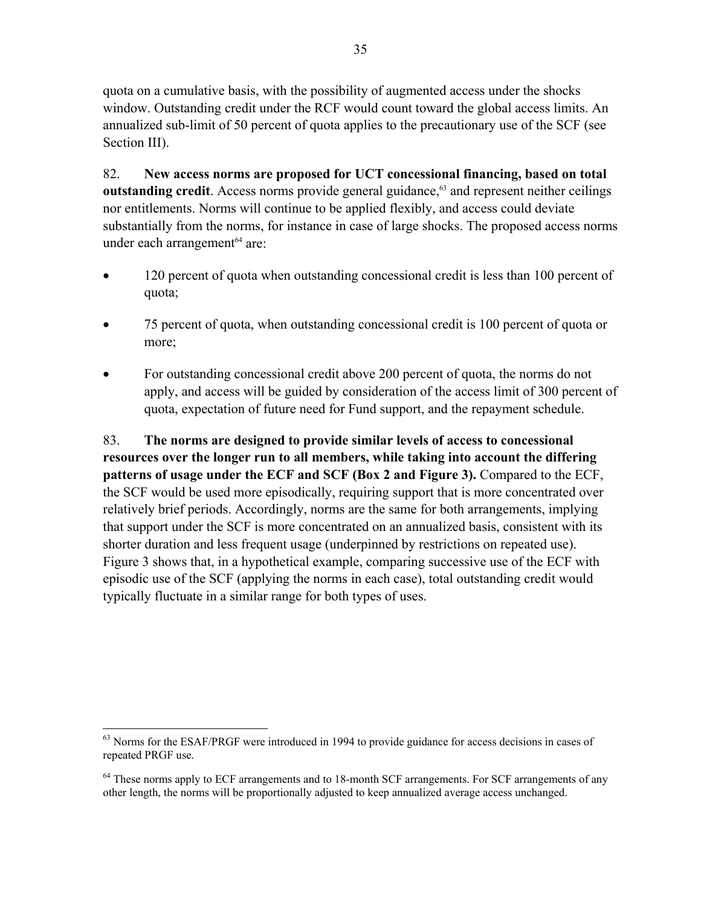quota on a cumulative basis, with the possibility of augmented access under the shocks window. Outstanding credit under the RCF would count toward the global access limits. An annualized sub-limit of 50 percent of quota applies to the precautionary use of the SCF (see Section III).

82. **New access norms are proposed for UCT concessional financing, based on total outstanding credit**. Access norms provide general guidance,[63] and represent neither ceilings nor entitlements. Norms will continue to be applied flexibly, and access could deviate substantially from the norms, for instance in case of large shocks. The proposed access norms under each arrangement[64] are:

- 120 percent of quota when outstanding concessional credit is less than 100 percent of quota;
- 75 percent of quota, when outstanding concessional credit is 100 percent of quota or more;
- For outstanding concessional credit above 200 percent of quota, the norms do not apply, and access will be guided by consideration of the access limit of 300 percent of quota, expectation of future need for Fund support, and the repayment schedule.

83. **The norms are designed to provide similar levels of access to concessional resources over the longer run to all members, while taking into account the differing patterns of usage under the ECF and SCF (Box 2 and Figure 3).** Compared to the ECF, the SCF would be used more episodically, requiring support that is more concentrated over relatively brief periods. Accordingly, norms are the same for both arrangements, implying that support under the SCF is more concentrated on an annualized basis, consistent with its shorter duration and less frequent usage (underpinned by restrictions on repeated use). Figure 3 shows that, in a hypothetical example, comparing successive use of the ECF with episodic use of the SCF (applying the norms in each case), total outstanding credit would typically fluctuate in a similar range for both types of uses.

---

[63] Norms for the ESAF/PRGF were introduced in 1994 to provide guidance for access decisions in cases of repeated PRGF use.

[64] These norms apply to ECF arrangements and to 18-month SCF arrangements. For SCF arrangements of any other length, the norms will be proportionally adjusted to keep annualized average access unchanged.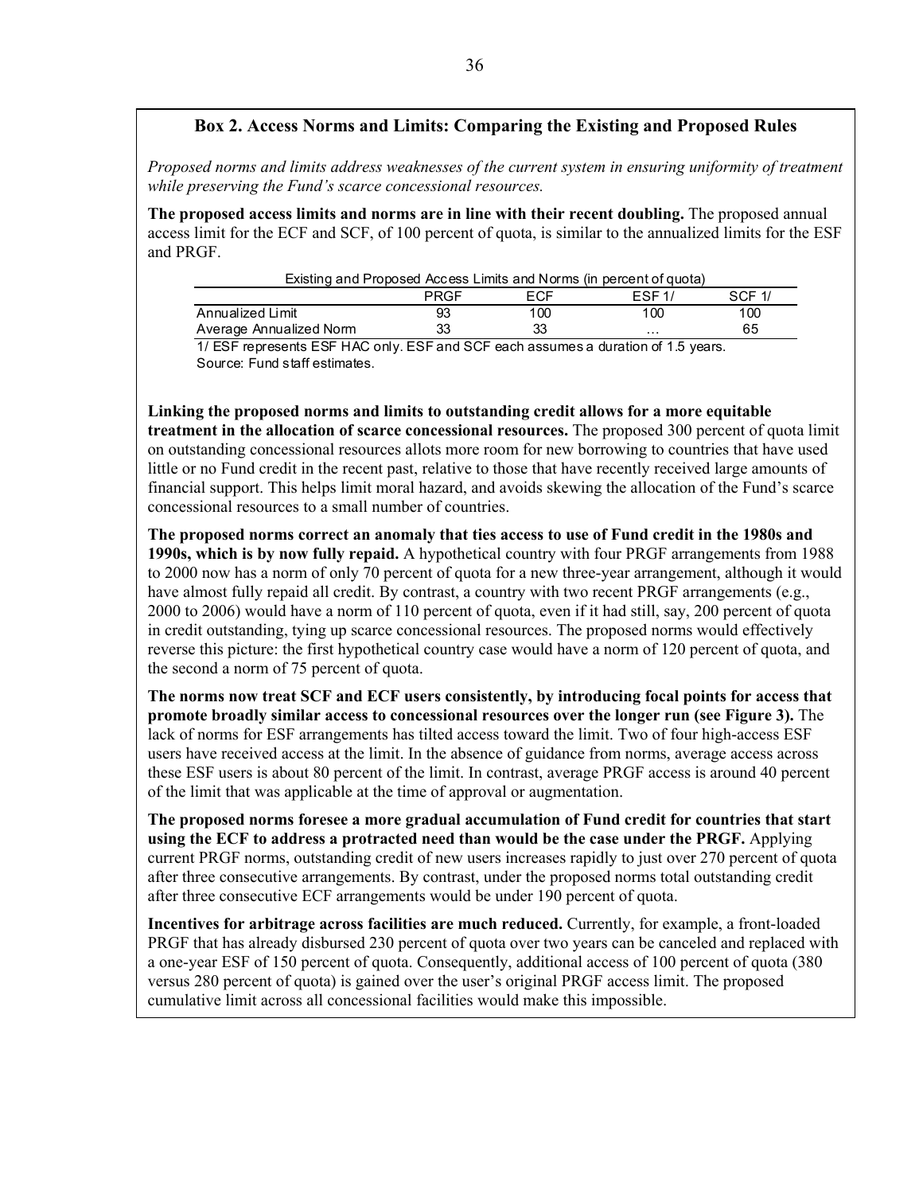## Box 2. Access Norms and Limits: Comparing the Existing and Proposed Rules

*Proposed norms and limits address weaknesses of the current system in ensuring uniformity of treatment while preserving the Fund's scarce concessional resources.*

**The proposed access limits and norms are in line with their recent doubling.** The proposed annual access limit for the ECF and SCF, of 100 percent of quota, is similar to the annualized limits for the ESF and PRGF.

Existing and Proposed Access Limits and Norms (in percent of quota)

| | PRGF | ECF | ESF 1/ | SCF 1/ |
|---|---|---|---|---|
| Annualized Limit | 93 | 100 | 100 | 100 |
| Average Annualized Norm | 33 | 33 | … | 65 |

1/ ESF represents ESF HAC only. ESF and SCF each assumes a duration of 1.5 years.
Source: Fund staff estimates.

**Linking the proposed norms and limits to outstanding credit allows for a more equitable treatment in the allocation of scarce concessional resources.** The proposed 300 percent of quota limit on outstanding concessional resources allots more room for new borrowing to countries that have used little or no Fund credit in the recent past, relative to those that have recently received large amounts of financial support. This helps limit moral hazard, and avoids skewing the allocation of the Fund's scarce concessional resources to a small number of countries.

**The proposed norms correct an anomaly that ties access to use of Fund credit in the 1980s and 1990s, which is by now fully repaid.** A hypothetical country with four PRGF arrangements from 1988 to 2000 now has a norm of only 70 percent of quota for a new three-year arrangement, although it would have almost fully repaid all credit. By contrast, a country with two recent PRGF arrangements (e.g., 2000 to 2006) would have a norm of 110 percent of quota, even if it had still, say, 200 percent of quota in credit outstanding, tying up scarce concessional resources. The proposed norms would effectively reverse this picture: the first hypothetical country case would have a norm of 120 percent of quota, and the second a norm of 75 percent of quota.

**The norms now treat SCF and ECF users consistently, by introducing focal points for access that promote broadly similar access to concessional resources over the longer run (see Figure 3).** The lack of norms for ESF arrangements has tilted access toward the limit. Two of four high-access ESF users have received access at the limit. In the absence of guidance from norms, average access across these ESF users is about 80 percent of the limit. In contrast, average PRGF access is around 40 percent of the limit that was applicable at the time of approval or augmentation.

**The proposed norms foresee a more gradual accumulation of Fund credit for countries that start using the ECF to address a protracted need than would be the case under the PRGF.** Applying current PRGF norms, outstanding credit of new users increases rapidly to just over 270 percent of quota after three consecutive arrangements. By contrast, under the proposed norms total outstanding credit after three consecutive ECF arrangements would be under 190 percent of quota.

**Incentives for arbitrage across facilities are much reduced.** Currently, for example, a front-loaded PRGF that has already disbursed 230 percent of quota over two years can be canceled and replaced with a one-year ESF of 150 percent of quota. Consequently, additional access of 100 percent of quota (380 versus 280 percent of quota) is gained over the user's original PRGF access limit. The proposed cumulative limit across all concessional facilities would make this impossible.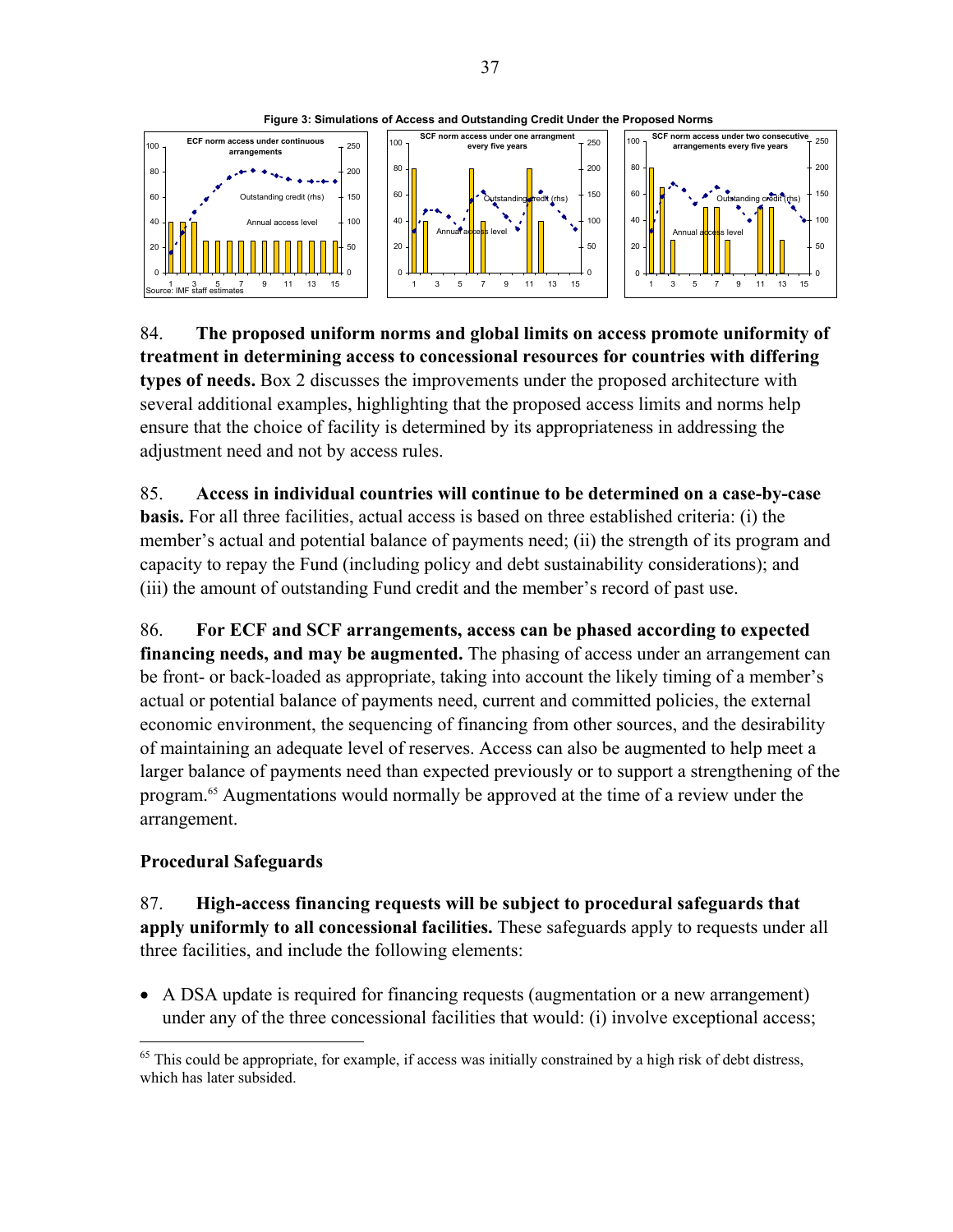**Figure 3: Simulations of Access and Outstanding Credit Under the Proposed Norms**

84. **The proposed uniform norms and global limits on access promote uniformity of treatment in determining access to concessional resources for countries with differing types of needs.** Box 2 discusses the improvements under the proposed architecture with several additional examples, highlighting that the proposed access limits and norms help ensure that the choice of facility is determined by its appropriateness in addressing the adjustment need and not by access rules.

85. **Access in individual countries will continue to be determined on a case-by-case basis.** For all three facilities, actual access is based on three established criteria: (i) the member's actual and potential balance of payments need; (ii) the strength of its program and capacity to repay the Fund (including policy and debt sustainability considerations); and (iii) the amount of outstanding Fund credit and the member's record of past use.

86. **For ECF and SCF arrangements, access can be phased according to expected financing needs, and may be augmented.** The phasing of access under an arrangement can be front- or back-loaded as appropriate, taking into account the likely timing of a member's actual or potential balance of payments need, current and committed policies, the external economic environment, the sequencing of financing from other sources, and the desirability of maintaining an adequate level of reserves. Access can also be augmented to help meet a larger balance of payments need than expected previously or to support a strengthening of the program.[65] Augmentations would normally be approved at the time of a review under the arrangement.

### Procedural Safeguards

87. **High-access financing requests will be subject to procedural safeguards that apply uniformly to all concessional facilities.** These safeguards apply to requests under all three facilities, and include the following elements:

- A DSA update is required for financing requests (augmentation or a new arrangement) under any of the three concessional facilities that would: (i) involve exceptional access;

[65] This could be appropriate, for example, if access was initially constrained by a high risk of debt distress, which has later subsided.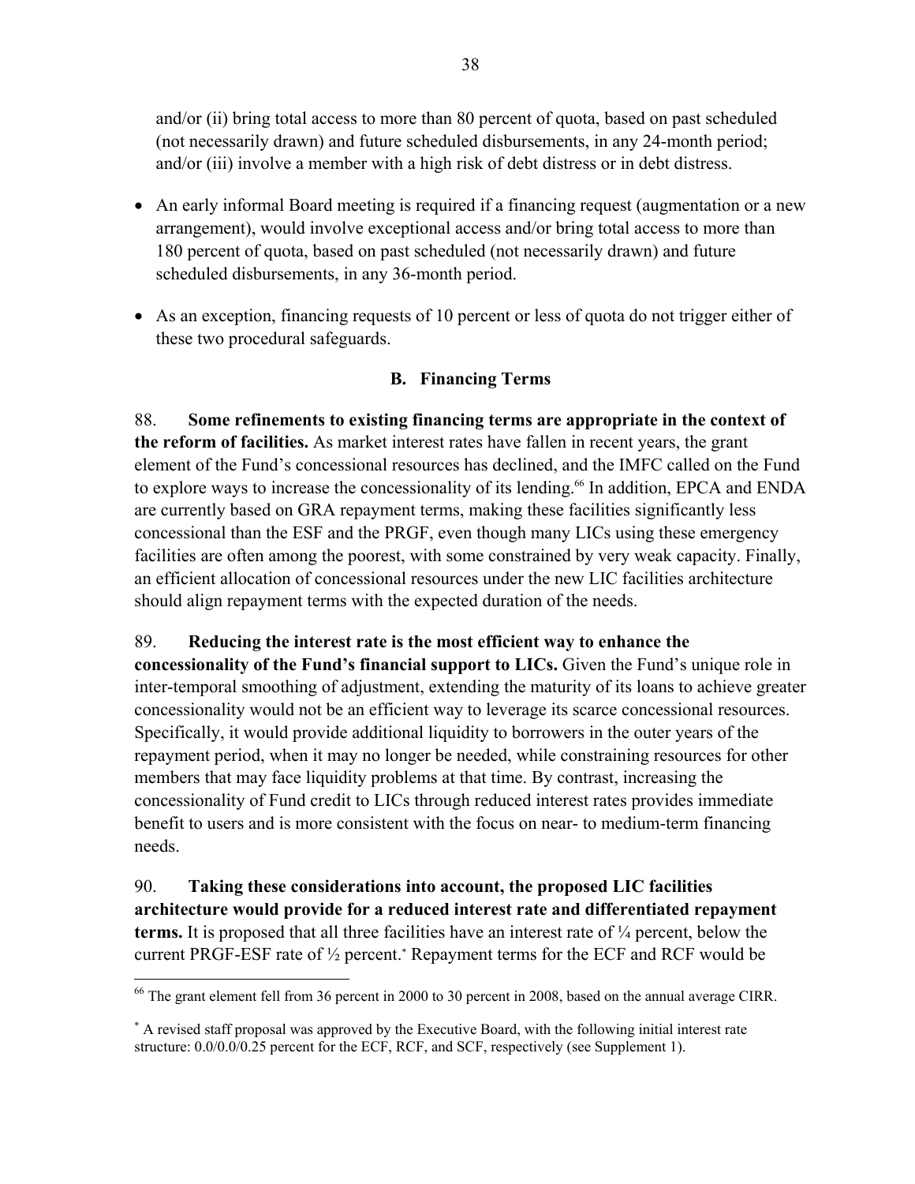and/or (ii) bring total access to more than 80 percent of quota, based on past scheduled (not necessarily drawn) and future scheduled disbursements, in any 24-month period; and/or (iii) involve a member with a high risk of debt distress or in debt distress.

- An early informal Board meeting is required if a financing request (augmentation or a new arrangement), would involve exceptional access and/or bring total access to more than 180 percent of quota, based on past scheduled (not necessarily drawn) and future scheduled disbursements, in any 36-month period.
- As an exception, financing requests of 10 percent or less of quota do not trigger either of these two procedural safeguards.

### B. Financing Terms

88. **Some refinements to existing financing terms are appropriate in the context of the reform of facilities.** As market interest rates have fallen in recent years, the grant element of the Fund's concessional resources has declined, and the IMFC called on the Fund to explore ways to increase the concessionality of its lending.[66] In addition, EPCA and ENDA are currently based on GRA repayment terms, making these facilities significantly less concessional than the ESF and the PRGF, even though many LICs using these emergency facilities are often among the poorest, with some constrained by very weak capacity. Finally, an efficient allocation of concessional resources under the new LIC facilities architecture should align repayment terms with the expected duration of the needs.

89. **Reducing the interest rate is the most efficient way to enhance the concessionality of the Fund's financial support to LICs.** Given the Fund's unique role in inter-temporal smoothing of adjustment, extending the maturity of its loans to achieve greater concessionality would not be an efficient way to leverage its scarce concessional resources. Specifically, it would provide additional liquidity to borrowers in the outer years of the repayment period, when it may no longer be needed, while constraining resources for other members that may face liquidity problems at that time. By contrast, increasing the concessionality of Fund credit to LICs through reduced interest rates provides immediate benefit to users and is more consistent with the focus on near- to medium-term financing needs.

90. **Taking these considerations into account, the proposed LIC facilities architecture would provide for a reduced interest rate and differentiated repayment terms.** It is proposed that all three facilities have an interest rate of ¼ percent, below the current PRGF-ESF rate of ½ percent.[*] Repayment terms for the ECF and RCF would be

---

[66] The grant element fell from 36 percent in 2000 to 30 percent in 2008, based on the annual average CIRR.

[*] A revised staff proposal was approved by the Executive Board, with the following initial interest rate structure: 0.0/0.0/0.25 percent for the ECF, RCF, and SCF, respectively (see Supplement 1).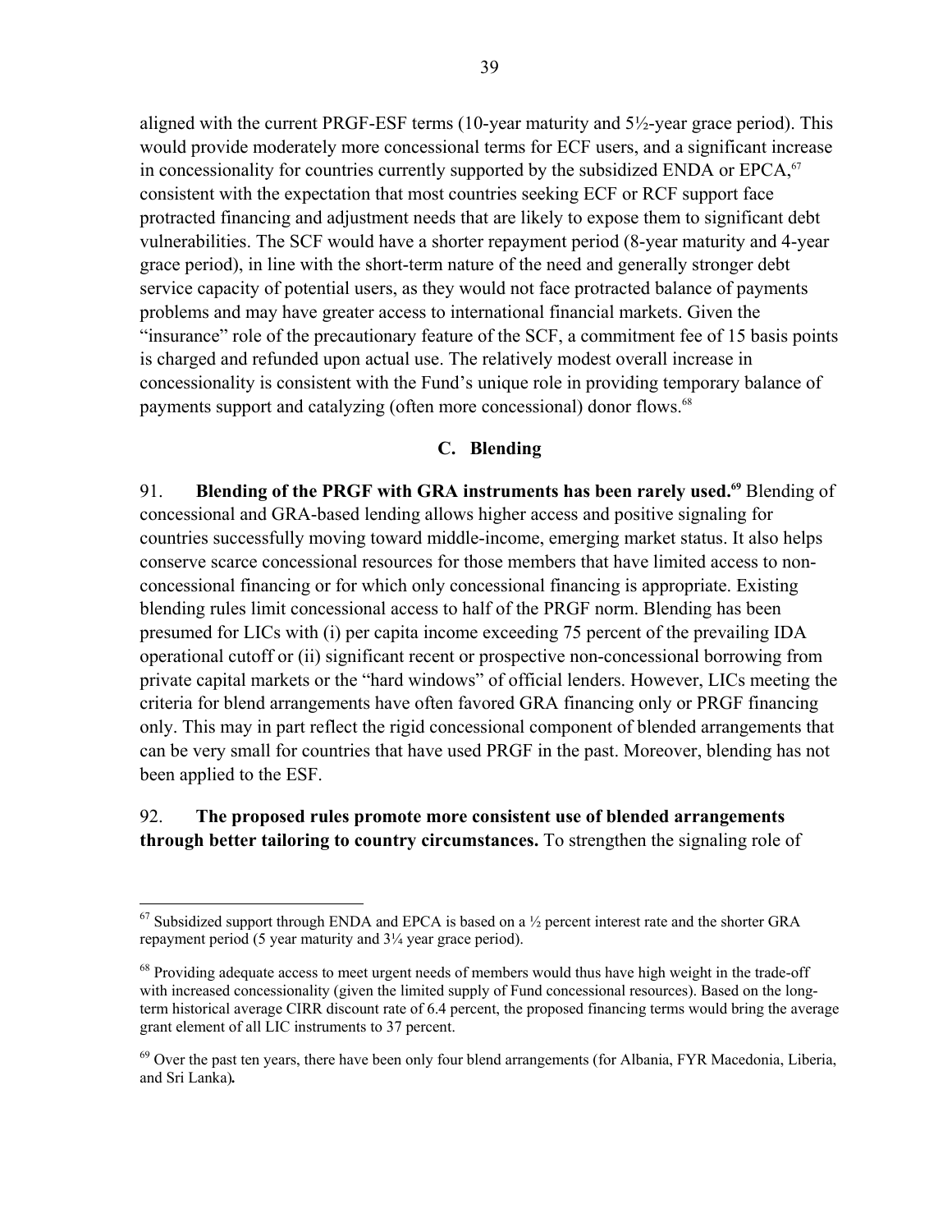aligned with the current PRGF-ESF terms (10-year maturity and 5½-year grace period). This would provide moderately more concessional terms for ECF users, and a significant increase in concessionality for countries currently supported by the subsidized ENDA or EPCA,[67] consistent with the expectation that most countries seeking ECF or RCF support face protracted financing and adjustment needs that are likely to expose them to significant debt vulnerabilities. The SCF would have a shorter repayment period (8-year maturity and 4-year grace period), in line with the short-term nature of the need and generally stronger debt service capacity of potential users, as they would not face protracted balance of payments problems and may have greater access to international financial markets. Given the "insurance" role of the precautionary feature of the SCF, a commitment fee of 15 basis points is charged and refunded upon actual use. The relatively modest overall increase in concessionality is consistent with the Fund's unique role in providing temporary balance of payments support and catalyzing (often more concessional) donor flows.[68]

### C. Blending

91. **Blending of the PRGF with GRA instruments has been rarely used.[69]** Blending of concessional and GRA-based lending allows higher access and positive signaling for countries successfully moving toward middle-income, emerging market status. It also helps conserve scarce concessional resources for those members that have limited access to non-concessional financing or for which only concessional financing is appropriate. Existing blending rules limit concessional access to half of the PRGF norm. Blending has been presumed for LICs with (i) per capita income exceeding 75 percent of the prevailing IDA operational cutoff or (ii) significant recent or prospective non-concessional borrowing from private capital markets or the "hard windows" of official lenders. However, LICs meeting the criteria for blend arrangements have often favored GRA financing only or PRGF financing only. This may in part reflect the rigid concessional component of blended arrangements that can be very small for countries that have used PRGF in the past. Moreover, blending has not been applied to the ESF.

92. **The proposed rules promote more consistent use of blended arrangements through better tailoring to country circumstances.** To strengthen the signaling role of

---

[67] Subsidized support through ENDA and EPCA is based on a ½ percent interest rate and the shorter GRA repayment period (5 year maturity and 3¼ year grace period).

[68] Providing adequate access to meet urgent needs of members would thus have high weight in the trade-off with increased concessionality (given the limited supply of Fund concessional resources). Based on the long-term historical average CIRR discount rate of 6.4 percent, the proposed financing terms would bring the average grant element of all LIC instruments to 37 percent.

[69] Over the past ten years, there have been only four blend arrangements (for Albania, FYR Macedonia, Liberia, and Sri Lanka)**.**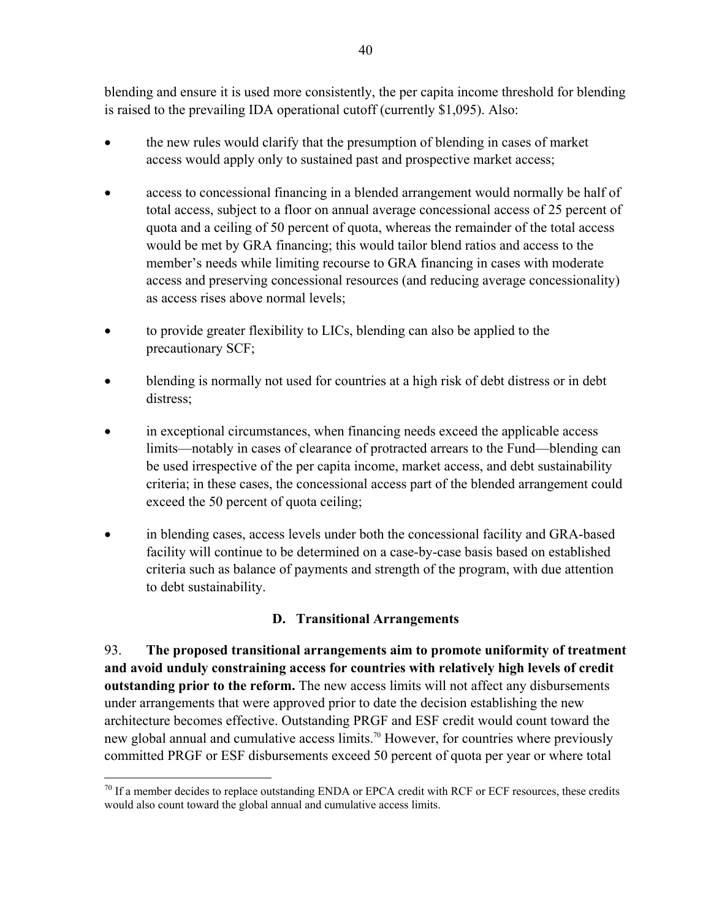blending and ensure it is used more consistently, the per capita income threshold for blending is raised to the prevailing IDA operational cutoff (currently $1,095). Also:

- the new rules would clarify that the presumption of blending in cases of market access would apply only to sustained past and prospective market access;
- access to concessional financing in a blended arrangement would normally be half of total access, subject to a floor on annual average concessional access of 25 percent of quota and a ceiling of 50 percent of quota, whereas the remainder of the total access would be met by GRA financing; this would tailor blend ratios and access to the member's needs while limiting recourse to GRA financing in cases with moderate access and preserving concessional resources (and reducing average concessionality) as access rises above normal levels;
- to provide greater flexibility to LICs, blending can also be applied to the precautionary SCF;
- blending is normally not used for countries at a high risk of debt distress or in debt distress;
- in exceptional circumstances, when financing needs exceed the applicable access limits—notably in cases of clearance of protracted arrears to the Fund—blending can be used irrespective of the per capita income, market access, and debt sustainability criteria; in these cases, the concessional access part of the blended arrangement could exceed the 50 percent of quota ceiling;
- in blending cases, access levels under both the concessional facility and GRA-based facility will continue to be determined on a case-by-case basis based on established criteria such as balance of payments and strength of the program, with due attention to debt sustainability.

## D. Transitional Arrangements

93. **The proposed transitional arrangements aim to promote uniformity of treatment and avoid unduly constraining access for countries with relatively high levels of credit outstanding prior to the reform.** The new access limits will not affect any disbursements under arrangements that were approved prior to date the decision establishing the new architecture becomes effective. Outstanding PRGF and ESF credit would count toward the new global annual and cumulative access limits.[70] However, for countries where previously committed PRGF or ESF disbursements exceed 50 percent of quota per year or where total

[70] If a member decides to replace outstanding ENDA or EPCA credit with RCF or ECF resources, these credits would also count toward the global annual and cumulative access limits.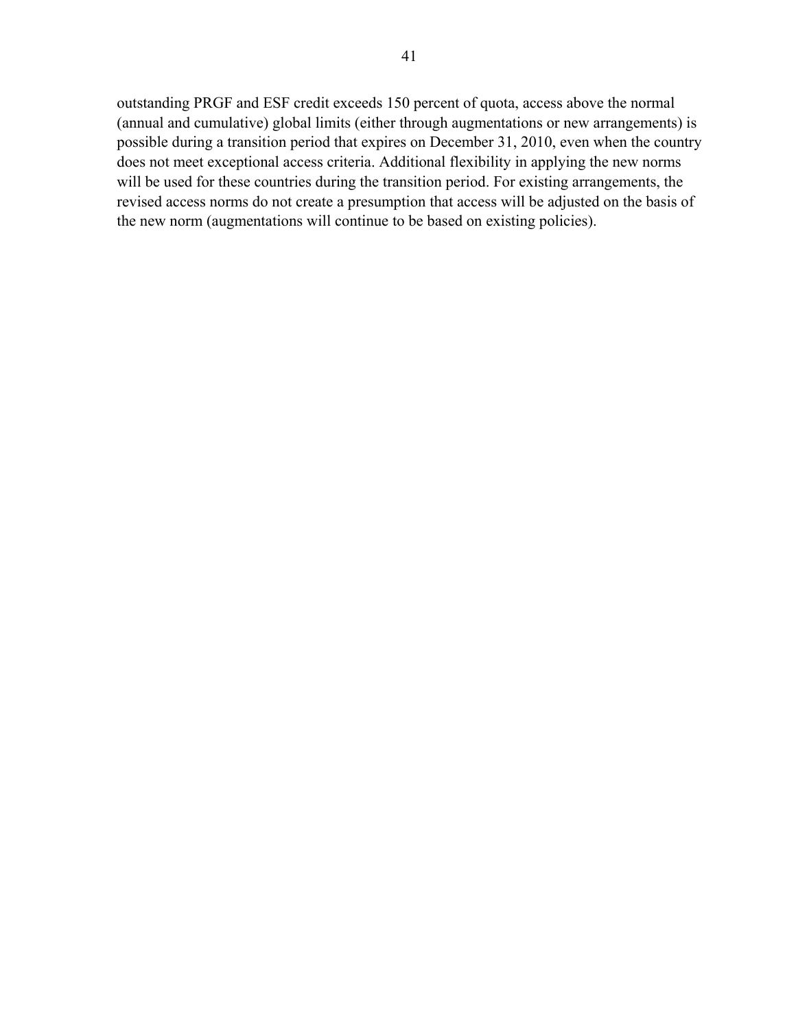outstanding PRGF and ESF credit exceeds 150 percent of quota, access above the normal (annual and cumulative) global limits (either through augmentations or new arrangements) is possible during a transition period that expires on December 31, 2010, even when the country does not meet exceptional access criteria. Additional flexibility in applying the new norms will be used for these countries during the transition period. For existing arrangements, the revised access norms do not create a presumption that access will be adjusted on the basis of the new norm (augmentations will continue to be based on existing policies).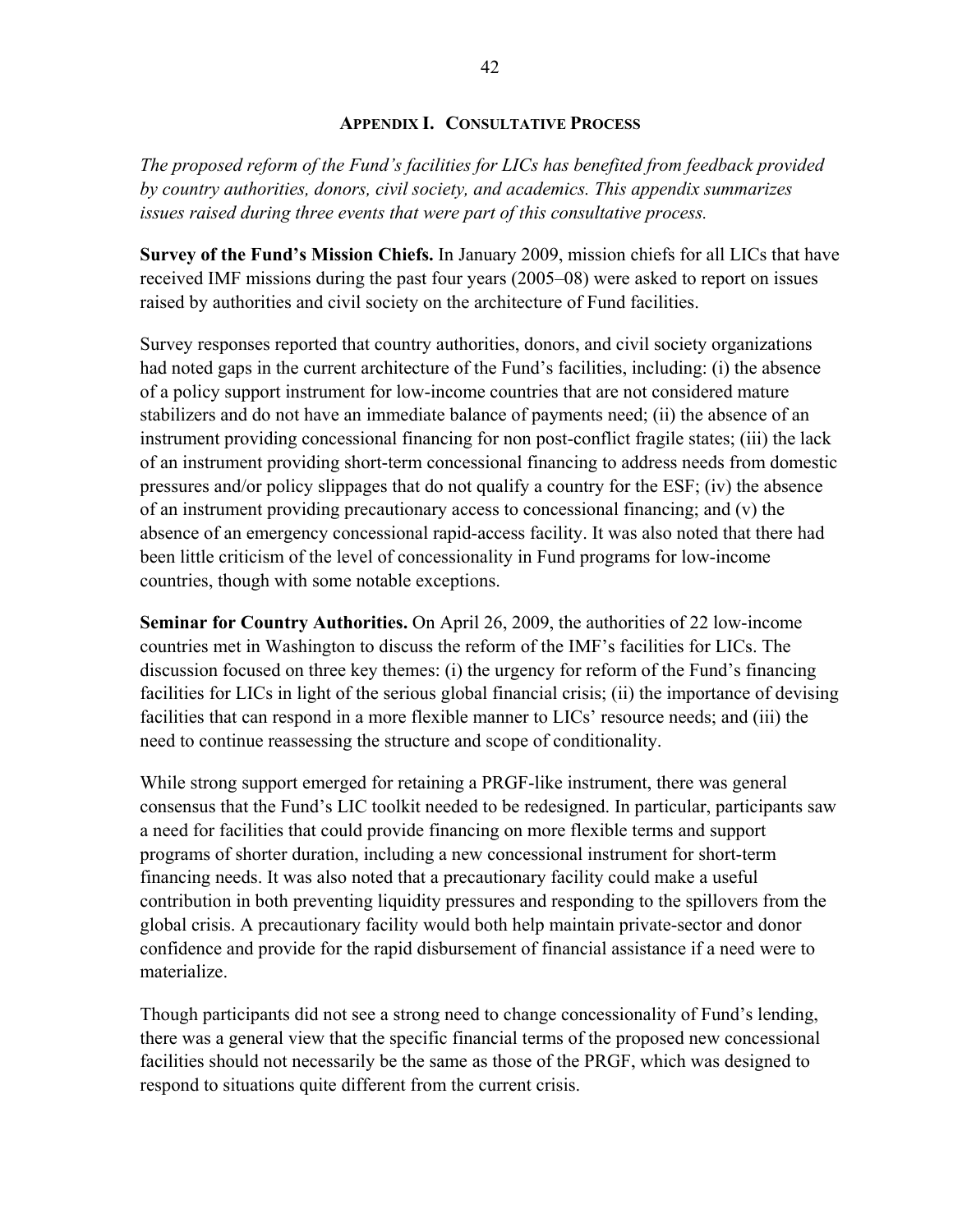## Appendix I. Consultative Process

*The proposed reform of the Fund's facilities for LICs has benefited from feedback provided by country authorities, donors, civil society, and academics. This appendix summarizes issues raised during three events that were part of this consultative process.*

**Survey of the Fund's Mission Chiefs.** In January 2009, mission chiefs for all LICs that have received IMF missions during the past four years (2005–08) were asked to report on issues raised by authorities and civil society on the architecture of Fund facilities.

Survey responses reported that country authorities, donors, and civil society organizations had noted gaps in the current architecture of the Fund's facilities, including: (i) the absence of a policy support instrument for low-income countries that are not considered mature stabilizers and do not have an immediate balance of payments need; (ii) the absence of an instrument providing concessional financing for non post-conflict fragile states; (iii) the lack of an instrument providing short-term concessional financing to address needs from domestic pressures and/or policy slippages that do not qualify a country for the ESF; (iv) the absence of an instrument providing precautionary access to concessional financing; and (v) the absence of an emergency concessional rapid-access facility. It was also noted that there had been little criticism of the level of concessionality in Fund programs for low-income countries, though with some notable exceptions.

**Seminar for Country Authorities.** On April 26, 2009, the authorities of 22 low-income countries met in Washington to discuss the reform of the IMF's facilities for LICs. The discussion focused on three key themes: (i) the urgency for reform of the Fund's financing facilities for LICs in light of the serious global financial crisis; (ii) the importance of devising facilities that can respond in a more flexible manner to LICs' resource needs; and (iii) the need to continue reassessing the structure and scope of conditionality.

While strong support emerged for retaining a PRGF-like instrument, there was general consensus that the Fund's LIC toolkit needed to be redesigned. In particular, participants saw a need for facilities that could provide financing on more flexible terms and support programs of shorter duration, including a new concessional instrument for short-term financing needs. It was also noted that a precautionary facility could make a useful contribution in both preventing liquidity pressures and responding to the spillovers from the global crisis. A precautionary facility would both help maintain private-sector and donor confidence and provide for the rapid disbursement of financial assistance if a need were to materialize.

Though participants did not see a strong need to change concessionality of Fund's lending, there was a general view that the specific financial terms of the proposed new concessional facilities should not necessarily be the same as those of the PRGF, which was designed to respond to situations quite different from the current crisis.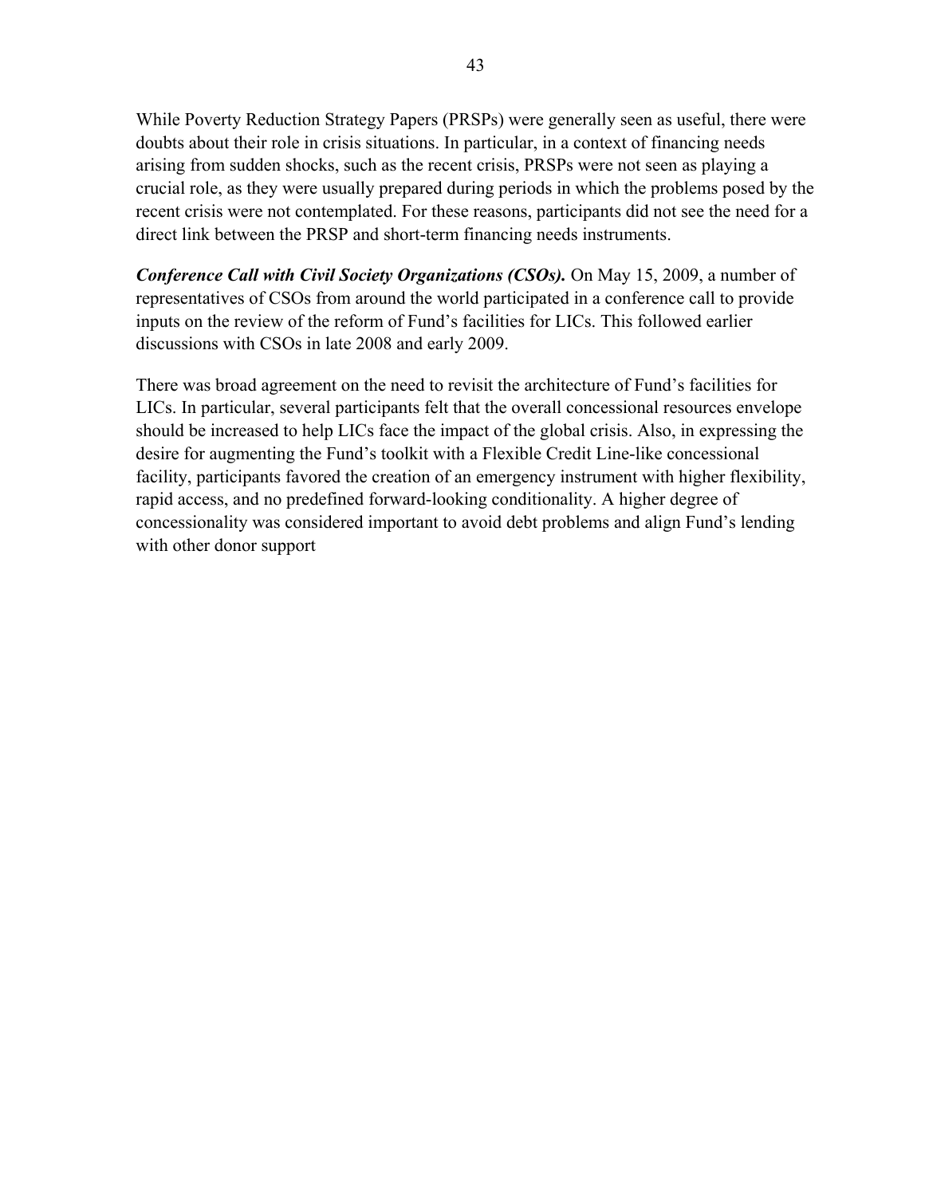While Poverty Reduction Strategy Papers (PRSPs) were generally seen as useful, there were doubts about their role in crisis situations. In particular, in a context of financing needs arising from sudden shocks, such as the recent crisis, PRSPs were not seen as playing a crucial role, as they were usually prepared during periods in which the problems posed by the recent crisis were not contemplated. For these reasons, participants did not see the need for a direct link between the PRSP and short-term financing needs instruments.

***Conference Call with Civil Society Organizations (CSOs).*** On May 15, 2009, a number of representatives of CSOs from around the world participated in a conference call to provide inputs on the review of the reform of Fund's facilities for LICs. This followed earlier discussions with CSOs in late 2008 and early 2009.

There was broad agreement on the need to revisit the architecture of Fund's facilities for LICs. In particular, several participants felt that the overall concessional resources envelope should be increased to help LICs face the impact of the global crisis. Also, in expressing the desire for augmenting the Fund's toolkit with a Flexible Credit Line-like concessional facility, participants favored the creation of an emergency instrument with higher flexibility, rapid access, and no predefined forward-looking conditionality. A higher degree of concessionality was considered important to avoid debt problems and align Fund's lending with other donor support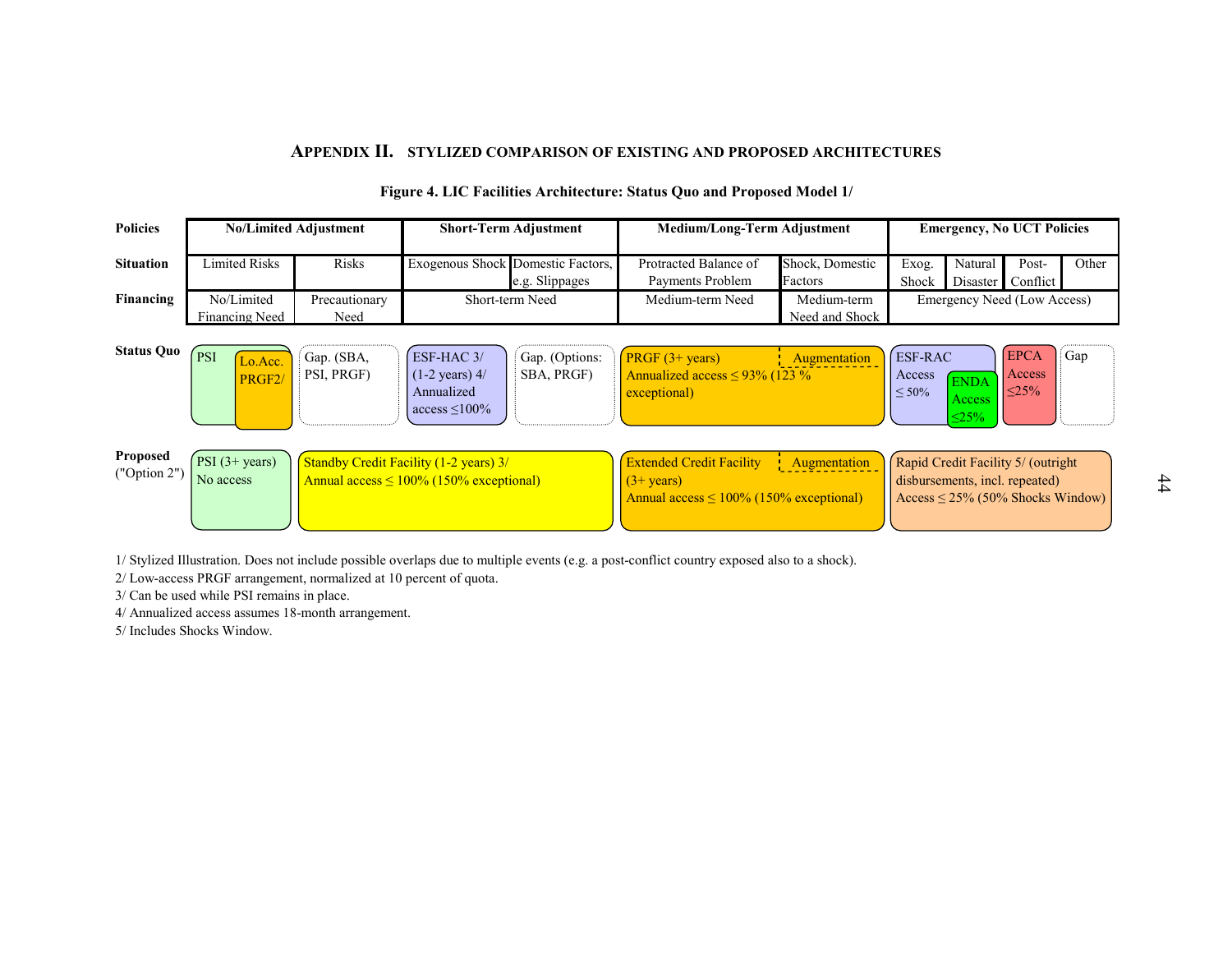## APPENDIX II. STYLIZED COMPARISON OF EXISTING AND PROPOSED ARCHITECTURES

**Figure 4. LIC Facilities Architecture: Status Quo and Proposed Model 1/**

Policies: No/Limited Adjustment | Short-Term Adjustment | Medium/Long-Term Adjustment | Emergency, No UCT Policies

Situation: Limited Risks | Risks | Exogenous Shock | Domestic Factors, e.g. Slippages | Protracted Balance of Payments Problem | Shock, Domestic Factors | Exog. Shock | Natural Disaster | Post-Conflict | Other

Financing: No/Limited Financing Need | Precautionary Need | Short-term Need | Medium-term Need | Medium-term Need and Shock | Emergency Need (Low Access)

Status Quo

PSI

Lo.Acc. PRGF2/

Gap. (SBA, PSI, PRGF)

ESF-HAC 3/ (1-2 years) 4/ Annualized access ≤100%

Gap. (Options: SBA, PRGF)

PRGF (3+ years) Annualized access ≤ 93% (123 % exceptional)

Augmentation

ESF-RAC Access ≤ 50%

ENDA Access ≤25%

EPCA Access ≤25%

Gap

Proposed ("Option 2")

PSI (3+ years) No access

Standby Credit Facility (1-2 years) 3/ Annual access ≤ 100% (150% exceptional)

Extended Credit Facility (3+ years) Annual access ≤ 100% (150% exceptional)

Augmentation

Rapid Credit Facility 5/ (outright disbursements, incl. repeated) Access ≤ 25% (50% Shocks Window)

1/ Stylized Illustration. Does not include possible overlaps due to multiple events (e.g. a post-conflict country exposed also to a shock).
2/ Low-access PRGF arrangement, normalized at 10 percent of quota.
3/ Can be used while PSI remains in place.
4/ Annualized access assumes 18-month arrangement.
5/ Includes Shocks Window.